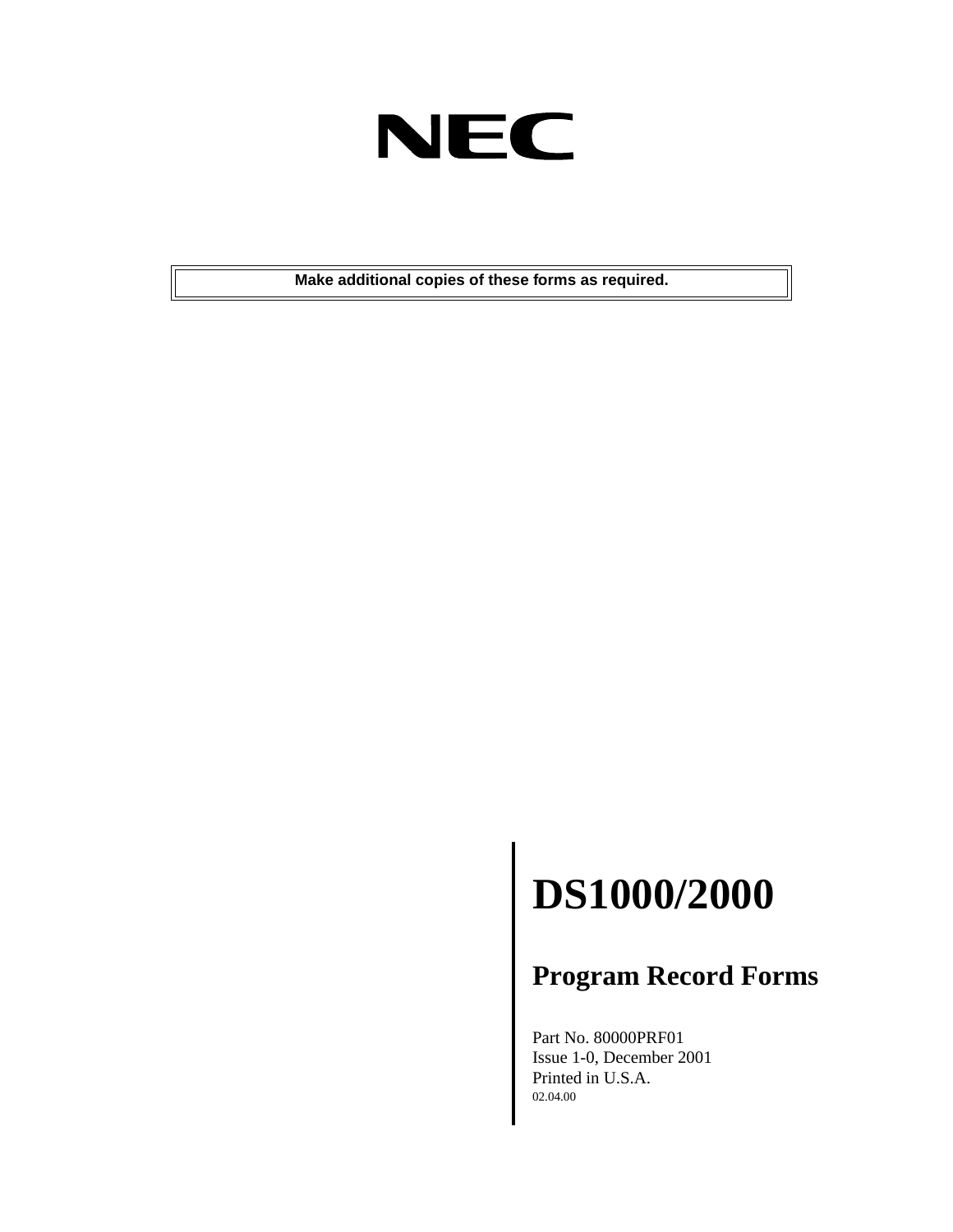NEC

**Make additional copies of these forms as required.**

# DS1000/2000

## Program Record Forms

Part No. 80000PRF01
Issue 1-0, December 2001
Printed in U.S.A.
02.04.00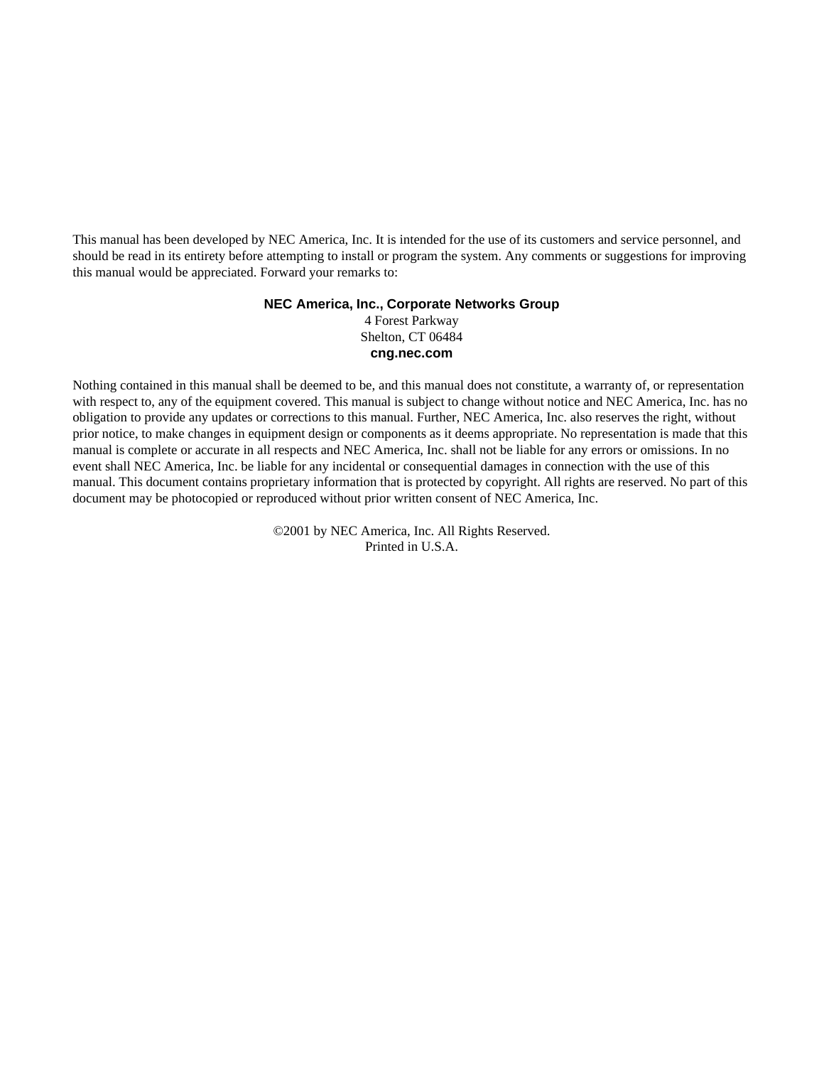This manual has been developed by NEC America, Inc. It is intended for the use of its customers and service personnel, and should be read in its entirety before attempting to install or program the system. Any comments or suggestions for improving this manual would be appreciated. Forward your remarks to:

**NEC America, Inc., Corporate Networks Group**
4 Forest Parkway
Shelton, CT 06484
**cng.nec.com**

Nothing contained in this manual shall be deemed to be, and this manual does not constitute, a warranty of, or representation with respect to, any of the equipment covered. This manual is subject to change without notice and NEC America, Inc. has no obligation to provide any updates or corrections to this manual. Further, NEC America, Inc. also reserves the right, without prior notice, to make changes in equipment design or components as it deems appropriate. No representation is made that this manual is complete or accurate in all respects and NEC America, Inc. shall not be liable for any errors or omissions. In no event shall NEC America, Inc. be liable for any incidental or consequential damages in connection with the use of this manual. This document contains proprietary information that is protected by copyright. All rights are reserved. No part of this document may be photocopied or reproduced without prior written consent of NEC America, Inc.

©2001 by NEC America, Inc. All Rights Reserved.
Printed in U.S.A.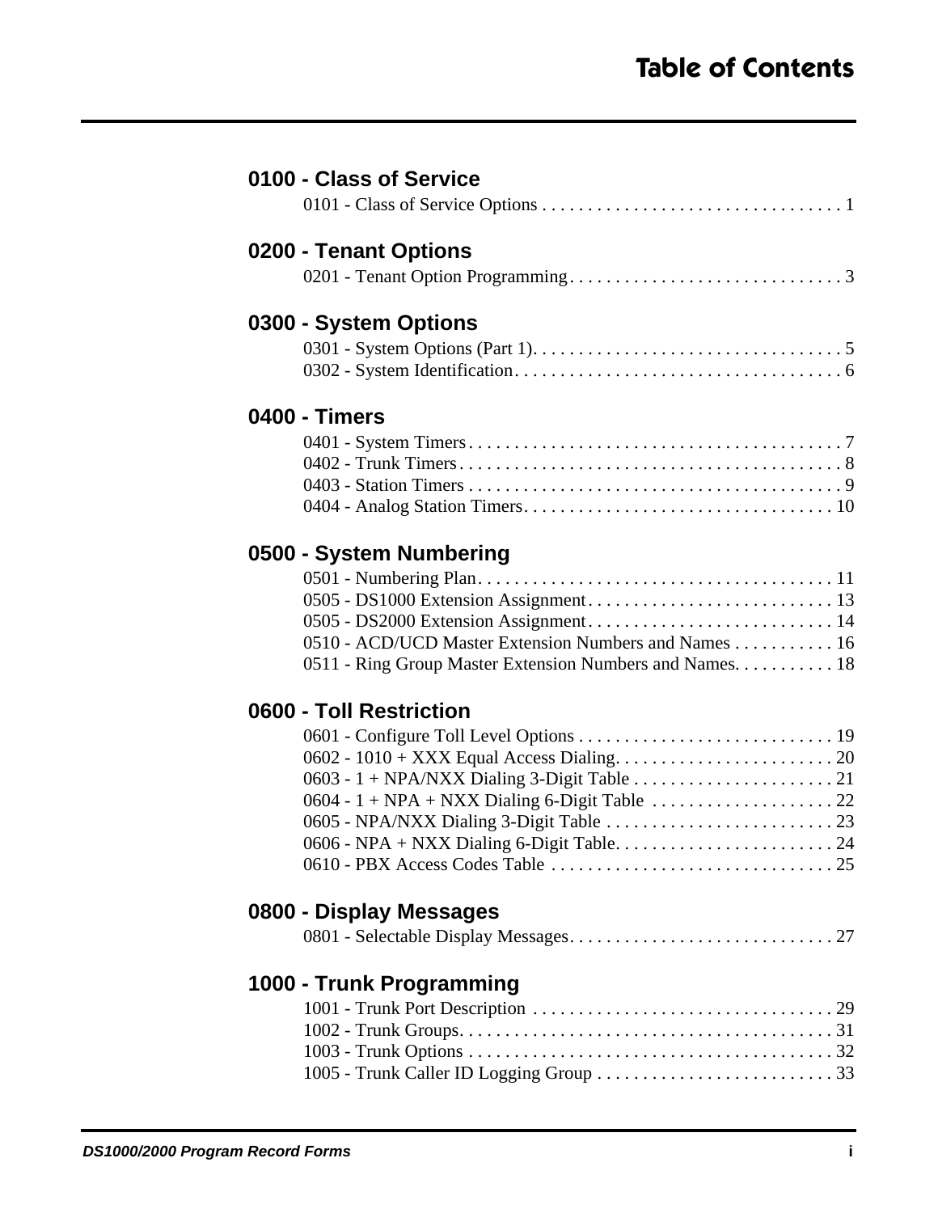# Table of Contents

## 0100 - Class of Service

0101 - Class of Service Options . . . . . . . . . . . . . . . . . . . . . . . . . . . . . . . . . 1

## 0200 - Tenant Options

0201 - Tenant Option Programming . . . . . . . . . . . . . . . . . . . . . . . . . . . . . . 3

## 0300 - System Options

0301 - System Options (Part 1). . . . . . . . . . . . . . . . . . . . . . . . . . . . . . . . . . 5
0302 - System Identification. . . . . . . . . . . . . . . . . . . . . . . . . . . . . . . . . . . . 6

## 0400 - Timers

0401 - System Timers . . . . . . . . . . . . . . . . . . . . . . . . . . . . . . . . . . . . . . . . . 7
0402 - Trunk Timers . . . . . . . . . . . . . . . . . . . . . . . . . . . . . . . . . . . . . . . . . . 8
0403 - Station Timers . . . . . . . . . . . . . . . . . . . . . . . . . . . . . . . . . . . . . . . . . 9
0404 - Analog Station Timers. . . . . . . . . . . . . . . . . . . . . . . . . . . . . . . . . . . 10

## 0500 - System Numbering

0501 - Numbering Plan. . . . . . . . . . . . . . . . . . . . . . . . . . . . . . . . . . . . . . . 11
0505 - DS1000 Extension Assignment . . . . . . . . . . . . . . . . . . . . . . . . . . . 13
0505 - DS2000 Extension Assignment . . . . . . . . . . . . . . . . . . . . . . . . . . . 14
0510 - ACD/UCD Master Extension Numbers and Names . . . . . . . . . . . 16
0511 - Ring Group Master Extension Numbers and Names. . . . . . . . . . . 18

## 0600 - Toll Restriction

0601 - Configure Toll Level Options . . . . . . . . . . . . . . . . . . . . . . . . . . . . 19
0602 - 1010 + XXX Equal Access Dialing. . . . . . . . . . . . . . . . . . . . . . . . 20
0603 - 1 + NPA/NXX Dialing 3-Digit Table . . . . . . . . . . . . . . . . . . . . . . 21
0604 - 1 + NPA + NXX Dialing 6-Digit Table . . . . . . . . . . . . . . . . . . . . . 22
0605 - NPA/NXX Dialing 3-Digit Table . . . . . . . . . . . . . . . . . . . . . . . . . 23
0606 - NPA + NXX Dialing 6-Digit Table. . . . . . . . . . . . . . . . . . . . . . . . 24
0610 - PBX Access Codes Table . . . . . . . . . . . . . . . . . . . . . . . . . . . . . . . 25

## 0800 - Display Messages

0801 - Selectable Display Messages. . . . . . . . . . . . . . . . . . . . . . . . . . . . . 27

## 1000 - Trunk Programming

1001 - Trunk Port Description . . . . . . . . . . . . . . . . . . . . . . . . . . . . . . . . . 29
1002 - Trunk Groups. . . . . . . . . . . . . . . . . . . . . . . . . . . . . . . . . . . . . . . . . 31
1003 - Trunk Options . . . . . . . . . . . . . . . . . . . . . . . . . . . . . . . . . . . . . . . . 32
1005 - Trunk Caller ID Logging Group . . . . . . . . . . . . . . . . . . . . . . . . . . 33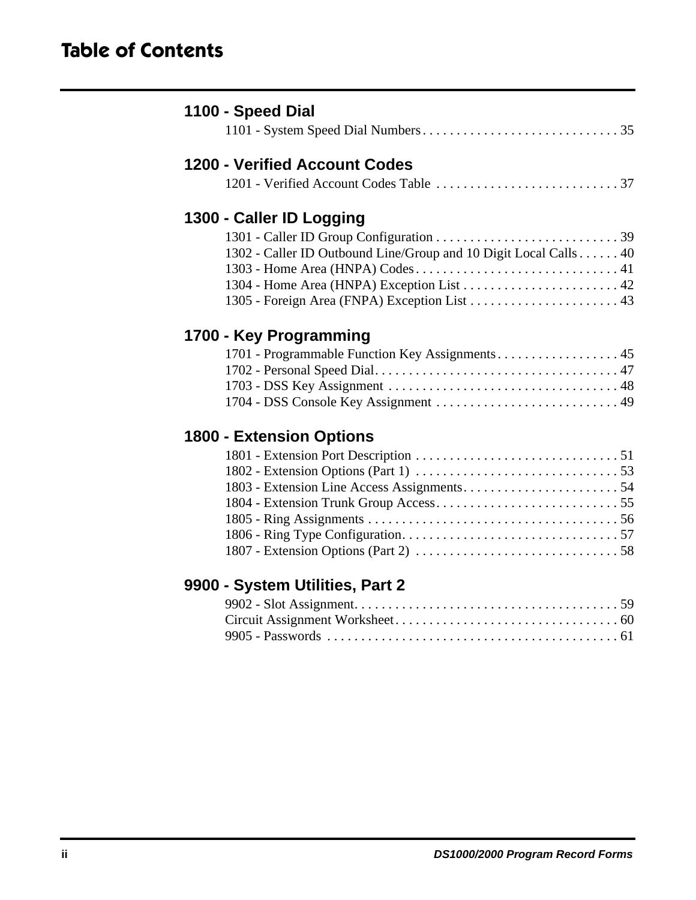# Table of Contents

## 1100 - Speed Dial

1101 - System Speed Dial Numbers . . . . . . . . . . . . . . . . . . . . . . . . . . . . . 35

## 1200 - Verified Account Codes

1201 - Verified Account Codes Table . . . . . . . . . . . . . . . . . . . . . . . . . . . 37

## 1300 - Caller ID Logging

1301 - Caller ID Group Configuration . . . . . . . . . . . . . . . . . . . . . . . . . . . 39
1302 - Caller ID Outbound Line/Group and 10 Digit Local Calls . . . . . . 40
1303 - Home Area (HNPA) Codes . . . . . . . . . . . . . . . . . . . . . . . . . . . . . . 41
1304 - Home Area (HNPA) Exception List . . . . . . . . . . . . . . . . . . . . . . . 42
1305 - Foreign Area (FNPA) Exception List . . . . . . . . . . . . . . . . . . . . . . 43

## 1700 - Key Programming

1701 - Programmable Function Key Assignments . . . . . . . . . . . . . . . . . . 45
1702 - Personal Speed Dial . . . . . . . . . . . . . . . . . . . . . . . . . . . . . . . . . . . 47
1703 - DSS Key Assignment . . . . . . . . . . . . . . . . . . . . . . . . . . . . . . . . . 48
1704 - DSS Console Key Assignment . . . . . . . . . . . . . . . . . . . . . . . . . . . 49

## 1800 - Extension Options

1801 - Extension Port Description . . . . . . . . . . . . . . . . . . . . . . . . . . . . . 51
1802 - Extension Options (Part 1) . . . . . . . . . . . . . . . . . . . . . . . . . . . . . 53
1803 - Extension Line Access Assignments . . . . . . . . . . . . . . . . . . . . . . . 54
1804 - Extension Trunk Group Access . . . . . . . . . . . . . . . . . . . . . . . . . . . 55
1805 - Ring Assignments . . . . . . . . . . . . . . . . . . . . . . . . . . . . . . . . . . . . . 56
1806 - Ring Type Configuration . . . . . . . . . . . . . . . . . . . . . . . . . . . . . . . . 57
1807 - Extension Options (Part 2) . . . . . . . . . . . . . . . . . . . . . . . . . . . . . 58

## 9900 - System Utilities, Part 2

9902 - Slot Assignment . . . . . . . . . . . . . . . . . . . . . . . . . . . . . . . . . . . . . . . 59
Circuit Assignment Worksheet . . . . . . . . . . . . . . . . . . . . . . . . . . . . . . . . . 60
9905 - Passwords . . . . . . . . . . . . . . . . . . . . . . . . . . . . . . . . . . . . . . . . . . . 61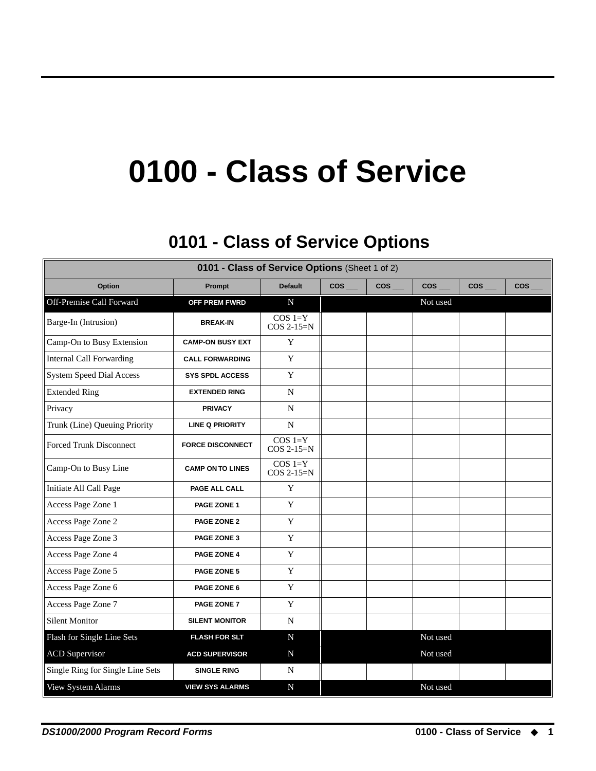# 0100 - Class of Service

## 0101 - Class of Service Options

| **0101 - Class of Service Options** (Sheet 1 of 2) | | | | | | | |
|---|---|---|---|---|---|---|---|
| **Option** | **Prompt** | **Default** | **COS ___** | **COS ___** | **COS ___** | **COS ___** | **COS ___** |
| Off-Premise Call Forward | OFF PREM FWRD | N | | | Not used | | |
| Barge-In (Intrusion) | BREAK-IN | COS 1=Y COS 2-15=N | | | | | |
| Camp-On to Busy Extension | CAMP-ON BUSY EXT | Y | | | | | |
| Internal Call Forwarding | CALL FORWARDING | Y | | | | | |
| System Speed Dial Access | SYS SPDL ACCESS | Y | | | | | |
| Extended Ring | EXTENDED RING | N | | | | | |
| Privacy | PRIVACY | N | | | | | |
| Trunk (Line) Queuing Priority | LINE Q PRIORITY | N | | | | | |
| Forced Trunk Disconnect | FORCE DISCONNECT | COS 1=Y COS 2-15=N | | | | | |
| Camp-On to Busy Line | CAMP ON TO LINES | COS 1=Y COS 2-15=N | | | | | |
| Initiate All Call Page | PAGE ALL CALL | Y | | | | | |
| Access Page Zone 1 | PAGE ZONE 1 | Y | | | | | |
| Access Page Zone 2 | PAGE ZONE 2 | Y | | | | | |
| Access Page Zone 3 | PAGE ZONE 3 | Y | | | | | |
| Access Page Zone 4 | PAGE ZONE 4 | Y | | | | | |
| Access Page Zone 5 | PAGE ZONE 5 | Y | | | | | |
| Access Page Zone 6 | PAGE ZONE 6 | Y | | | | | |
| Access Page Zone 7 | PAGE ZONE 7 | Y | | | | | |
| Silent Monitor | SILENT MONITOR | N | | | | | |
| Flash for Single Line Sets | FLASH FOR SLT | N | | | Not used | | |
| ACD Supervisor | ACD SUPERVISOR | N | | | Not used | | |
| Single Ring for Single Line Sets | SINGLE RING | N | | | | | |
| View System Alarms | VIEW SYS ALARMS | N | | | Not used | | |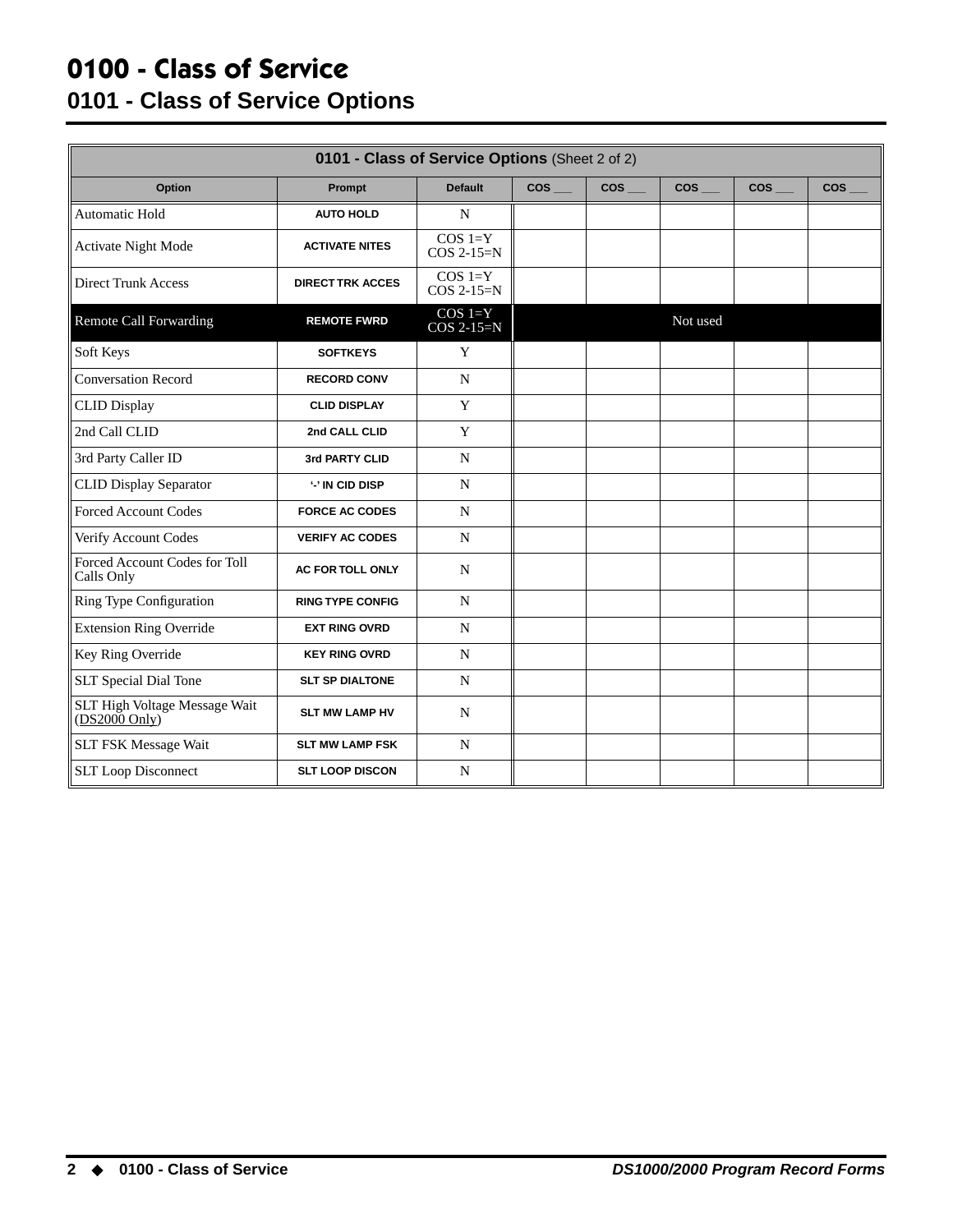# 0100 - Class of Service

## 0101 - Class of Service Options

| 0101 - Class of Service Options (Sheet 2 of 2) | | | | | | | |
|---|---|---|---|---|---|---|---|
| Option | Prompt | Default | COS ___ | COS ___ | COS ___ | COS ___ | COS ___ |
| Automatic Hold | AUTO HOLD | N | | | | | |
| Activate Night Mode | ACTIVATE NITES | COS 1=Y COS 2-15=N | | | | | |
| Direct Trunk Access | DIRECT TRK ACCES | COS 1=Y COS 2-15=N | | | | | |
| Remote Call Forwarding | REMOTE FWRD | COS 1=Y COS 2-15=N | Not used | | | | |
| Soft Keys | SOFTKEYS | Y | | | | | |
| Conversation Record | RECORD CONV | N | | | | | |
| CLID Display | CLID DISPLAY | Y | | | | | |
| 2nd Call CLID | 2nd CALL CLID | Y | | | | | |
| 3rd Party Caller ID | 3rd PARTY CLID | N | | | | | |
| CLID Display Separator | '-' IN CID DISP | N | | | | | |
| Forced Account Codes | FORCE AC CODES | N | | | | | |
| Verify Account Codes | VERIFY AC CODES | N | | | | | |
| Forced Account Codes for Toll Calls Only | AC FOR TOLL ONLY | N | | | | | |
| Ring Type Configuration | RING TYPE CONFIG | N | | | | | |
| Extension Ring Override | EXT RING OVRD | N | | | | | |
| Key Ring Override | KEY RING OVRD | N | | | | | |
| SLT Special Dial Tone | SLT SP DIALTONE | N | | | | | |
| SLT High Voltage Message Wait (DS2000 Only) | SLT MW LAMP HV | N | | | | | |
| SLT FSK Message Wait | SLT MW LAMP FSK | N | | | | | |
| SLT Loop Disconnect | SLT LOOP DISCON | N | | | | | |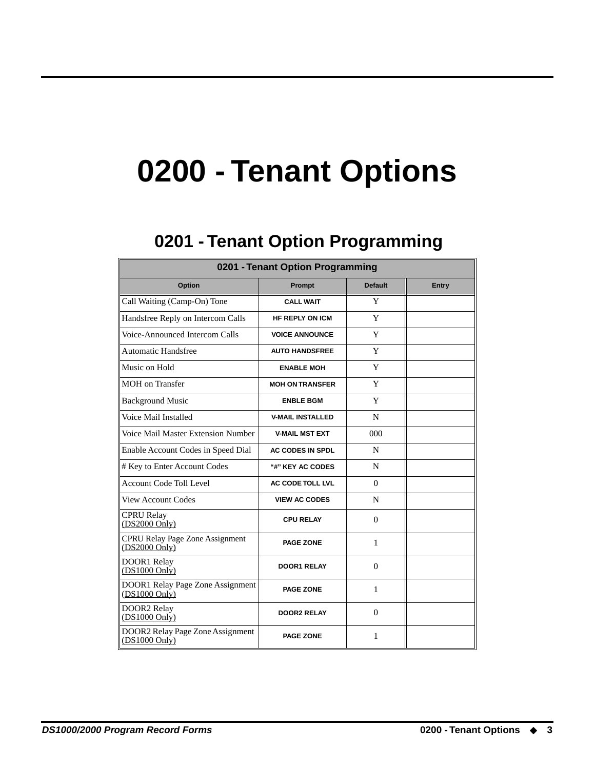# 0200 - Tenant Options

## 0201 - Tenant Option Programming

| 0201 - Tenant Option Programming | | | |
|---|---|---|---|
| **Option** | **Prompt** | **Default** | **Entry** |
| Call Waiting (Camp-On) Tone | CALL WAIT | Y | |
| Handsfree Reply on Intercom Calls | HF REPLY ON ICM | Y | |
| Voice-Announced Intercom Calls | VOICE ANNOUNCE | Y | |
| Automatic Handsfree | AUTO HANDSFREE | Y | |
| Music on Hold | ENABLE MOH | Y | |
| MOH on Transfer | MOH ON TRANSFER | Y | |
| Background Music | ENBLE BGM | Y | |
| Voice Mail Installed | V-MAIL INSTALLED | N | |
| Voice Mail Master Extension Number | V-MAIL MST EXT | 000 | |
| Enable Account Codes in Speed Dial | AC CODES IN SPDL | N | |
| # Key to Enter Account Codes | "#" KEY AC CODES | N | |
| Account Code Toll Level | AC CODE TOLL LVL | 0 | |
| View Account Codes | VIEW AC CODES | N | |
| CPRU Relay (DS2000 Only) | CPU RELAY | 0 | |
| CPRU Relay Page Zone Assignment (DS2000 Only) | PAGE ZONE | 1 | |
| DOOR1 Relay (DS1000 Only) | DOOR1 RELAY | 0 | |
| DOOR1 Relay Page Zone Assignment (DS1000 Only) | PAGE ZONE | 1 | |
| DOOR2 Relay (DS1000 Only) | DOOR2 RELAY | 0 | |
| DOOR2 Relay Page Zone Assignment (DS1000 Only) | PAGE ZONE | 1 | |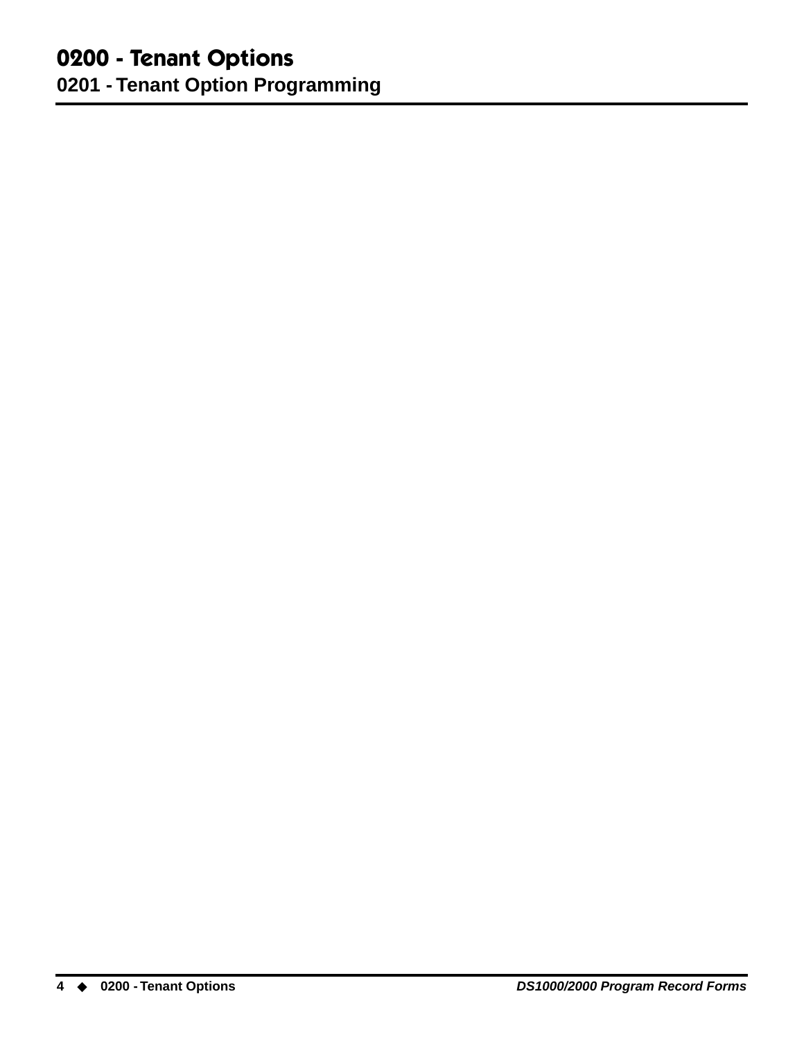# 0200 - Tenant Options

## 0201 - Tenant Option Programming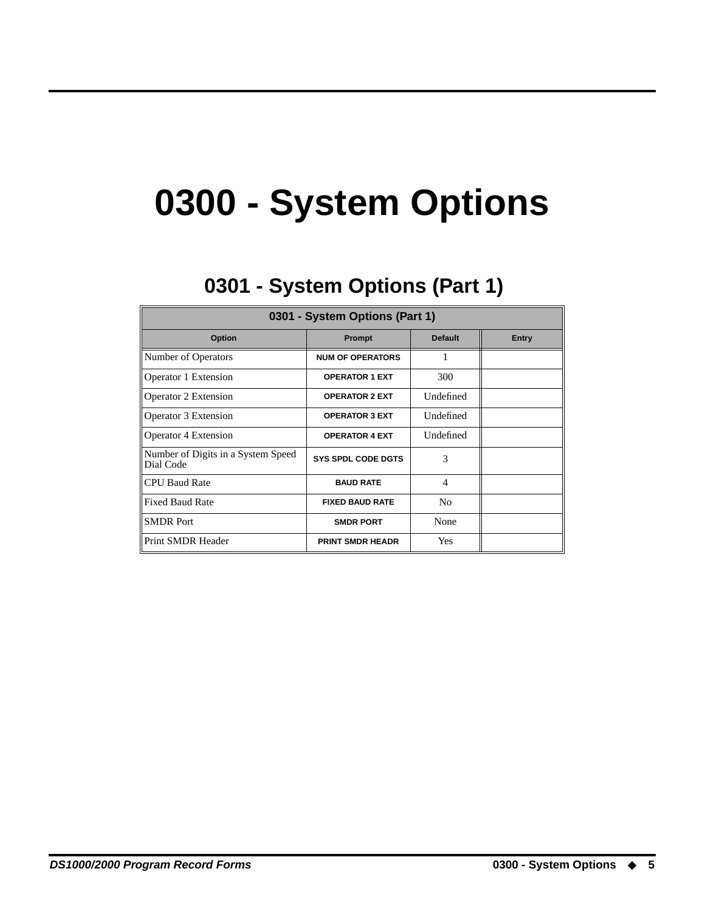# 0300 - System Options

## 0301 - System Options (Part 1)

| 0301 - System Options (Part 1) | | | |
|---|---|---|---|
| **Option** | **Prompt** | **Default** | **Entry** |
| Number of Operators | NUM OF OPERATORS | 1 | |
| Operator 1 Extension | OPERATOR 1 EXT | 300 | |
| Operator 2 Extension | OPERATOR 2 EXT | Undefined | |
| Operator 3 Extension | OPERATOR 3 EXT | Undefined | |
| Operator 4 Extension | OPERATOR 4 EXT | Undefined | |
| Number of Digits in a System Speed Dial Code | SYS SPDL CODE DGTS | 3 | |
| CPU Baud Rate | BAUD RATE | 4 | |
| Fixed Baud Rate | FIXED BAUD RATE | No | |
| SMDR Port | SMDR PORT | None | |
| Print SMDR Header | PRINT SMDR HEADR | Yes | |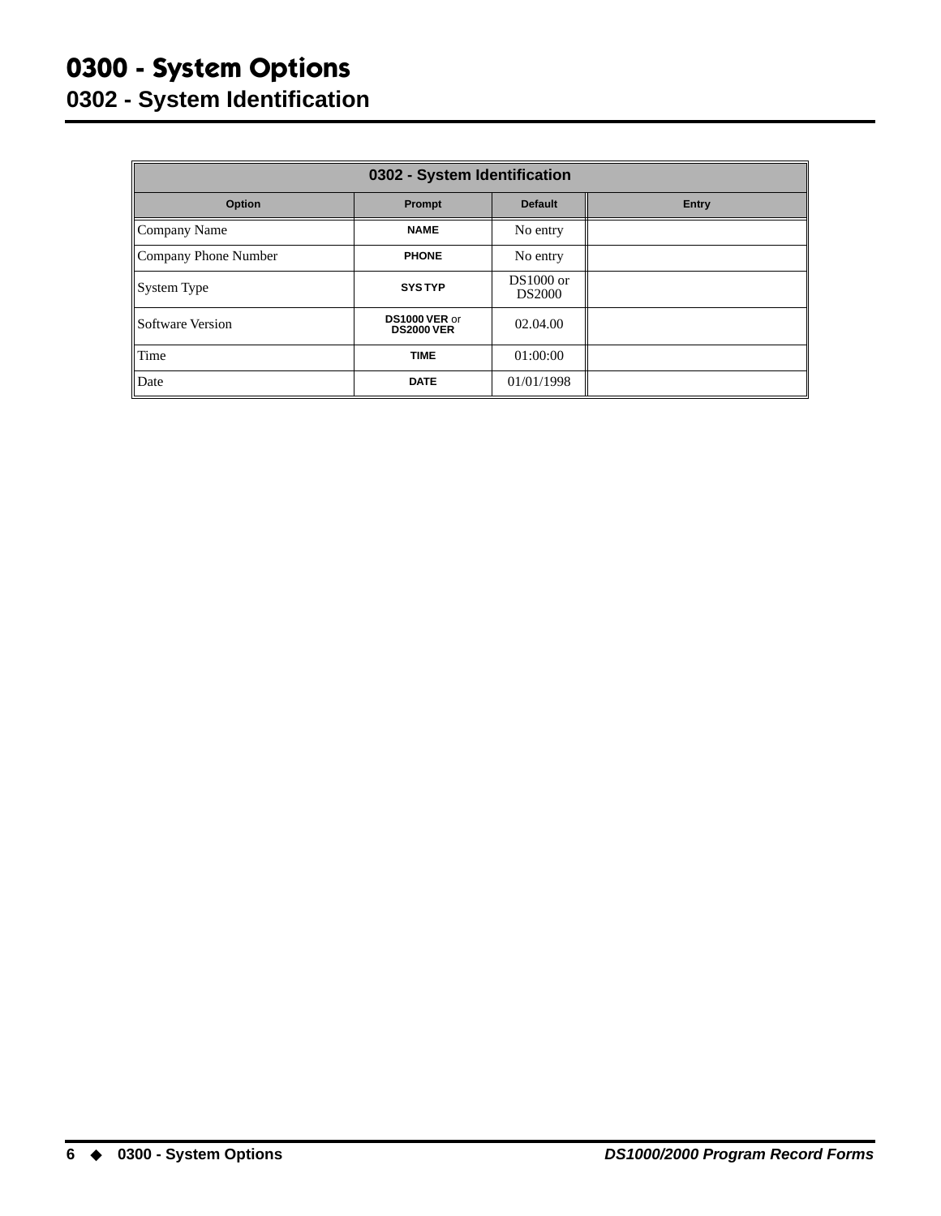# 0300 - System Options

## 0302 - System Identification

| 0302 - System Identification | | | |
|---|---|---|---|
| **Option** | **Prompt** | **Default** | **Entry** |
| Company Name | **NAME** | No entry | |
| Company Phone Number | **PHONE** | No entry | |
| System Type | **SYS TYP** | DS1000 or DS2000 | |
| Software Version | **DS1000 VER** or **DS2000 VER** | 02.04.00 | |
| Time | **TIME** | 01:00:00 | |
| Date | **DATE** | 01/01/1998 | |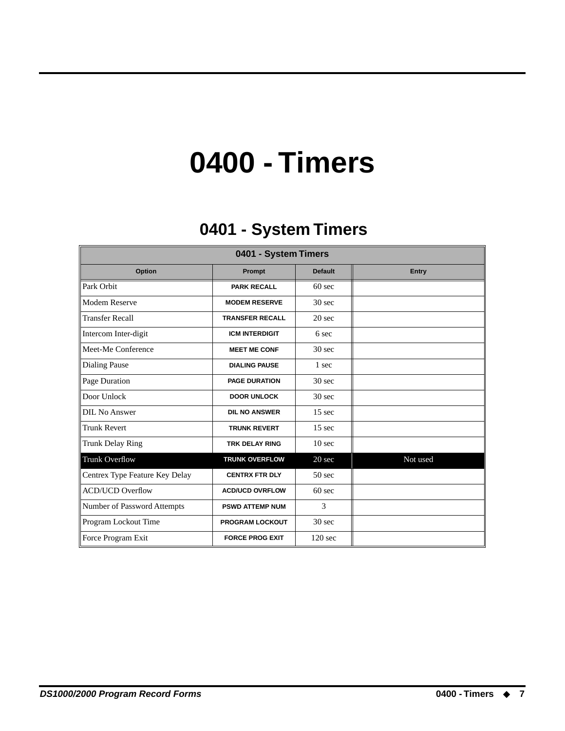# 0400 - Timers

## 0401 - System Timers

| 0401 - System Timers | | | |
|---|---|---|---|
| **Option** | **Prompt** | **Default** | **Entry** |
| Park Orbit | **PARK RECALL** | 60 sec | |
| Modem Reserve | **MODEM RESERVE** | 30 sec | |
| Transfer Recall | **TRANSFER RECALL** | 20 sec | |
| Intercom Inter-digit | **ICM INTERDIGIT** | 6 sec | |
| Meet-Me Conference | **MEET ME CONF** | 30 sec | |
| Dialing Pause | **DIALING PAUSE** | 1 sec | |
| Page Duration | **PAGE DURATION** | 30 sec | |
| Door Unlock | **DOOR UNLOCK** | 30 sec | |
| DIL No Answer | **DIL NO ANSWER** | 15 sec | |
| Trunk Revert | **TRUNK REVERT** | 15 sec | |
| Trunk Delay Ring | **TRK DELAY RING** | 10 sec | |
| Trunk Overflow | **TRUNK OVERFLOW** | 20 sec | Not used |
| Centrex Type Feature Key Delay | **CENTRX FTR DLY** | 50 sec | |
| ACD/UCD Overflow | **ACD/UCD OVRFLOW** | 60 sec | |
| Number of Password Attempts | **PSWD ATTEMP NUM** | 3 | |
| Program Lockout Time | **PROGRAM LOCKOUT** | 30 sec | |
| Force Program Exit | **FORCE PROG EXIT** | 120 sec | |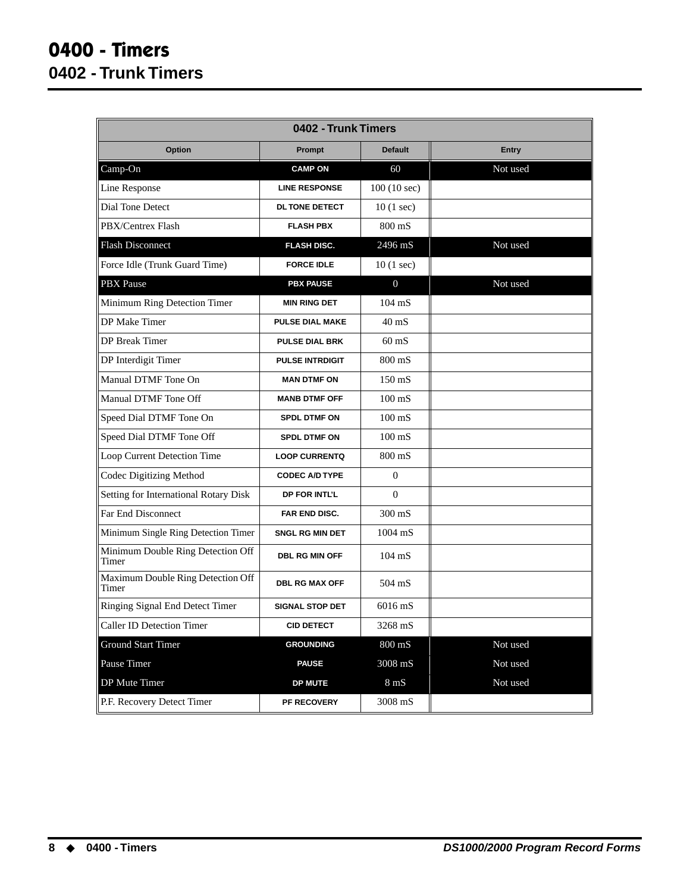# 0400 - Timers

## 0402 - Trunk Timers

| 0402 - Trunk Timers | | | |
|---|---|---|---|
| **Option** | **Prompt** | **Default** | **Entry** |
| Camp-On | CAMP ON | 60 | Not used |
| Line Response | LINE RESPONSE | 100 (10 sec) | |
| Dial Tone Detect | DL TONE DETECT | 10 (1 sec) | |
| PBX/Centrex Flash | FLASH PBX | 800 mS | |
| Flash Disconnect | FLASH DISC. | 2496 mS | Not used |
| Force Idle (Trunk Guard Time) | FORCE IDLE | 10 (1 sec) | |
| PBX Pause | PBX PAUSE | 0 | Not used |
| Minimum Ring Detection Timer | MIN RING DET | 104 mS | |
| DP Make Timer | PULSE DIAL MAKE | 40 mS | |
| DP Break Timer | PULSE DIAL BRK | 60 mS | |
| DP Interdigit Timer | PULSE INTRDIGIT | 800 mS | |
| Manual DTMF Tone On | MAN DTMF ON | 150 mS | |
| Manual DTMF Tone Off | MANB DTMF OFF | 100 mS | |
| Speed Dial DTMF Tone On | SPDL DTMF ON | 100 mS | |
| Speed Dial DTMF Tone Off | SPDL DTMF ON | 100 mS | |
| Loop Current Detection Time | LOOP CURRENTQ | 800 mS | |
| Codec Digitizing Method | CODEC A/D TYPE | 0 | |
| Setting for International Rotary Disk | DP FOR INTL'L | 0 | |
| Far End Disconnect | FAR END DISC. | 300 mS | |
| Minimum Single Ring Detection Timer | SNGL RG MIN DET | 1004 mS | |
| Minimum Double Ring Detection Off Timer | DBL RG MIN OFF | 104 mS | |
| Maximum Double Ring Detection Off Timer | DBL RG MAX OFF | 504 mS | |
| Ringing Signal End Detect Timer | SIGNAL STOP DET | 6016 mS | |
| Caller ID Detection Timer | CID DETECT | 3268 mS | |
| Ground Start Timer | GROUNDING | 800 mS | Not used |
| Pause Timer | PAUSE | 3008 mS | Not used |
| DP Mute Timer | DP MUTE | 8 mS | Not used |
| P.F. Recovery Detect Timer | PF RECOVERY | 3008 mS | |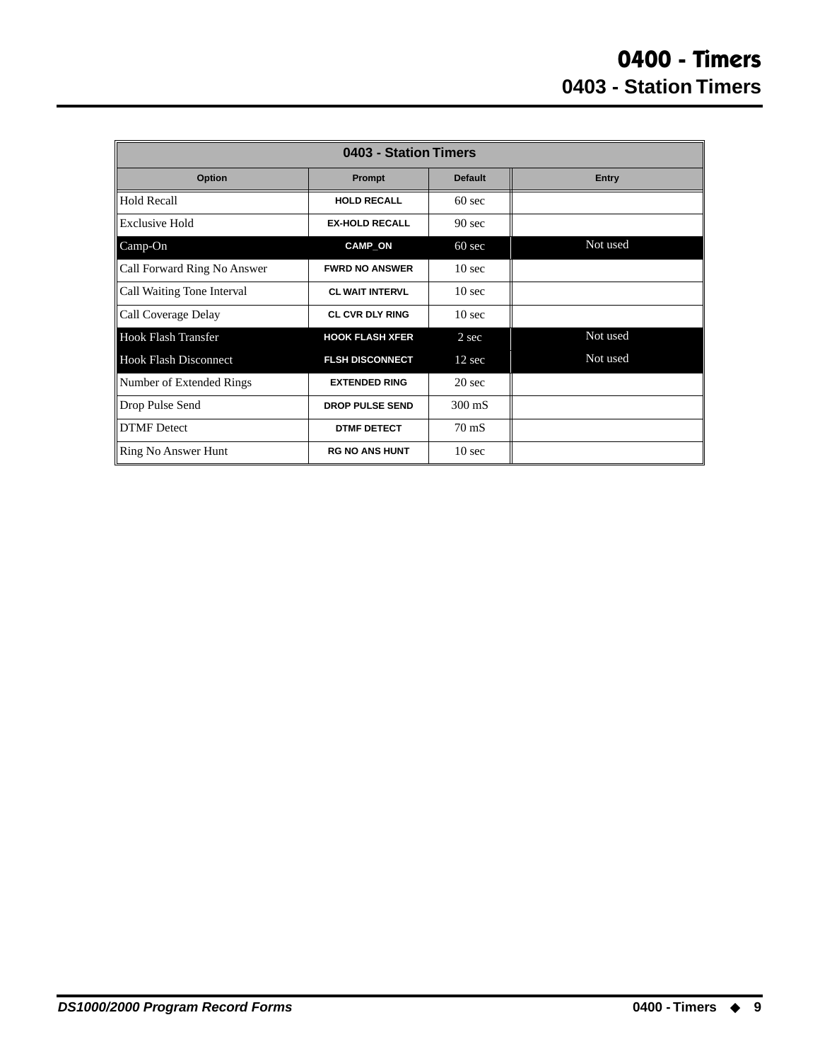# 0400 - Timers

## 0403 - Station Timers

| 0403 - Station Timers | | | |
|---|---|---|---|
| **Option** | **Prompt** | **Default** | **Entry** |
| Hold Recall | HOLD RECALL | 60 sec | |
| Exclusive Hold | EX-HOLD RECALL | 90 sec | |
| Camp-On | CAMP_ON | 60 sec | Not used |
| Call Forward Ring No Answer | FWRD NO ANSWER | 10 sec | |
| Call Waiting Tone Interval | CL WAIT INTERVL | 10 sec | |
| Call Coverage Delay | CL CVR DLY RING | 10 sec | |
| Hook Flash Transfer | HOOK FLASH XFER | 2 sec | Not used |
| Hook Flash Disconnect | FLSH DISCONNECT | 12 sec | Not used |
| Number of Extended Rings | EXTENDED RING | 20 sec | |
| Drop Pulse Send | DROP PULSE SEND | 300 mS | |
| DTMF Detect | DTMF DETECT | 70 mS | |
| Ring No Answer Hunt | RG NO ANS HUNT | 10 sec | |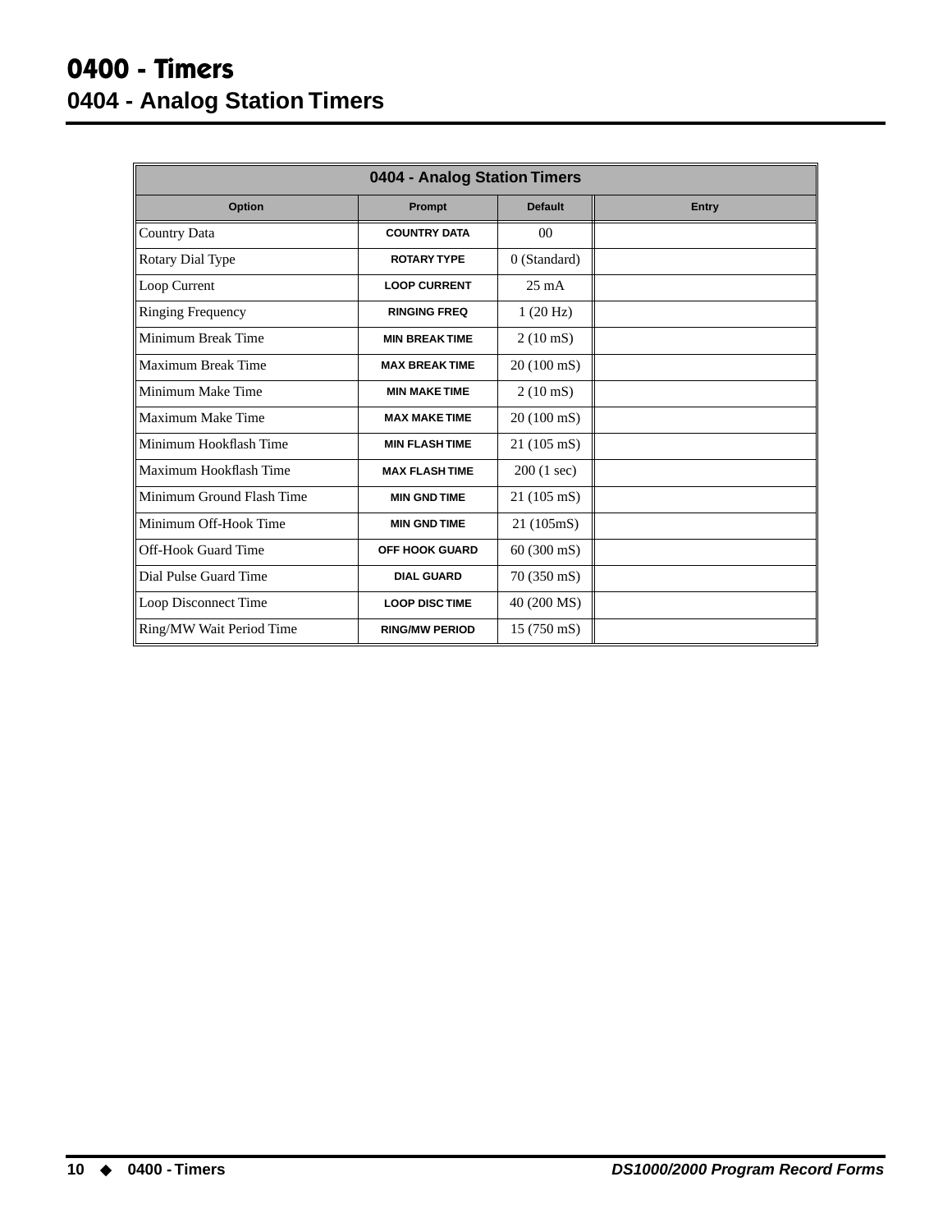# 0400 - Timers

## 0404 - Analog Station Timers

| 0404 - Analog Station Timers | | | |
|---|---|---|---|
| **Option** | **Prompt** | **Default** | **Entry** |
| Country Data | COUNTRY DATA | 00 | |
| Rotary Dial Type | ROTARY TYPE | 0 (Standard) | |
| Loop Current | LOOP CURRENT | 25 mA | |
| Ringing Frequency | RINGING FREQ | 1 (20 Hz) | |
| Minimum Break Time | MIN BREAK TIME | 2 (10 mS) | |
| Maximum Break Time | MAX BREAK TIME | 20 (100 mS) | |
| Minimum Make Time | MIN MAKE TIME | 2 (10 mS) | |
| Maximum Make Time | MAX MAKE TIME | 20 (100 mS) | |
| Minimum Hookflash Time | MIN FLASH TIME | 21 (105 mS) | |
| Maximum Hookflash Time | MAX FLASH TIME | 200 (1 sec) | |
| Minimum Ground Flash Time | MIN GND TIME | 21 (105 mS) | |
| Minimum Off-Hook Time | MIN GND TIME | 21 (105mS) | |
| Off-Hook Guard Time | OFF HOOK GUARD | 60 (300 mS) | |
| Dial Pulse Guard Time | DIAL GUARD | 70 (350 mS) | |
| Loop Disconnect Time | LOOP DISC TIME | 40 (200 MS) | |
| Ring/MW Wait Period Time | RING/MW PERIOD | 15 (750 mS) | |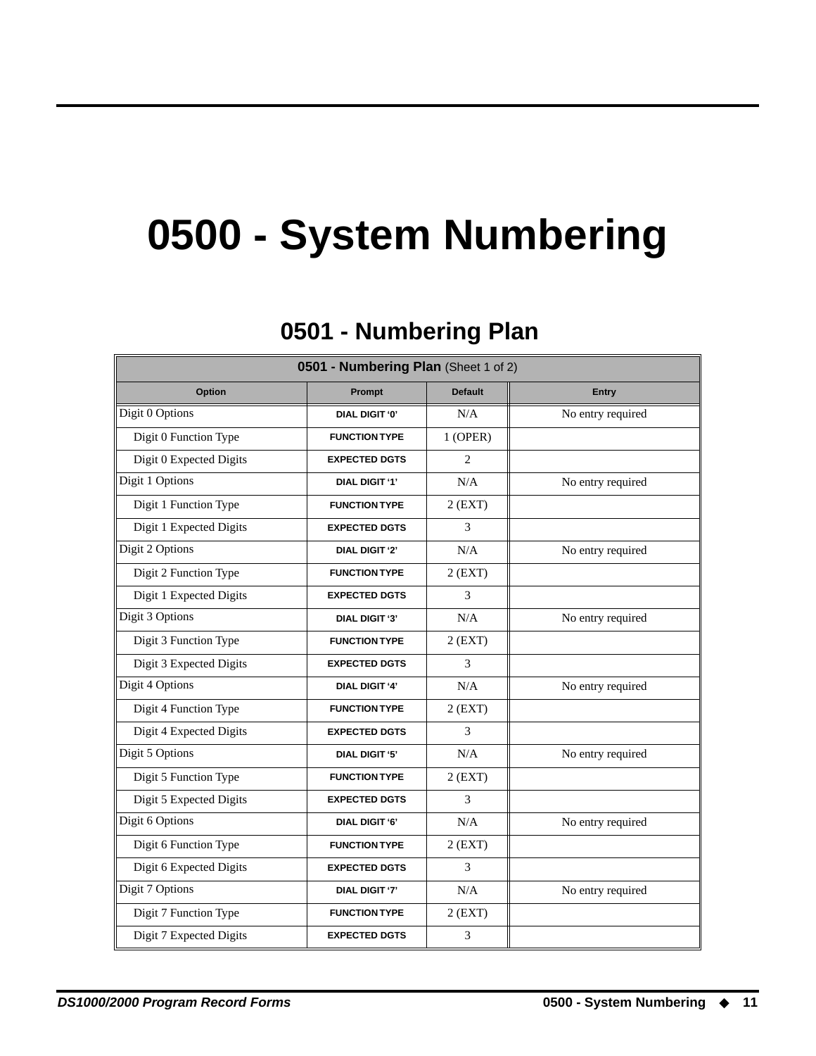# 0500 - System Numbering

## 0501 - Numbering Plan

| **0501 - Numbering Plan** (Sheet 1 of 2) | | | |
|---|---|---|---|
| **Option** | **Prompt** | **Default** | **Entry** |
| Digit 0 Options | DIAL DIGIT '0' | N/A | No entry required |
| Digit 0 Function Type | FUNCTION TYPE | 1 (OPER) | |
| Digit 0 Expected Digits | EXPECTED DGTS | 2 | |
| Digit 1 Options | DIAL DIGIT '1' | N/A | No entry required |
| Digit 1 Function Type | FUNCTION TYPE | 2 (EXT) | |
| Digit 1 Expected Digits | EXPECTED DGTS | 3 | |
| Digit 2 Options | DIAL DIGIT '2' | N/A | No entry required |
| Digit 2 Function Type | FUNCTION TYPE | 2 (EXT) | |
| Digit 1 Expected Digits | EXPECTED DGTS | 3 | |
| Digit 3 Options | DIAL DIGIT '3' | N/A | No entry required |
| Digit 3 Function Type | FUNCTION TYPE | 2 (EXT) | |
| Digit 3 Expected Digits | EXPECTED DGTS | 3 | |
| Digit 4 Options | DIAL DIGIT '4' | N/A | No entry required |
| Digit 4 Function Type | FUNCTION TYPE | 2 (EXT) | |
| Digit 4 Expected Digits | EXPECTED DGTS | 3 | |
| Digit 5 Options | DIAL DIGIT '5' | N/A | No entry required |
| Digit 5 Function Type | FUNCTION TYPE | 2 (EXT) | |
| Digit 5 Expected Digits | EXPECTED DGTS | 3 | |
| Digit 6 Options | DIAL DIGIT '6' | N/A | No entry required |
| Digit 6 Function Type | FUNCTION TYPE | 2 (EXT) | |
| Digit 6 Expected Digits | EXPECTED DGTS | 3 | |
| Digit 7 Options | DIAL DIGIT '7' | N/A | No entry required |
| Digit 7 Function Type | FUNCTION TYPE | 2 (EXT) | |
| Digit 7 Expected Digits | EXPECTED DGTS | 3 | |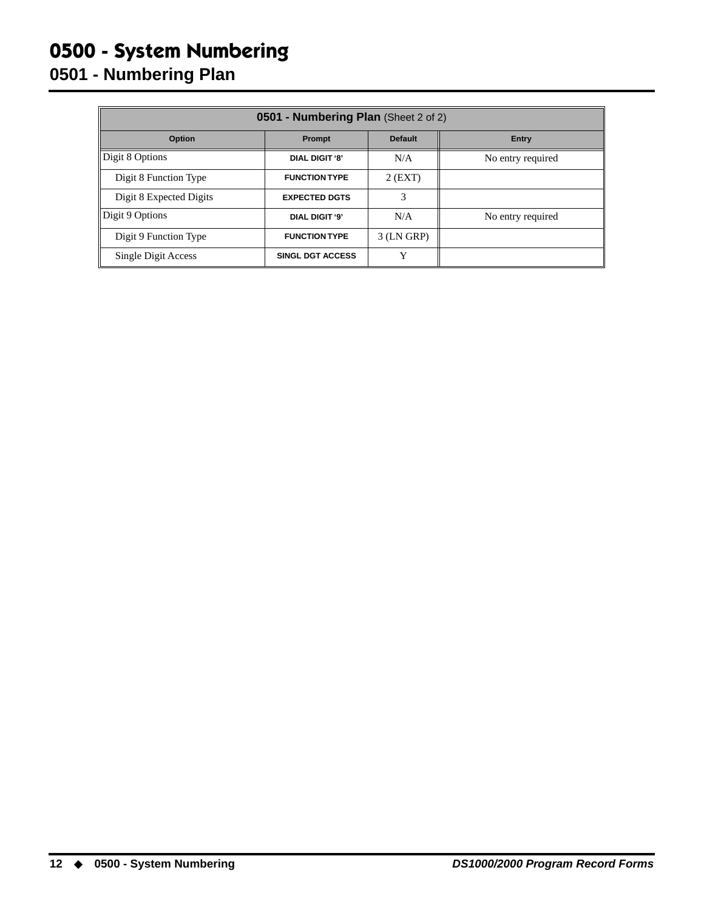# 0500 - System Numbering

## 0501 - Numbering Plan

| 0501 - Numbering Plan (Sheet 2 of 2) | | | |
|---|---|---|---|
| **Option** | **Prompt** | **Default** | **Entry** |
| Digit 8 Options | DIAL DIGIT '8' | N/A | No entry required |
| Digit 8 Function Type | FUNCTION TYPE | 2 (EXT) | |
| Digit 8 Expected Digits | EXPECTED DGTS | 3 | |
| Digit 9 Options | DIAL DIGIT '9' | N/A | No entry required |
| Digit 9 Function Type | FUNCTION TYPE | 3 (LN GRP) | |
| Single Digit Access | SINGL DGT ACCESS | Y | |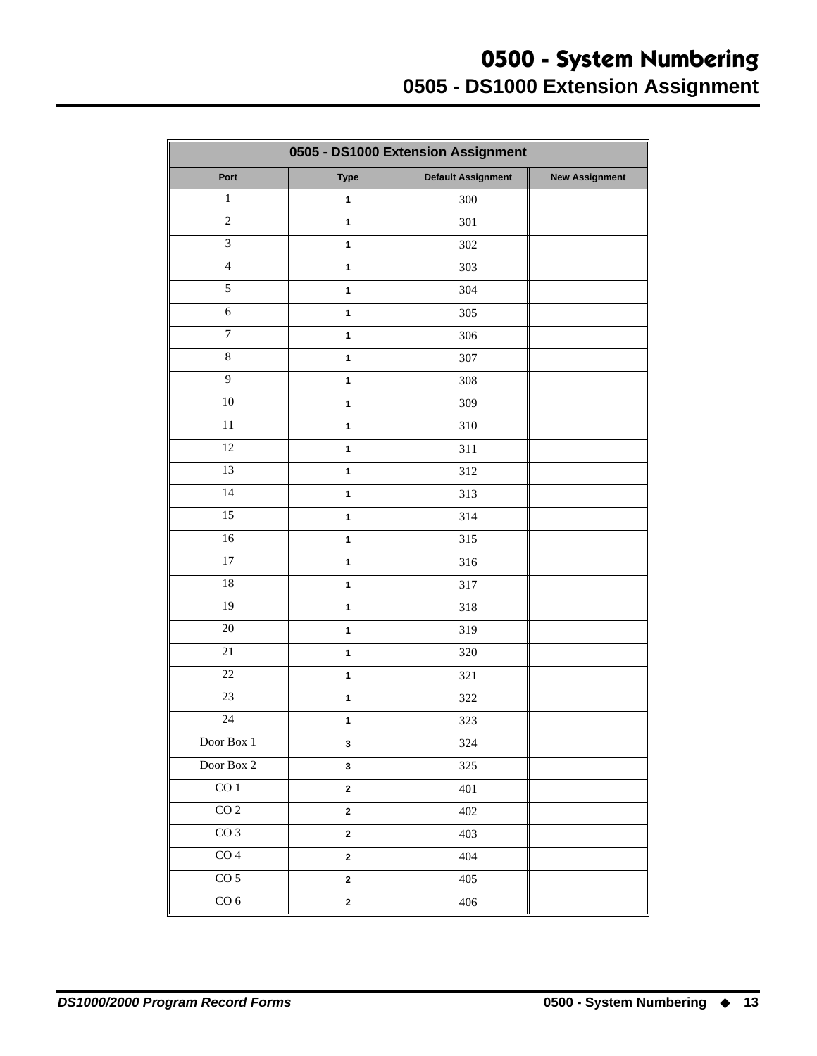# 0500 - System Numbering

## 0505 - DS1000 Extension Assignment

| 0505 - DS1000 Extension Assignment | | | |
|---|---|---|---|
| **Port** | **Type** | **Default Assignment** | **New Assignment** |
| 1 | 1 | 300 | |
| 2 | 1 | 301 | |
| 3 | 1 | 302 | |
| 4 | 1 | 303 | |
| 5 | 1 | 304 | |
| 6 | 1 | 305 | |
| 7 | 1 | 306 | |
| 8 | 1 | 307 | |
| 9 | 1 | 308 | |
| 10 | 1 | 309 | |
| 11 | 1 | 310 | |
| 12 | 1 | 311 | |
| 13 | 1 | 312 | |
| 14 | 1 | 313 | |
| 15 | 1 | 314 | |
| 16 | 1 | 315 | |
| 17 | 1 | 316 | |
| 18 | 1 | 317 | |
| 19 | 1 | 318 | |
| 20 | 1 | 319 | |
| 21 | 1 | 320 | |
| 22 | 1 | 321 | |
| 23 | 1 | 322 | |
| 24 | 1 | 323 | |
| Door Box 1 | 3 | 324 | |
| Door Box 2 | 3 | 325 | |
| CO 1 | 2 | 401 | |
| CO 2 | 2 | 402 | |
| CO 3 | 2 | 403 | |
| CO 4 | 2 | 404 | |
| CO 5 | 2 | 405 | |
| CO 6 | 2 | 406 | |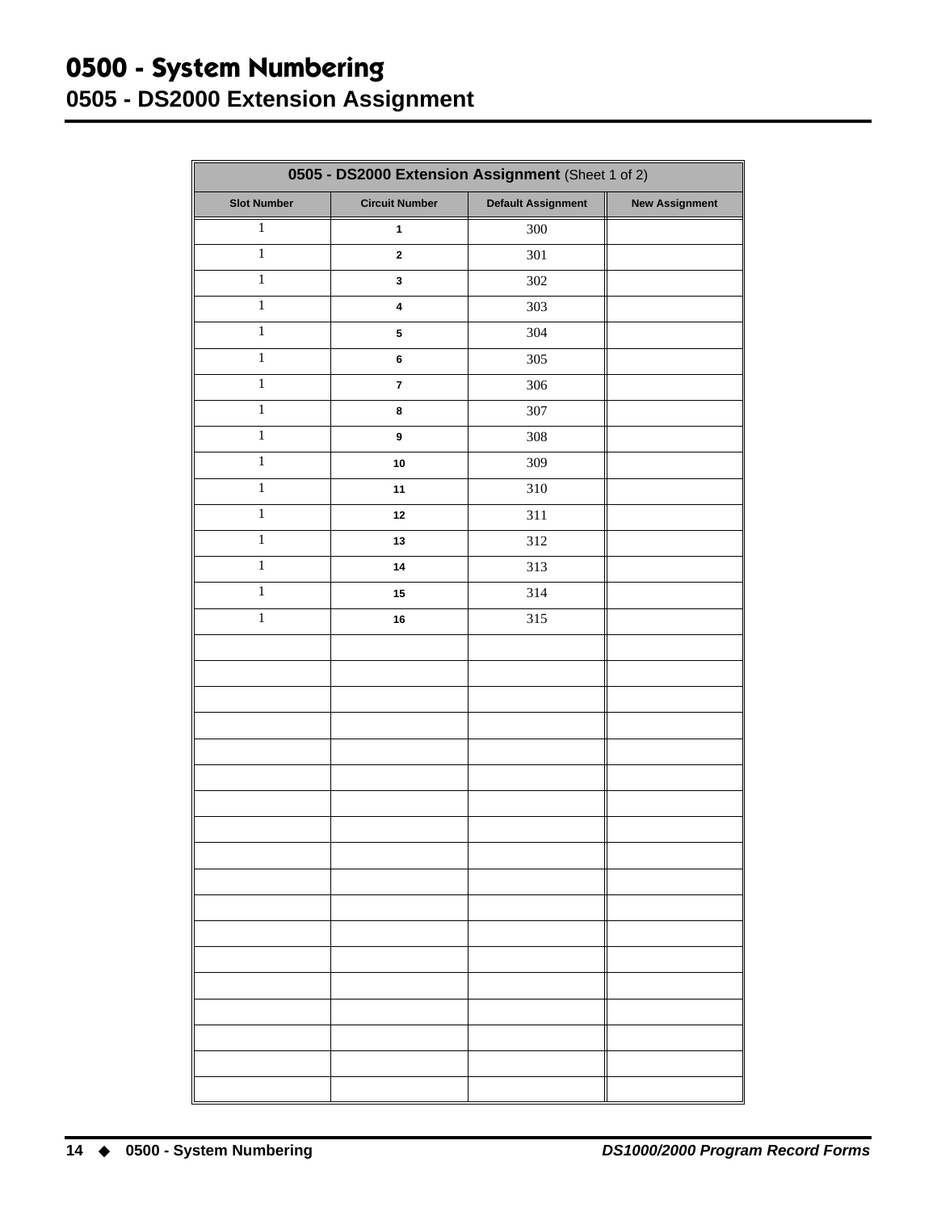# 0500 - System Numbering

## 0505 - DS2000 Extension Assignment

| **0505 - DS2000 Extension Assignment** (Sheet 1 of 2) | | | |
|---|---|---|---|
| **Slot Number** | **Circuit Number** | **Default Assignment** | **New Assignment** |
| 1 | **1** | 300 | |
| 1 | **2** | 301 | |
| 1 | **3** | 302 | |
| 1 | **4** | 303 | |
| 1 | **5** | 304 | |
| 1 | **6** | 305 | |
| 1 | **7** | 306 | |
| 1 | **8** | 307 | |
| 1 | **9** | 308 | |
| 1 | **10** | 309 | |
| 1 | **11** | 310 | |
| 1 | **12** | 311 | |
| 1 | **13** | 312 | |
| 1 | **14** | 313 | |
| 1 | **15** | 314 | |
| 1 | **16** | 315 | |
| | | | |
| | | | |
| | | | |
| | | | |
| | | | |
| | | | |
| | | | |
| | | | |
| | | | |
| | | | |
| | | | |
| | | | |
| | | | |
| | | | |
| | | | |
| | | | |
| | | | |
| | | | |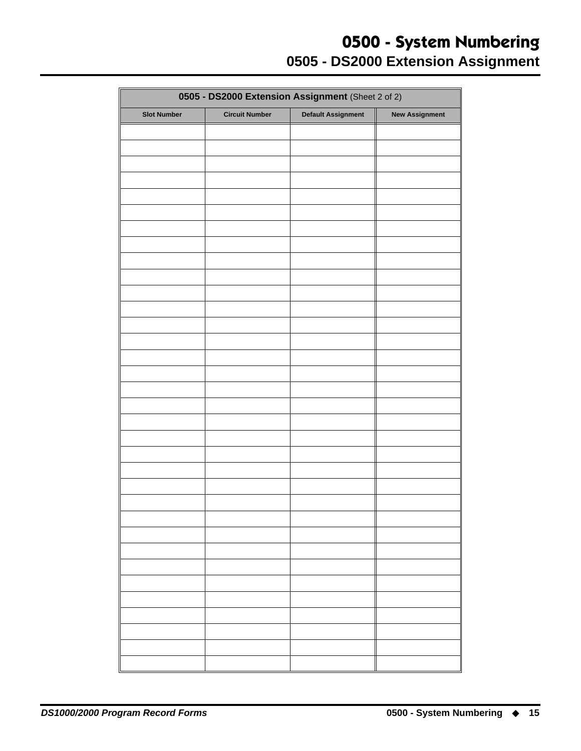# 0500 - System Numbering

## 0505 - DS2000 Extension Assignment

| 0505 - DS2000 Extension Assignment (Sheet 2 of 2) | | | |
|---|---|---|---|
| Slot Number | Circuit Number | Default Assignment | New Assignment |
| | | | |
| | | | |
| | | | |
| | | | |
| | | | |
| | | | |
| | | | |
| | | | |
| | | | |
| | | | |
| | | | |
| | | | |
| | | | |
| | | | |
| | | | |
| | | | |
| | | | |
| | | | |
| | | | |
| | | | |
| | | | |
| | | | |
| | | | |
| | | | |
| | | | |
| | | | |
| | | | |
| | | | |
| | | | |
| | | | |
| | | | |
| | | | |
| | | | |
| | | | |
| | | | |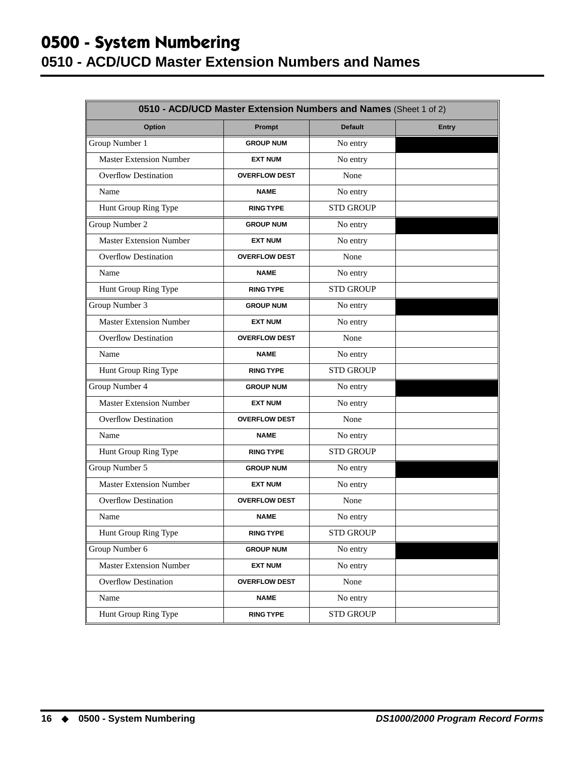# 0500 - System Numbering

## 0510 - ACD/UCD Master Extension Numbers and Names

| **0510 - ACD/UCD Master Extension Numbers and Names** (Sheet 1 of 2) | | | |
|---|---|---|---|
| **Option** | **Prompt** | **Default** | **Entry** |
| Group Number 1 | GROUP NUM | No entry | |
| Master Extension Number | EXT NUM | No entry | |
| Overflow Destination | OVERFLOW DEST | None | |
| Name | NAME | No entry | |
| Hunt Group Ring Type | RING TYPE | STD GROUP | |
| Group Number 2 | GROUP NUM | No entry | |
| Master Extension Number | EXT NUM | No entry | |
| Overflow Destination | OVERFLOW DEST | None | |
| Name | NAME | No entry | |
| Hunt Group Ring Type | RING TYPE | STD GROUP | |
| Group Number 3 | GROUP NUM | No entry | |
| Master Extension Number | EXT NUM | No entry | |
| Overflow Destination | OVERFLOW DEST | None | |
| Name | NAME | No entry | |
| Hunt Group Ring Type | RING TYPE | STD GROUP | |
| Group Number 4 | GROUP NUM | No entry | |
| Master Extension Number | EXT NUM | No entry | |
| Overflow Destination | OVERFLOW DEST | None | |
| Name | NAME | No entry | |
| Hunt Group Ring Type | RING TYPE | STD GROUP | |
| Group Number 5 | GROUP NUM | No entry | |
| Master Extension Number | EXT NUM | No entry | |
| Overflow Destination | OVERFLOW DEST | None | |
| Name | NAME | No entry | |
| Hunt Group Ring Type | RING TYPE | STD GROUP | |
| Group Number 6 | GROUP NUM | No entry | |
| Master Extension Number | EXT NUM | No entry | |
| Overflow Destination | OVERFLOW DEST | None | |
| Name | NAME | No entry | |
| Hunt Group Ring Type | RING TYPE | STD GROUP | |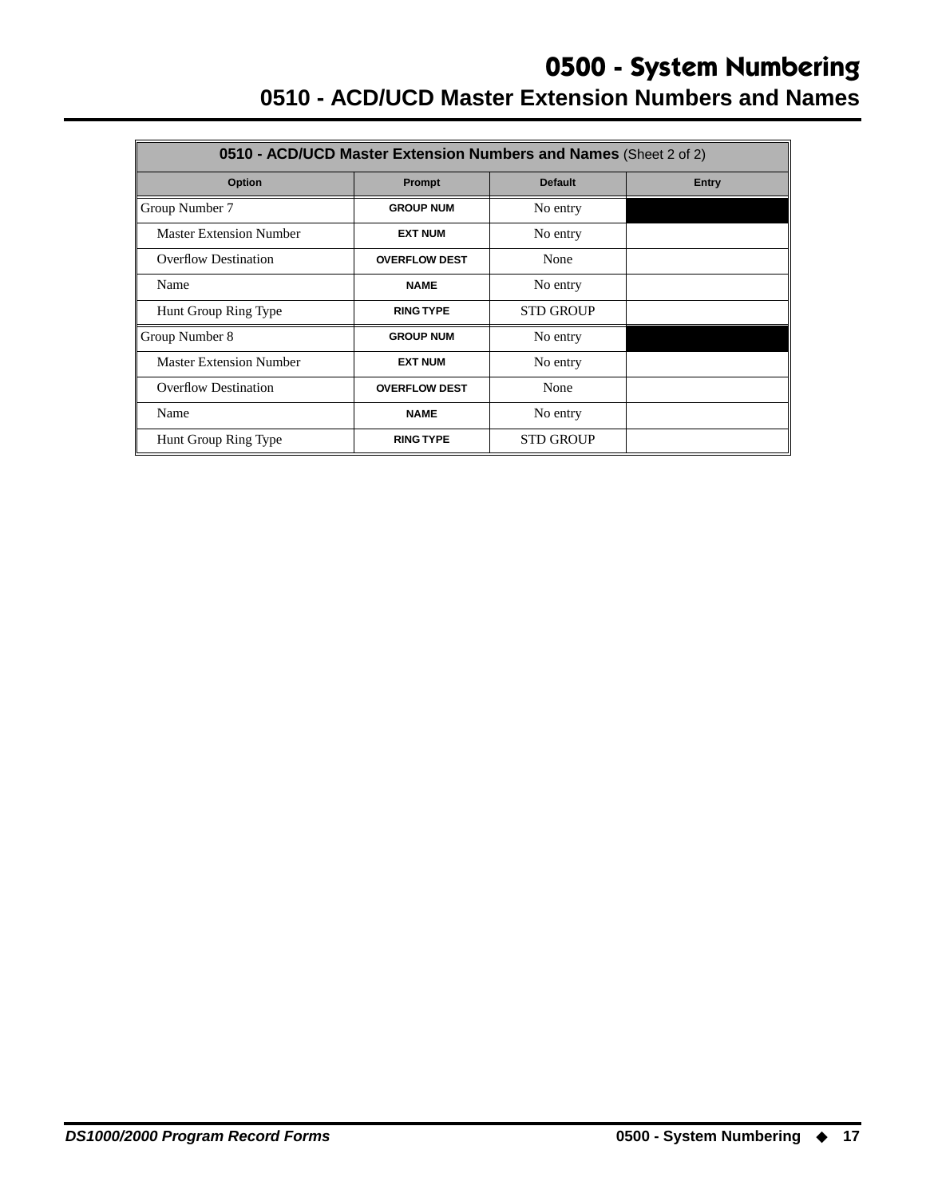# 0500 - System Numbering

## 0510 - ACD/UCD Master Extension Numbers and Names

| **0510 - ACD/UCD Master Extension Numbers and Names** (Sheet 2 of 2) | | | |
|---|---|---|---|
| **Option** | **Prompt** | **Default** | **Entry** |
| Group Number 7 | GROUP NUM | No entry | |
| Master Extension Number | EXT NUM | No entry | |
| Overflow Destination | OVERFLOW DEST | None | |
| Name | NAME | No entry | |
| Hunt Group Ring Type | RING TYPE | STD GROUP | |
| Group Number 8 | GROUP NUM | No entry | |
| Master Extension Number | EXT NUM | No entry | |
| Overflow Destination | OVERFLOW DEST | None | |
| Name | NAME | No entry | |
| Hunt Group Ring Type | RING TYPE | STD GROUP | |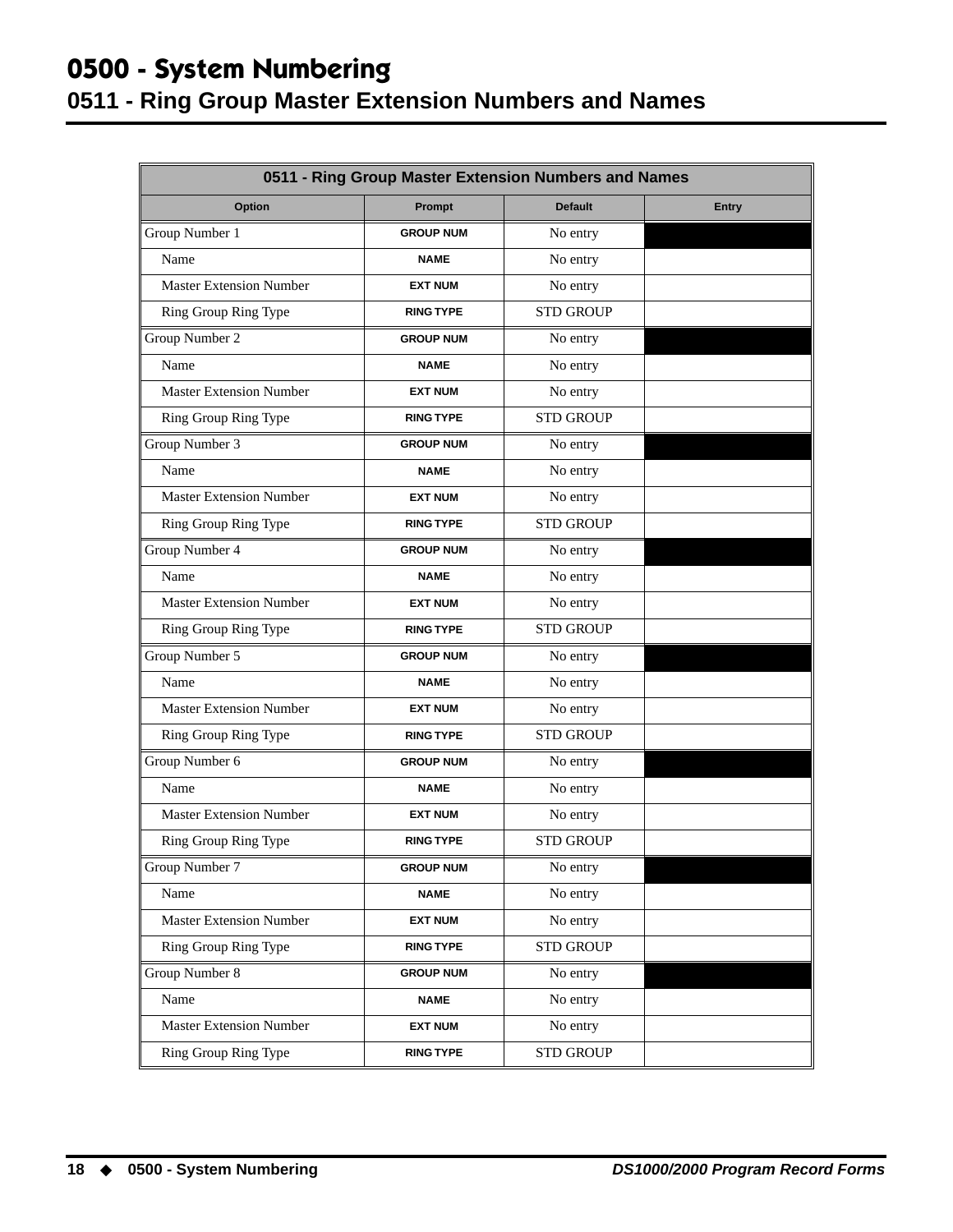# 0500 - System Numbering

## 0511 - Ring Group Master Extension Numbers and Names

| 0511 - Ring Group Master Extension Numbers and Names | | | |
|---|---|---|---|
| **Option** | **Prompt** | **Default** | **Entry** |
| Group Number 1 | GROUP NUM | No entry | |
| Name | NAME | No entry | |
| Master Extension Number | EXT NUM | No entry | |
| Ring Group Ring Type | RING TYPE | STD GROUP | |
| Group Number 2 | GROUP NUM | No entry | |
| Name | NAME | No entry | |
| Master Extension Number | EXT NUM | No entry | |
| Ring Group Ring Type | RING TYPE | STD GROUP | |
| Group Number 3 | GROUP NUM | No entry | |
| Name | NAME | No entry | |
| Master Extension Number | EXT NUM | No entry | |
| Ring Group Ring Type | RING TYPE | STD GROUP | |
| Group Number 4 | GROUP NUM | No entry | |
| Name | NAME | No entry | |
| Master Extension Number | EXT NUM | No entry | |
| Ring Group Ring Type | RING TYPE | STD GROUP | |
| Group Number 5 | GROUP NUM | No entry | |
| Name | NAME | No entry | |
| Master Extension Number | EXT NUM | No entry | |
| Ring Group Ring Type | RING TYPE | STD GROUP | |
| Group Number 6 | GROUP NUM | No entry | |
| Name | NAME | No entry | |
| Master Extension Number | EXT NUM | No entry | |
| Ring Group Ring Type | RING TYPE | STD GROUP | |
| Group Number 7 | GROUP NUM | No entry | |
| Name | NAME | No entry | |
| Master Extension Number | EXT NUM | No entry | |
| Ring Group Ring Type | RING TYPE | STD GROUP | |
| Group Number 8 | GROUP NUM | No entry | |
| Name | NAME | No entry | |
| Master Extension Number | EXT NUM | No entry | |
| Ring Group Ring Type | RING TYPE | STD GROUP | |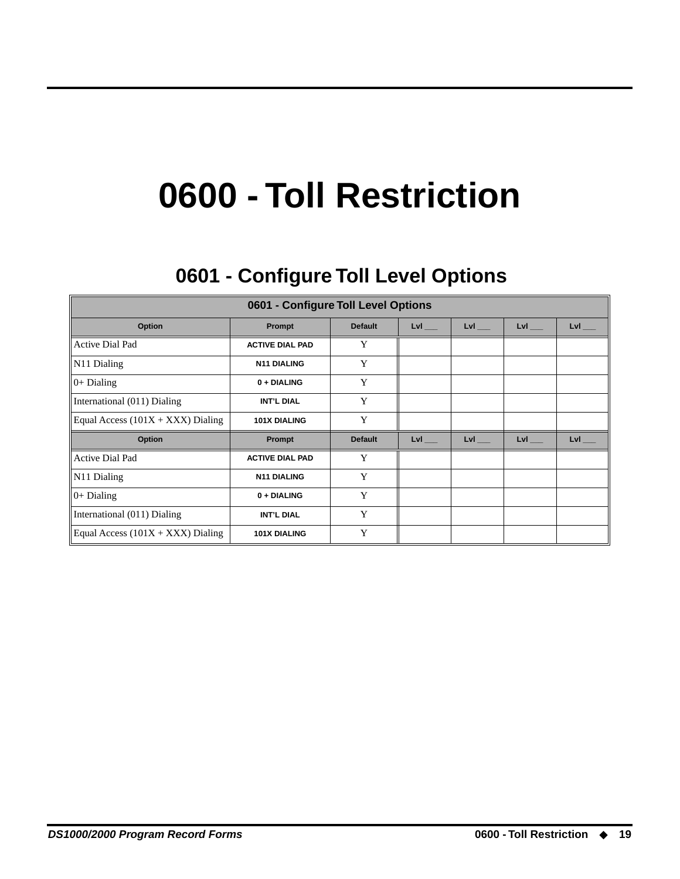# 0600 - Toll Restriction

## 0601 - Configure Toll Level Options

| 0601 - Configure Toll Level Options | | | | | | |
|---|---|---|---|---|---|---|
| **Option** | **Prompt** | **Default** | **Lvl ___** | **Lvl ___** | **Lvl ___** | **Lvl ___** |
| Active Dial Pad | ACTIVE DIAL PAD | Y | | | | |
| N11 Dialing | N11 DIALING | Y | | | | |
| 0+ Dialing | 0 + DIALING | Y | | | | |
| International (011) Dialing | INT'L DIAL | Y | | | | |
| Equal Access (101X + XXX) Dialing | 101X DIALING | Y | | | | |
| **Option** | **Prompt** | **Default** | **Lvl ___** | **Lvl ___** | **Lvl ___** | **Lvl ___** |
| Active Dial Pad | ACTIVE DIAL PAD | Y | | | | |
| N11 Dialing | N11 DIALING | Y | | | | |
| 0+ Dialing | 0 + DIALING | Y | | | | |
| International (011) Dialing | INT'L DIAL | Y | | | | |
| Equal Access (101X + XXX) Dialing | 101X DIALING | Y | | | | |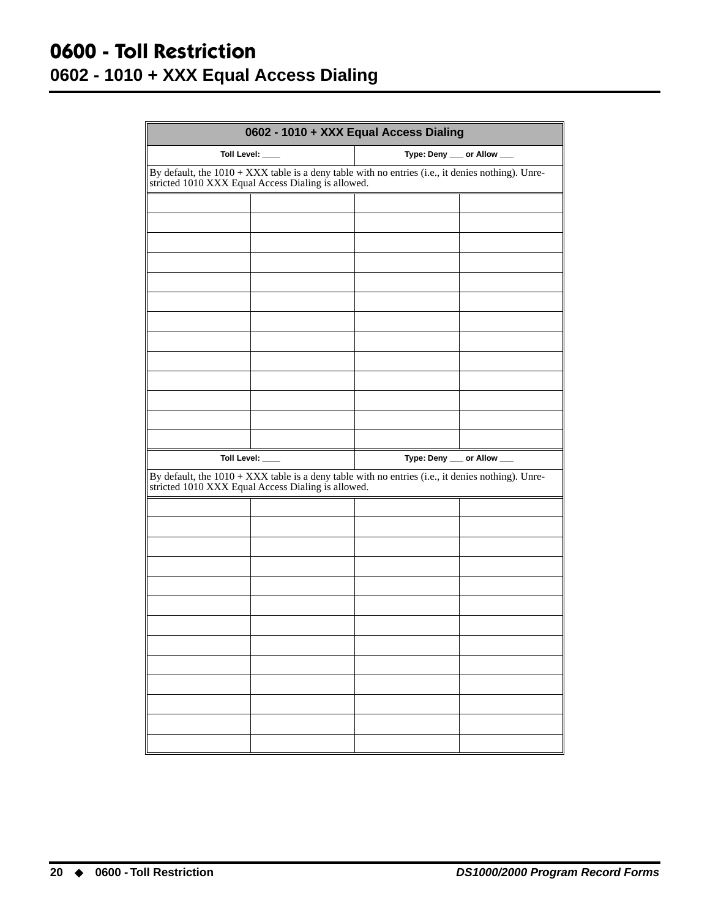# 0600 - Toll Restriction

## 0602 - 1010 + XXX Equal Access Dialing

| 0602 - 1010 + XXX Equal Access Dialing | | | |
|---|---|---|---|
| Toll Level: ____ | | Type: Deny ___ or Allow ___ | |
| By default, the 1010 + XXX table is a deny table with no entries (i.e., it denies nothing). Unrestricted 1010 XXX Equal Access Dialing is allowed. | | | |
| | | | |
| | | | |
| | | | |
| | | | |
| | | | |
| | | | |
| | | | |
| | | | |
| | | | |
| | | | |
| | | | |
| | | | |
| | | | |
| Toll Level: ____ | | Type: Deny ___ or Allow ___ | |
| By default, the 1010 + XXX table is a deny table with no entries (i.e., it denies nothing). Unrestricted 1010 XXX Equal Access Dialing is allowed. | | | |
| | | | |
| | | | |
| | | | |
| | | | |
| | | | |
| | | | |
| | | | |
| | | | |
| | | | |
| | | | |
| | | | |
| | | | |
| | | | |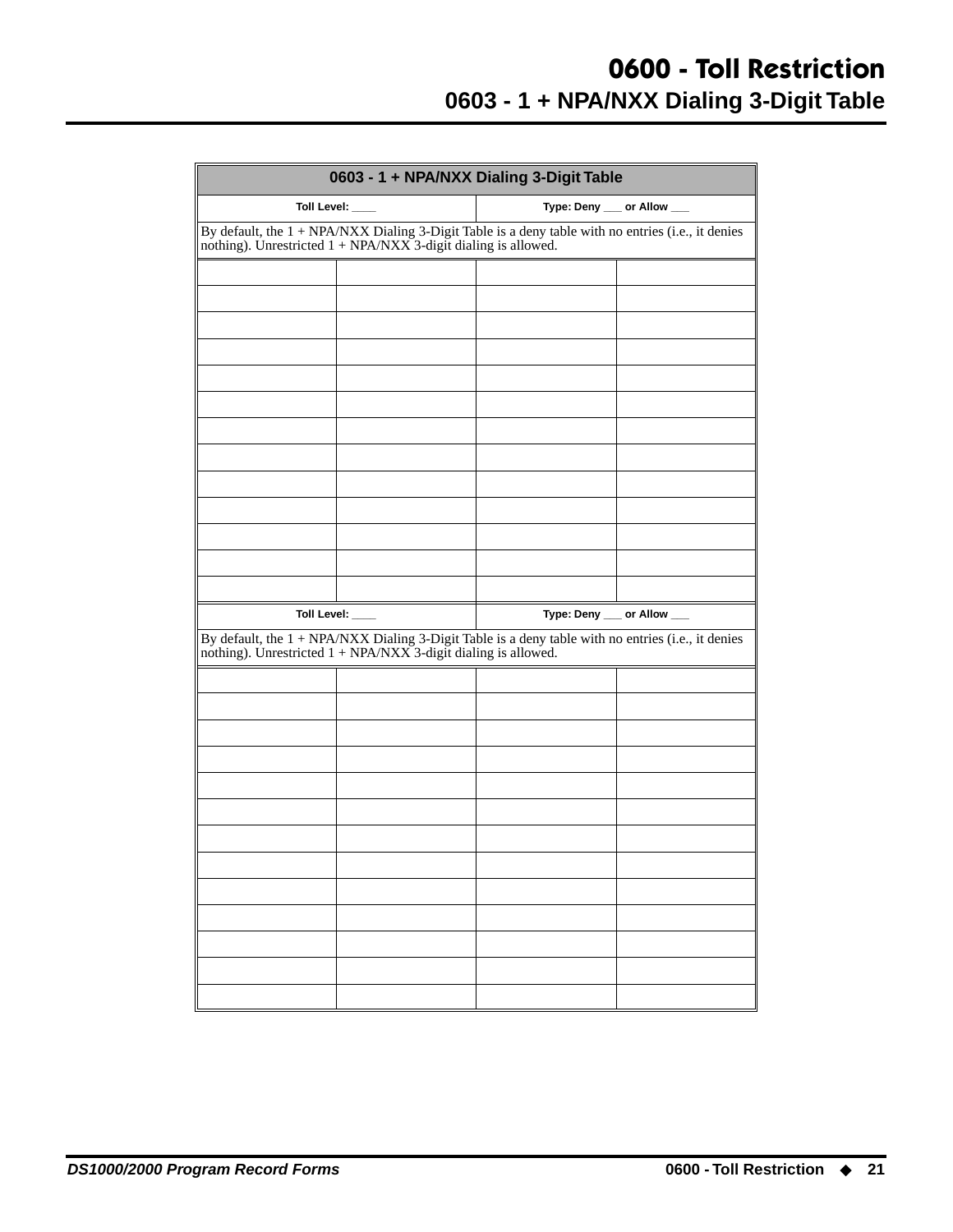# 0600 - Toll Restriction

## 0603 - 1 + NPA/NXX Dialing 3-Digit Table

| 0603 - 1 + NPA/NXX Dialing 3-Digit Table | | | |
|---|---|---|---|
| Toll Level: ____ | | Type: Deny ___ or Allow ___ | |
| By default, the 1 + NPA/NXX Dialing 3-Digit Table is a deny table with no entries (i.e., it denies nothing). Unrestricted 1 + NPA/NXX 3-digit dialing is allowed. | | | |
| | | | |
| | | | |
| | | | |
| | | | |
| | | | |
| | | | |
| | | | |
| | | | |
| | | | |
| | | | |
| | | | |
| | | | |
| | | | |
| Toll Level: ____ | | Type: Deny ___ or Allow ___ | |
| By default, the 1 + NPA/NXX Dialing 3-Digit Table is a deny table with no entries (i.e., it denies nothing). Unrestricted 1 + NPA/NXX 3-digit dialing is allowed. | | | |
| | | | |
| | | | |
| | | | |
| | | | |
| | | | |
| | | | |
| | | | |
| | | | |
| | | | |
| | | | |
| | | | |
| | | | |
| | | | |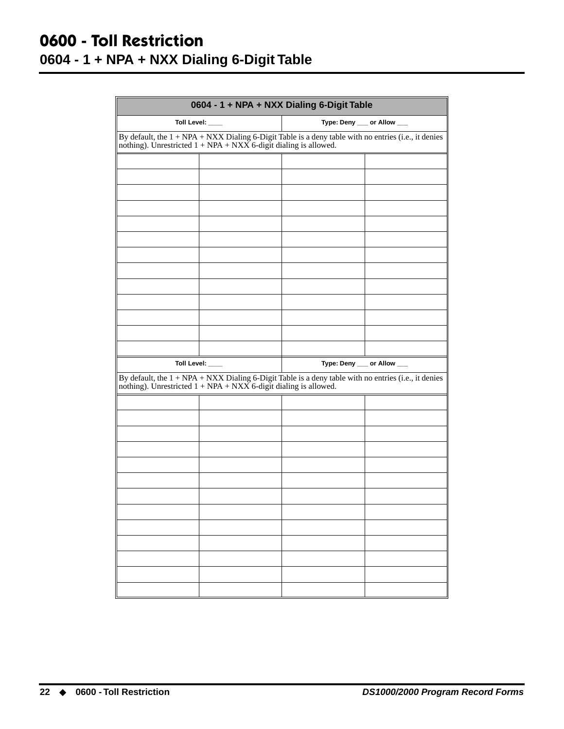# 0600 - Toll Restriction

## 0604 - 1 + NPA + NXX Dialing 6-Digit Table

| 0604 - 1 + NPA + NXX Dialing 6-Digit Table | | | |
|---|---|---|---|
| Toll Level: ____ | | Type: Deny ___ or Allow ___ | |
| By default, the 1 + NPA + NXX Dialing 6-Digit Table is a deny table with no entries (i.e., it denies nothing). Unrestricted 1 + NPA + NXX 6-digit dialing is allowed. | | | |
| | | | |
| | | | |
| | | | |
| | | | |
| | | | |
| | | | |
| | | | |
| | | | |
| | | | |
| | | | |
| | | | |
| | | | |
| | | | |
| Toll Level: ____ | | Type: Deny ___ or Allow ___ | |
| By default, the 1 + NPA + NXX Dialing 6-Digit Table is a deny table with no entries (i.e., it denies nothing). Unrestricted 1 + NPA + NXX 6-digit dialing is allowed. | | | |
| | | | |
| | | | |
| | | | |
| | | | |
| | | | |
| | | | |
| | | | |
| | | | |
| | | | |
| | | | |
| | | | |
| | | | |
| | | | |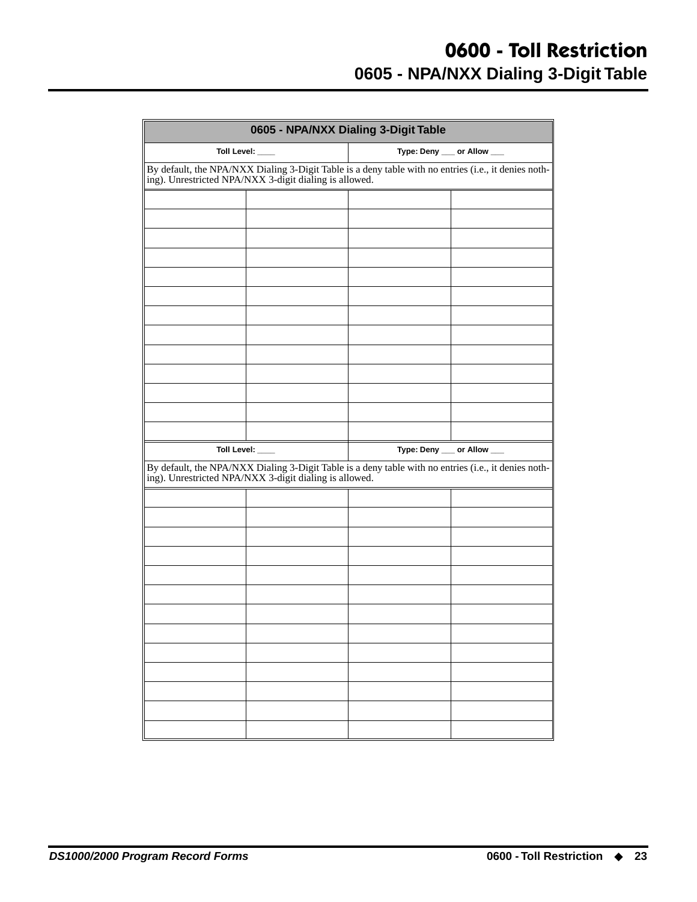# 0600 - Toll Restriction

## 0605 - NPA/NXX Dialing 3-Digit Table

| 0605 - NPA/NXX Dialing 3-Digit Table | | | |
|---|---|---|---|
| Toll Level: ____ | | Type: Deny ___ or Allow ___ | |
| By default, the NPA/NXX Dialing 3-Digit Table is a deny table with no entries (i.e., it denies nothing). Unrestricted NPA/NXX 3-digit dialing is allowed. | | | |
| | | | |
| | | | |
| | | | |
| | | | |
| | | | |
| | | | |
| | | | |
| | | | |
| | | | |
| | | | |
| | | | |
| | | | |
| | | | |
| Toll Level: ____ | | Type: Deny ___ or Allow ___ | |
| By default, the NPA/NXX Dialing 3-Digit Table is a deny table with no entries (i.e., it denies nothing). Unrestricted NPA/NXX 3-digit dialing is allowed. | | | |
| | | | |
| | | | |
| | | | |
| | | | |
| | | | |
| | | | |
| | | | |
| | | | |
| | | | |
| | | | |
| | | | |
| | | | |
| | | | |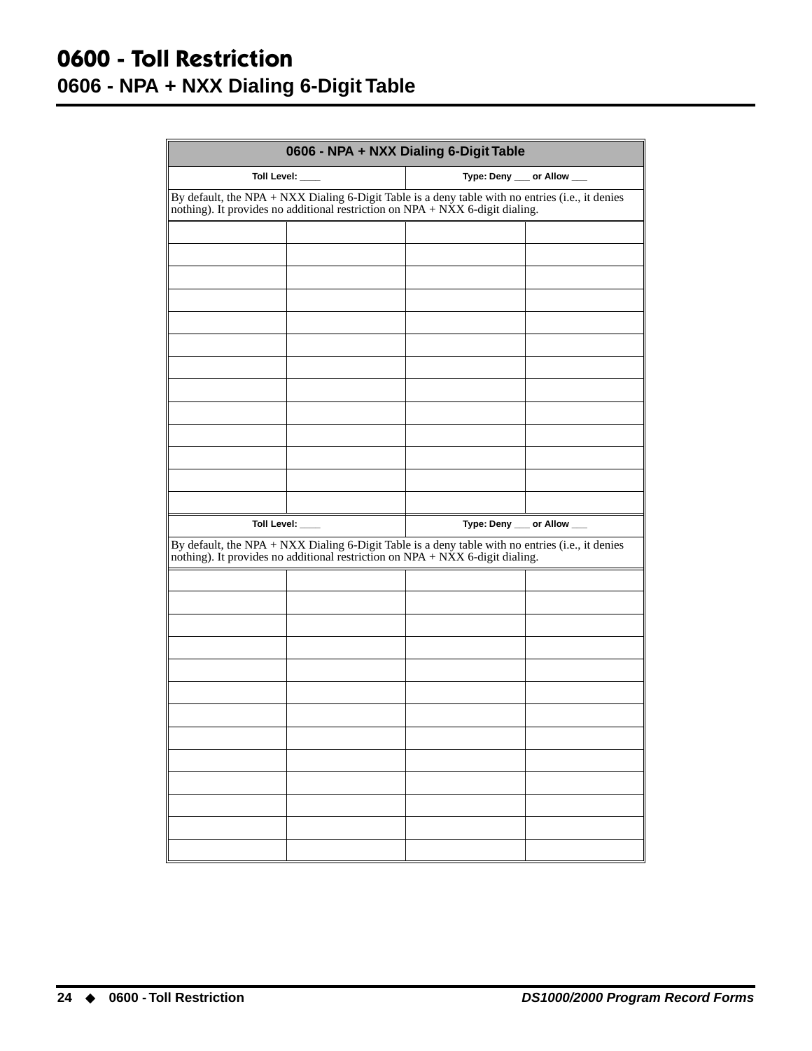# 0600 - Toll Restriction

## 0606 - NPA + NXX Dialing 6-Digit Table

| 0606 - NPA + NXX Dialing 6-Digit Table | | | |
|---|---|---|---|
| Toll Level: ____ | | Type: Deny ___ or Allow ___ | |
| By default, the NPA + NXX Dialing 6-Digit Table is a deny table with no entries (i.e., it denies nothing). It provides no additional restriction on NPA + NXX 6-digit dialing. | | | |
| | | | |
| | | | |
| | | | |
| | | | |
| | | | |
| | | | |
| | | | |
| | | | |
| | | | |
| | | | |
| | | | |
| | | | |
| | | | |
| Toll Level: ____ | | Type: Deny ___ or Allow ___ | |
| By default, the NPA + NXX Dialing 6-Digit Table is a deny table with no entries (i.e., it denies nothing). It provides no additional restriction on NPA + NXX 6-digit dialing. | | | |
| | | | |
| | | | |
| | | | |
| | | | |
| | | | |
| | | | |
| | | | |
| | | | |
| | | | |
| | | | |
| | | | |
| | | | |
| | | | |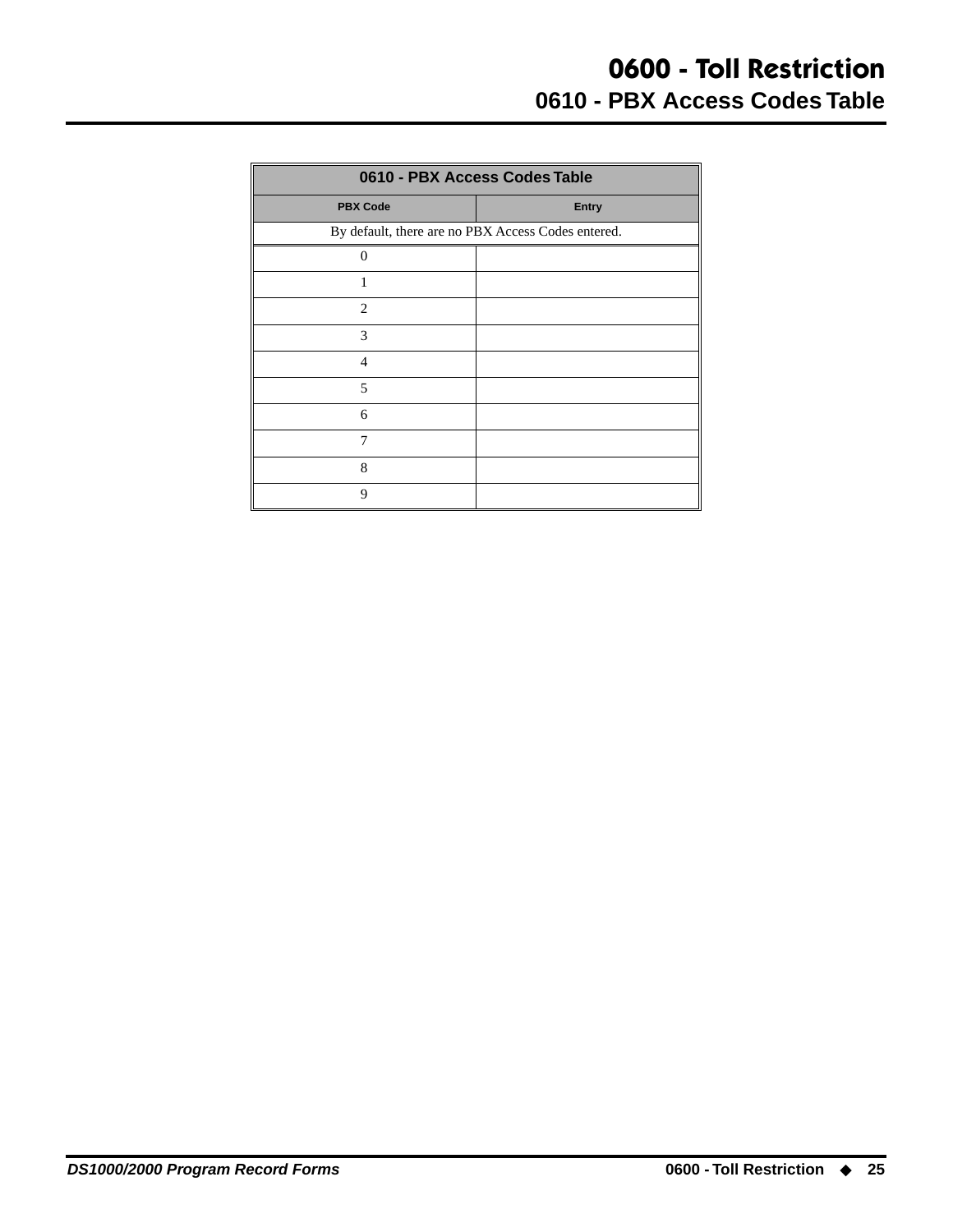# 0600 - Toll Restriction

## 0610 - PBX Access Codes Table

| 0610 - PBX Access Codes Table | |
|---|---|
| **PBX Code** | **Entry** |
| By default, there are no PBX Access Codes entered. | |
| 0 | |
| 1 | |
| 2 | |
| 3 | |
| 4 | |
| 5 | |
| 6 | |
| 7 | |
| 8 | |
| 9 | |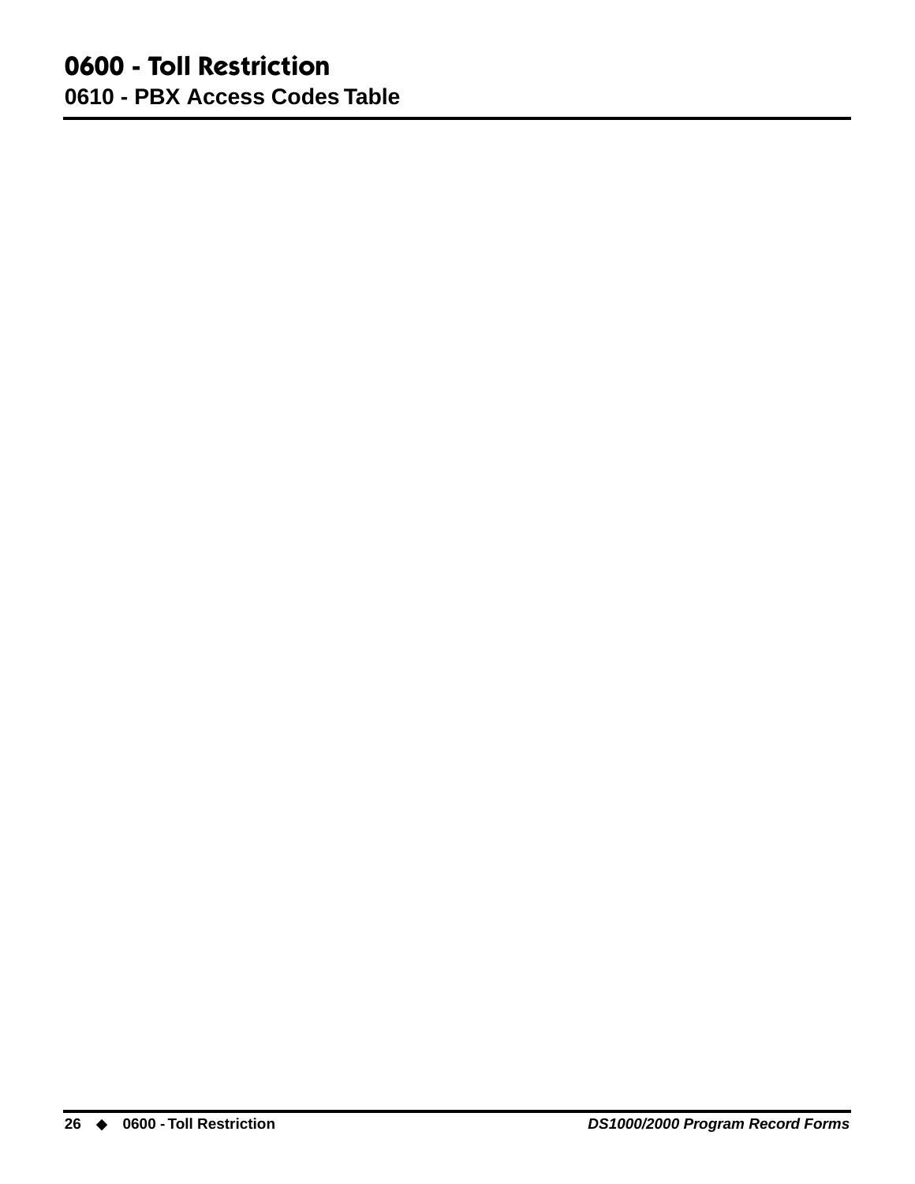# 0600 - Toll Restriction

## 0610 - PBX Access Codes Table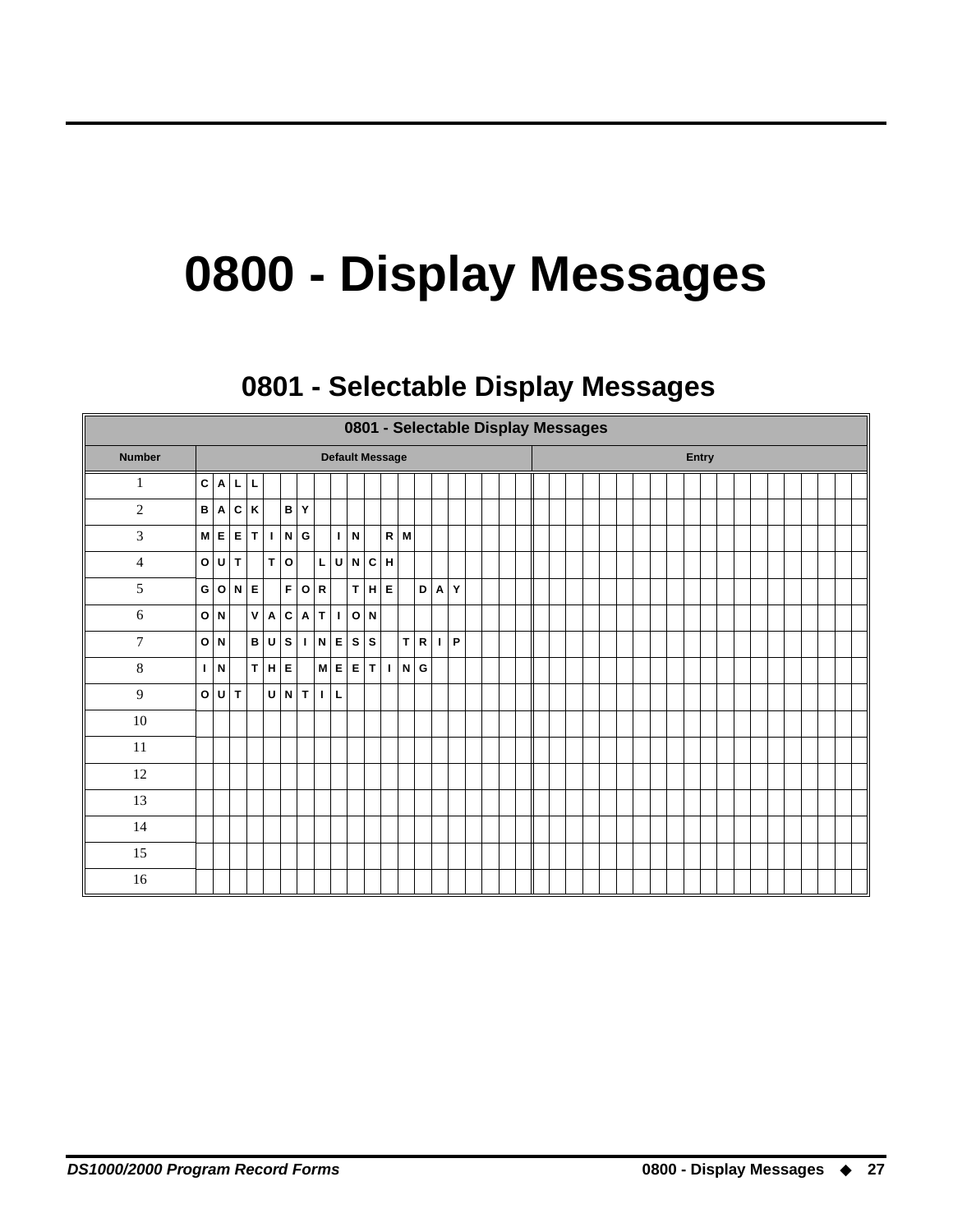# 0800 - Display Messages

## 0801 - Selectable Display Messages

| 0801 - Selectable Display Messages | | |
|---|---|---|
| **Number** | **Default Message** | **Entry** |
| 1 | CALL | |
| 2 | BACK BY | |
| 3 | MEETING IN RM | |
| 4 | OUT TO LUNCH | |
| 5 | GONE FOR THE DAY | |
| 6 | ON VACATION | |
| 7 | ON BUSINESS TRIP | |
| 8 | IN THE MEETING | |
| 9 | OUT UNTIL | |
| 10 | | |
| 11 | | |
| 12 | | |
| 13 | | |
| 14 | | |
| 15 | | |
| 16 | | |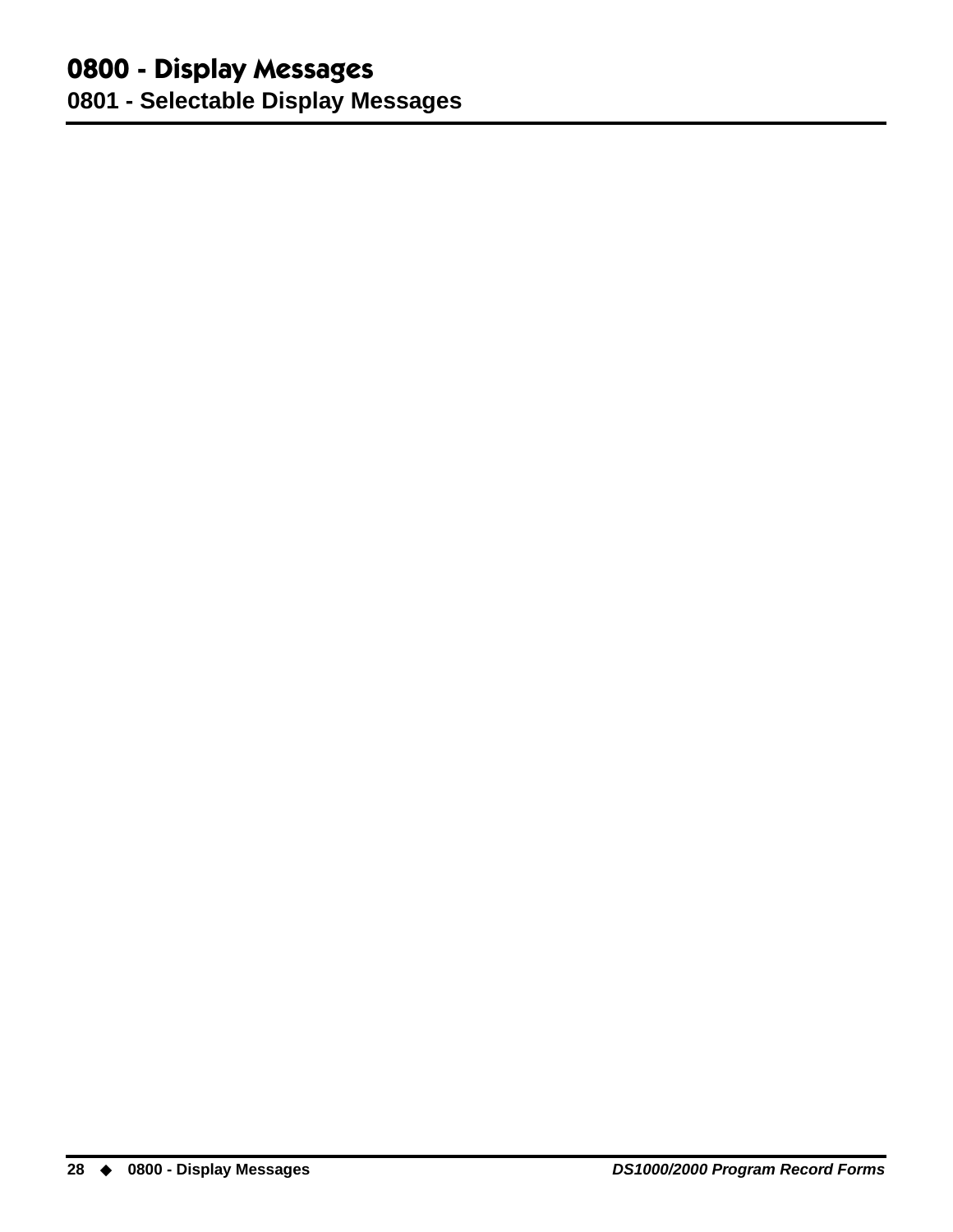# 0800 - Display Messages

## 0801 - Selectable Display Messages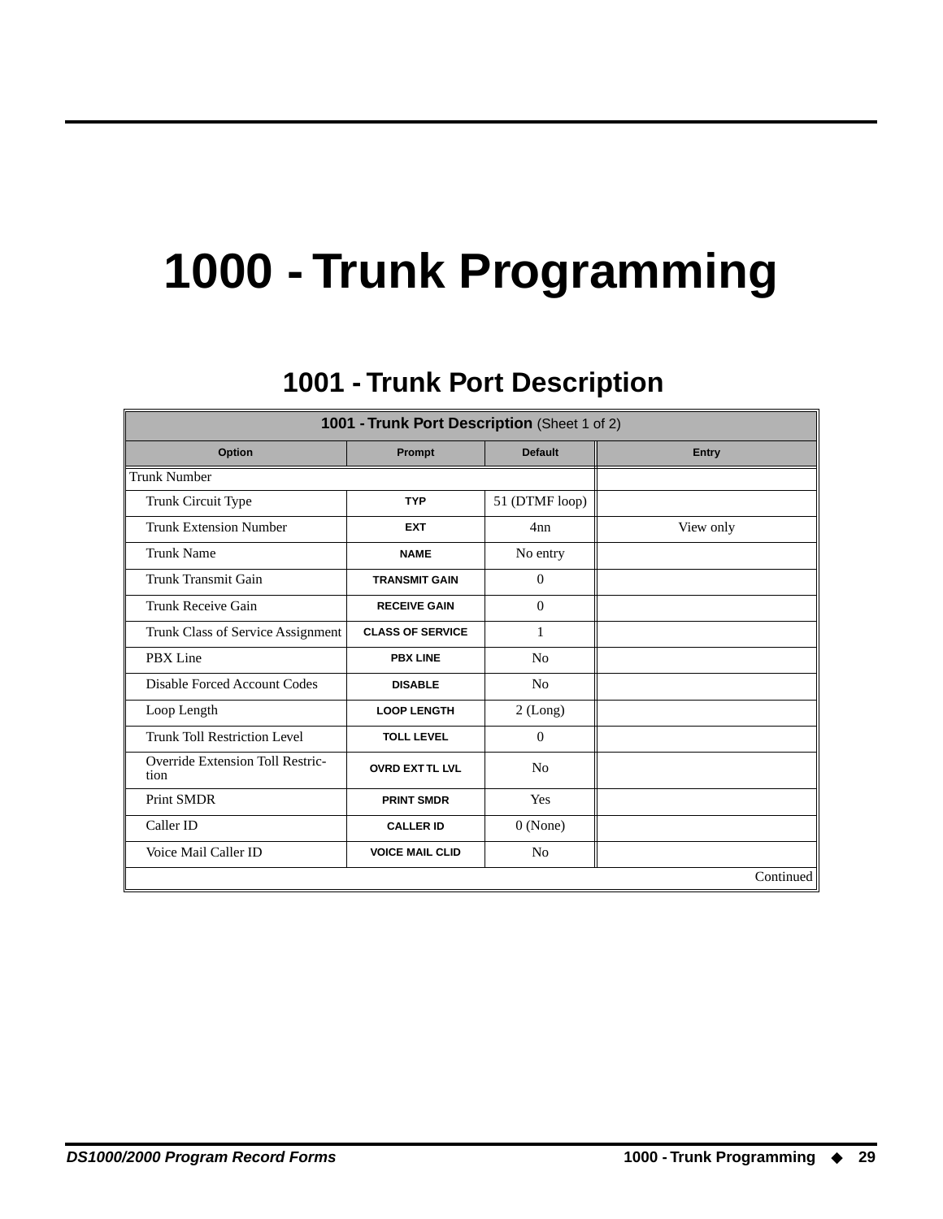# 1000 - Trunk Programming

## 1001 - Trunk Port Description

| **1001 - Trunk Port Description** (Sheet 1 of 2) | | | |
|---|---|---|---|
| **Option** | **Prompt** | **Default** | **Entry** |
| Trunk Number | | | |
| Trunk Circuit Type | TYP | 51 (DTMF loop) | |
| Trunk Extension Number | EXT | 4nn | View only |
| Trunk Name | NAME | No entry | |
| Trunk Transmit Gain | TRANSMIT GAIN | 0 | |
| Trunk Receive Gain | RECEIVE GAIN | 0 | |
| Trunk Class of Service Assignment | CLASS OF SERVICE | 1 | |
| PBX Line | PBX LINE | No | |
| Disable Forced Account Codes | DISABLE | No | |
| Loop Length | LOOP LENGTH | 2 (Long) | |
| Trunk Toll Restriction Level | TOLL LEVEL | 0 | |
| Override Extension Toll Restriction | OVRD EXT TL LVL | No | |
| Print SMDR | PRINT SMDR | Yes | |
| Caller ID | CALLER ID | 0 (None) | |
| Voice Mail Caller ID | VOICE MAIL CLID | No | |
| | | | Continued |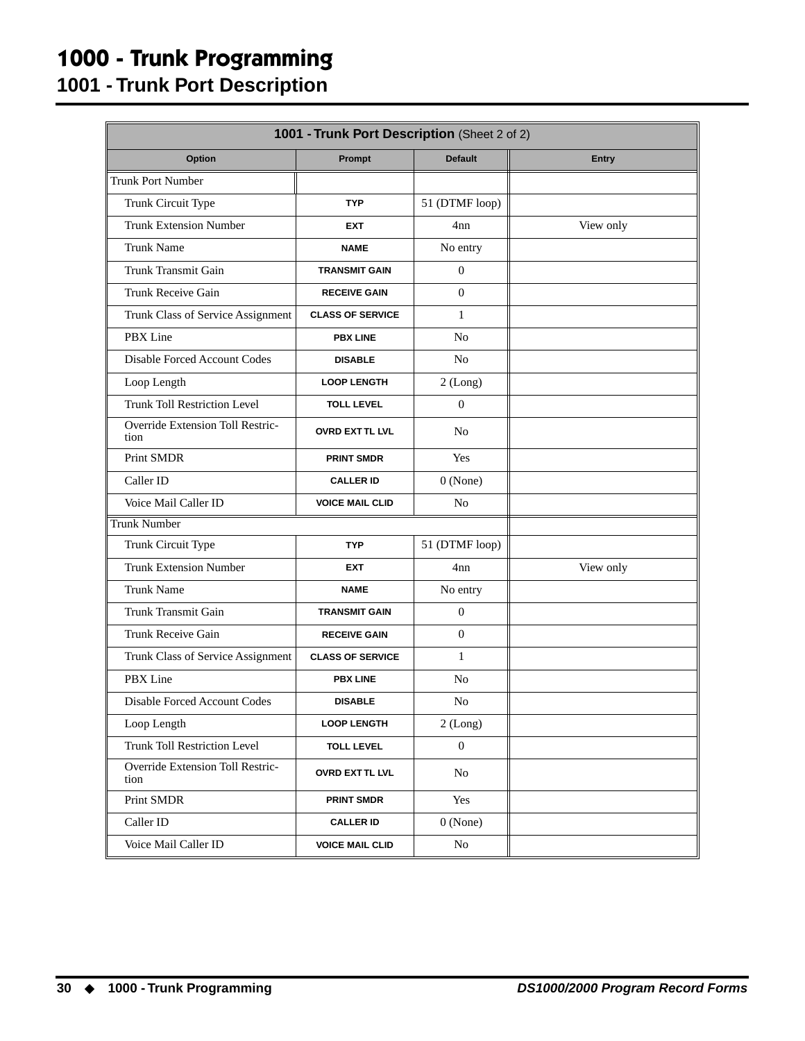# 1000 - Trunk Programming

## 1001 - Trunk Port Description

| **1001 - Trunk Port Description** (Sheet 2 of 2) | | | |
|---|---|---|---|
| **Option** | **Prompt** | **Default** | **Entry** |
| Trunk Port Number | | | |
| Trunk Circuit Type | TYP | 51 (DTMF loop) | |
| Trunk Extension Number | EXT | 4nn | View only |
| Trunk Name | NAME | No entry | |
| Trunk Transmit Gain | TRANSMIT GAIN | 0 | |
| Trunk Receive Gain | RECEIVE GAIN | 0 | |
| Trunk Class of Service Assignment | CLASS OF SERVICE | 1 | |
| PBX Line | PBX LINE | No | |
| Disable Forced Account Codes | DISABLE | No | |
| Loop Length | LOOP LENGTH | 2 (Long) | |
| Trunk Toll Restriction Level | TOLL LEVEL | 0 | |
| Override Extension Toll Restriction | OVRD EXT TL LVL | No | |
| Print SMDR | PRINT SMDR | Yes | |
| Caller ID | CALLER ID | 0 (None) | |
| Voice Mail Caller ID | VOICE MAIL CLID | No | |
| Trunk Number | | | |
| Trunk Circuit Type | TYP | 51 (DTMF loop) | |
| Trunk Extension Number | EXT | 4nn | View only |
| Trunk Name | NAME | No entry | |
| Trunk Transmit Gain | TRANSMIT GAIN | 0 | |
| Trunk Receive Gain | RECEIVE GAIN | 0 | |
| Trunk Class of Service Assignment | CLASS OF SERVICE | 1 | |
| PBX Line | PBX LINE | No | |
| Disable Forced Account Codes | DISABLE | No | |
| Loop Length | LOOP LENGTH | 2 (Long) | |
| Trunk Toll Restriction Level | TOLL LEVEL | 0 | |
| Override Extension Toll Restriction | OVRD EXT TL LVL | No | |
| Print SMDR | PRINT SMDR | Yes | |
| Caller ID | CALLER ID | 0 (None) | |
| Voice Mail Caller ID | VOICE MAIL CLID | No | |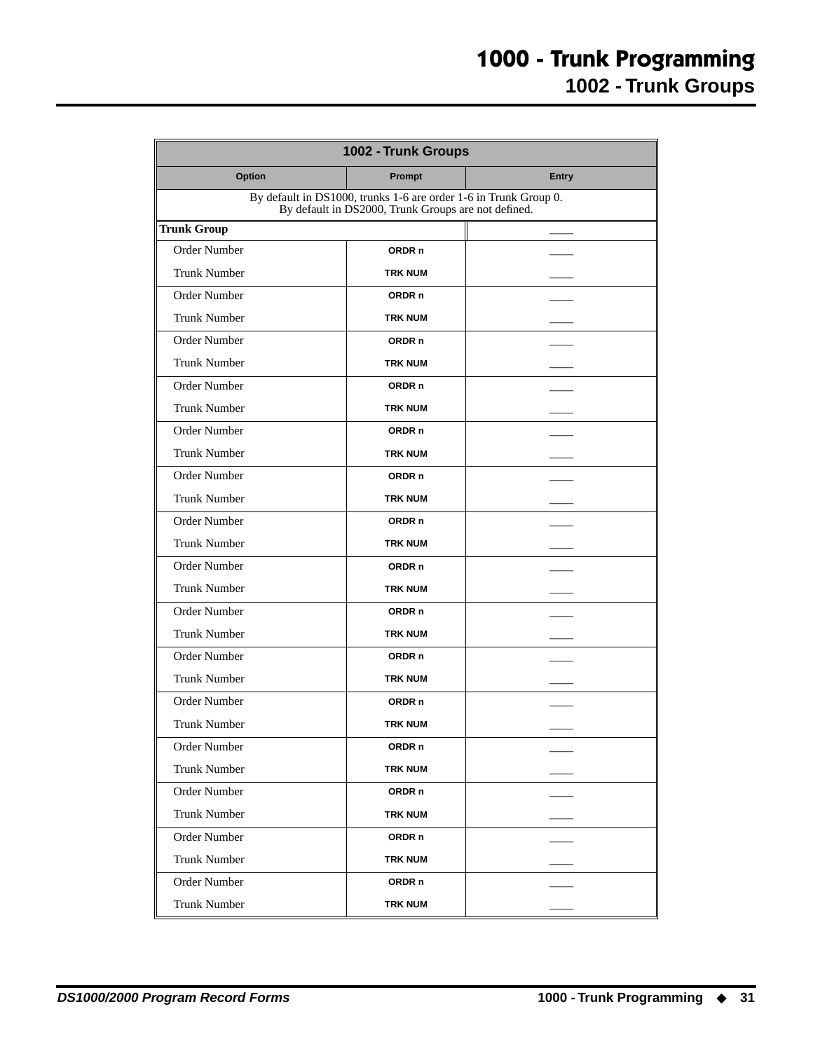# 1000 - Trunk Programming

## 1002 - Trunk Groups

| 1002 - Trunk Groups | | |
|---|---|---|
| **Option** | **Prompt** | **Entry** |
| By default in DS1000, trunks 1-6 are order 1-6 in Trunk Group 0. By default in DS2000, Trunk Groups are not defined. | | |
| **Trunk Group** | | ____ |
| Order Number | ORDR n | ____ |
| Trunk Number | TRK NUM | ____ |
| Order Number | ORDR n | ____ |
| Trunk Number | TRK NUM | ____ |
| Order Number | ORDR n | ____ |
| Trunk Number | TRK NUM | ____ |
| Order Number | ORDR n | ____ |
| Trunk Number | TRK NUM | ____ |
| Order Number | ORDR n | ____ |
| Trunk Number | TRK NUM | ____ |
| Order Number | ORDR n | ____ |
| Trunk Number | TRK NUM | ____ |
| Order Number | ORDR n | ____ |
| Trunk Number | TRK NUM | ____ |
| Order Number | ORDR n | ____ |
| Trunk Number | TRK NUM | ____ |
| Order Number | ORDR n | ____ |
| Trunk Number | TRK NUM | ____ |
| Order Number | ORDR n | ____ |
| Trunk Number | TRK NUM | ____ |
| Order Number | ORDR n | ____ |
| Trunk Number | TRK NUM | ____ |
| Order Number | ORDR n | ____ |
| Trunk Number | TRK NUM | ____ |
| Order Number | ORDR n | ____ |
| Trunk Number | TRK NUM | ____ |
| Order Number | ORDR n | ____ |
| Trunk Number | TRK NUM | ____ |
| Order Number | ORDR n | ____ |
| Trunk Number | TRK NUM | ____ |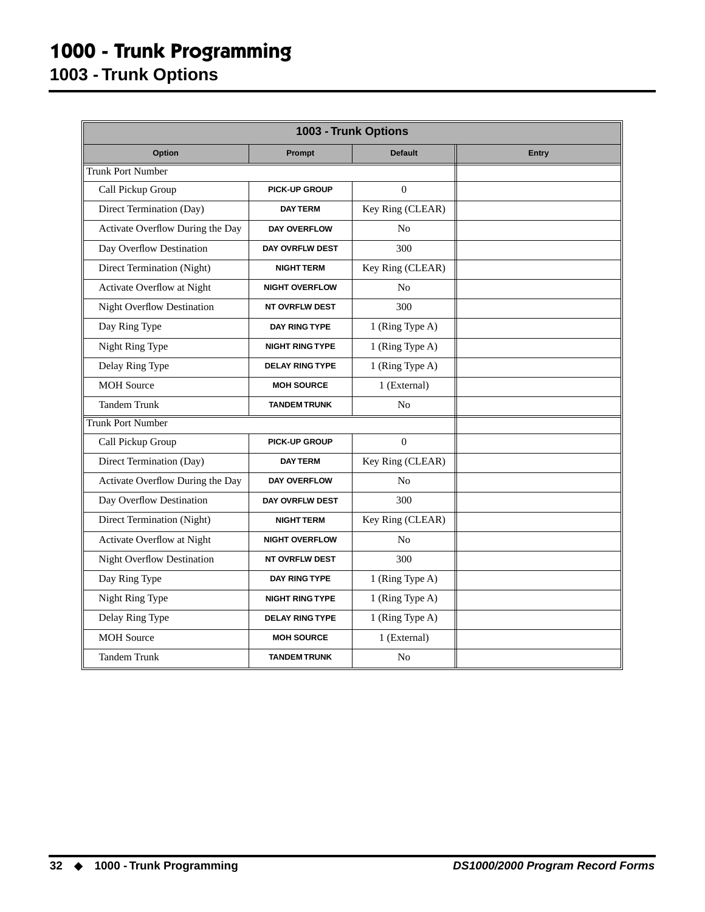# 1000 - Trunk Programming

## 1003 - Trunk Options

| 1003 - Trunk Options | | | |
|---|---|---|---|
| **Option** | **Prompt** | **Default** | **Entry** |
| Trunk Port Number | | | |
| Call Pickup Group | PICK-UP GROUP | 0 | |
| Direct Termination (Day) | DAY TERM | Key Ring (CLEAR) | |
| Activate Overflow During the Day | DAY OVERFLOW | No | |
| Day Overflow Destination | DAY OVRFLW DEST | 300 | |
| Direct Termination (Night) | NIGHT TERM | Key Ring (CLEAR) | |
| Activate Overflow at Night | NIGHT OVERFLOW | No | |
| Night Overflow Destination | NT OVRFLW DEST | 300 | |
| Day Ring Type | DAY RING TYPE | 1 (Ring Type A) | |
| Night Ring Type | NIGHT RING TYPE | 1 (Ring Type A) | |
| Delay Ring Type | DELAY RING TYPE | 1 (Ring Type A) | |
| MOH Source | MOH SOURCE | 1 (External) | |
| Tandem Trunk | TANDEM TRUNK | No | |
| Trunk Port Number | | | |
| Call Pickup Group | PICK-UP GROUP | 0 | |
| Direct Termination (Day) | DAY TERM | Key Ring (CLEAR) | |
| Activate Overflow During the Day | DAY OVERFLOW | No | |
| Day Overflow Destination | DAY OVRFLW DEST | 300 | |
| Direct Termination (Night) | NIGHT TERM | Key Ring (CLEAR) | |
| Activate Overflow at Night | NIGHT OVERFLOW | No | |
| Night Overflow Destination | NT OVRFLW DEST | 300 | |
| Day Ring Type | DAY RING TYPE | 1 (Ring Type A) | |
| Night Ring Type | NIGHT RING TYPE | 1 (Ring Type A) | |
| Delay Ring Type | DELAY RING TYPE | 1 (Ring Type A) | |
| MOH Source | MOH SOURCE | 1 (External) | |
| Tandem Trunk | TANDEM TRUNK | No | |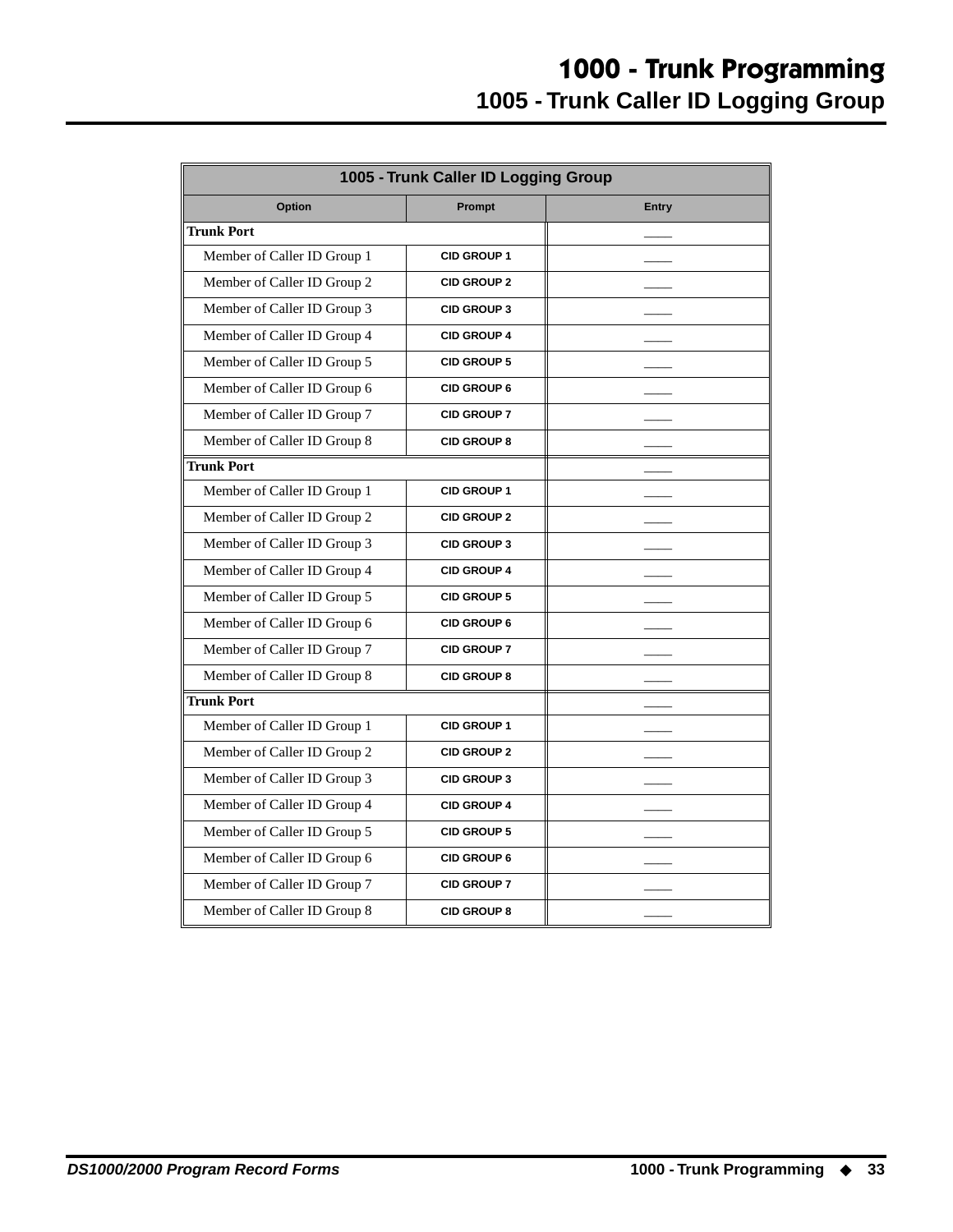# 1000 - Trunk Programming

## 1005 - Trunk Caller ID Logging Group

| 1005 - Trunk Caller ID Logging Group | | |
|---|---|---|
| **Option** | **Prompt** | **Entry** |
| **Trunk Port** | | ____ |
| Member of Caller ID Group 1 | CID GROUP 1 | ____ |
| Member of Caller ID Group 2 | CID GROUP 2 | ____ |
| Member of Caller ID Group 3 | CID GROUP 3 | ____ |
| Member of Caller ID Group 4 | CID GROUP 4 | ____ |
| Member of Caller ID Group 5 | CID GROUP 5 | ____ |
| Member of Caller ID Group 6 | CID GROUP 6 | ____ |
| Member of Caller ID Group 7 | CID GROUP 7 | ____ |
| Member of Caller ID Group 8 | CID GROUP 8 | ____ |
| **Trunk Port** | | ____ |
| Member of Caller ID Group 1 | CID GROUP 1 | ____ |
| Member of Caller ID Group 2 | CID GROUP 2 | ____ |
| Member of Caller ID Group 3 | CID GROUP 3 | ____ |
| Member of Caller ID Group 4 | CID GROUP 4 | ____ |
| Member of Caller ID Group 5 | CID GROUP 5 | ____ |
| Member of Caller ID Group 6 | CID GROUP 6 | ____ |
| Member of Caller ID Group 7 | CID GROUP 7 | ____ |
| Member of Caller ID Group 8 | CID GROUP 8 | ____ |
| **Trunk Port** | | ____ |
| Member of Caller ID Group 1 | CID GROUP 1 | ____ |
| Member of Caller ID Group 2 | CID GROUP 2 | ____ |
| Member of Caller ID Group 3 | CID GROUP 3 | ____ |
| Member of Caller ID Group 4 | CID GROUP 4 | ____ |
| Member of Caller ID Group 5 | CID GROUP 5 | ____ |
| Member of Caller ID Group 6 | CID GROUP 6 | ____ |
| Member of Caller ID Group 7 | CID GROUP 7 | ____ |
| Member of Caller ID Group 8 | CID GROUP 8 | ____ |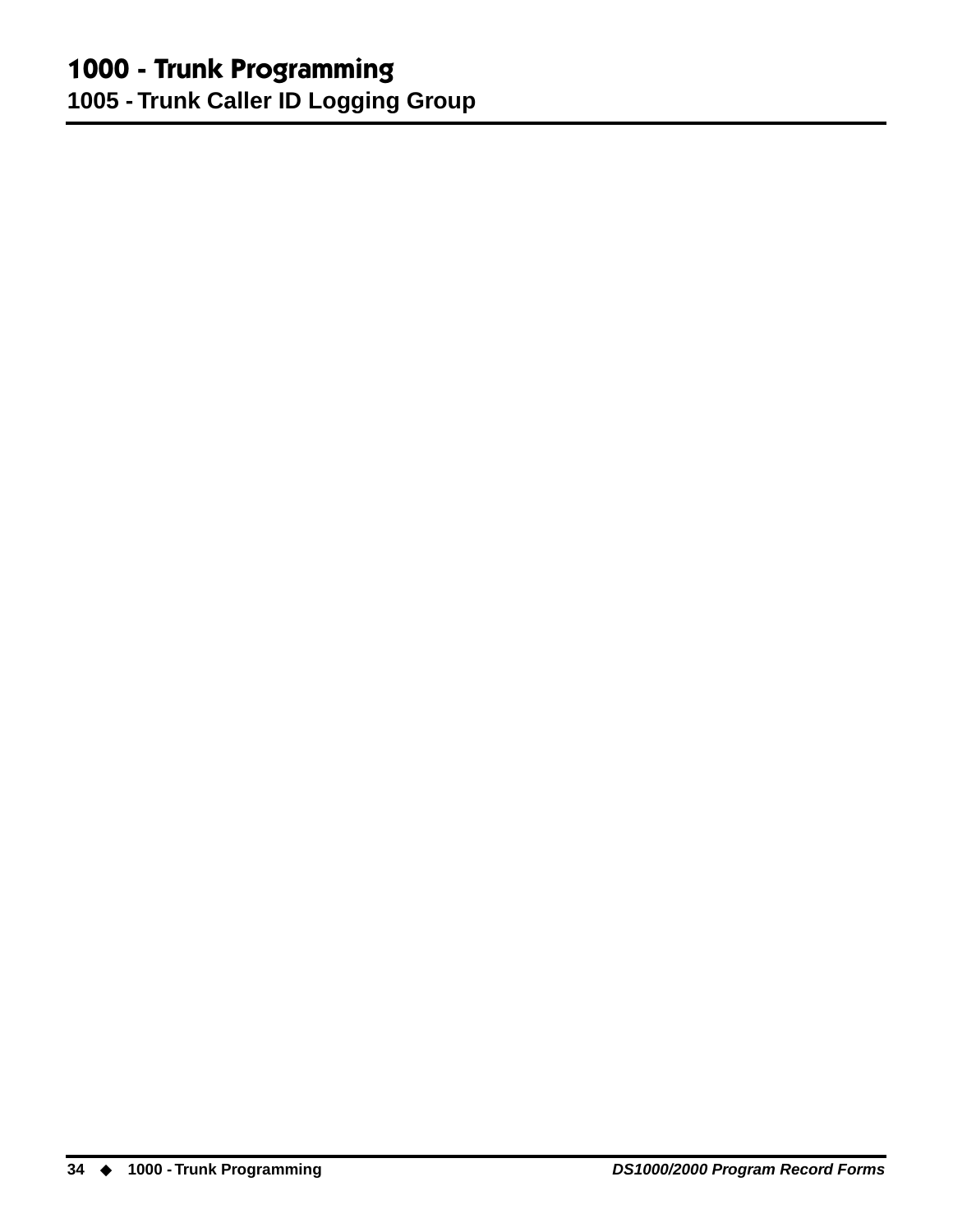# 1000 - Trunk Programming

## 1005 - Trunk Caller ID Logging Group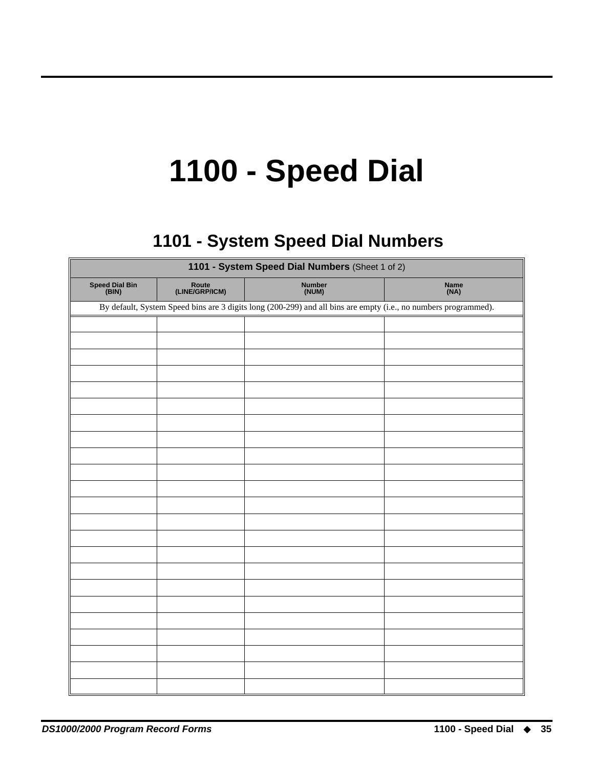# 1100 - Speed Dial

## 1101 - System Speed Dial Numbers

| **1101 - System Speed Dial Numbers** (Sheet 1 of 2) | | | |
|---|---|---|---|
| **Speed Dial Bin (BIN)** | **Route (LINE/GRP/ICM)** | **Number (NUM)** | **Name (NA)** |
| By default, System Speed bins are 3 digits long (200-299) and all bins are empty (i.e., no numbers programmed). | | | |
| | | | |
| | | | |
| | | | |
| | | | |
| | | | |
| | | | |
| | | | |
| | | | |
| | | | |
| | | | |
| | | | |
| | | | |
| | | | |
| | | | |
| | | | |
| | | | |
| | | | |
| | | | |
| | | | |
| | | | |
| | | | |
| | | | |
| | | | |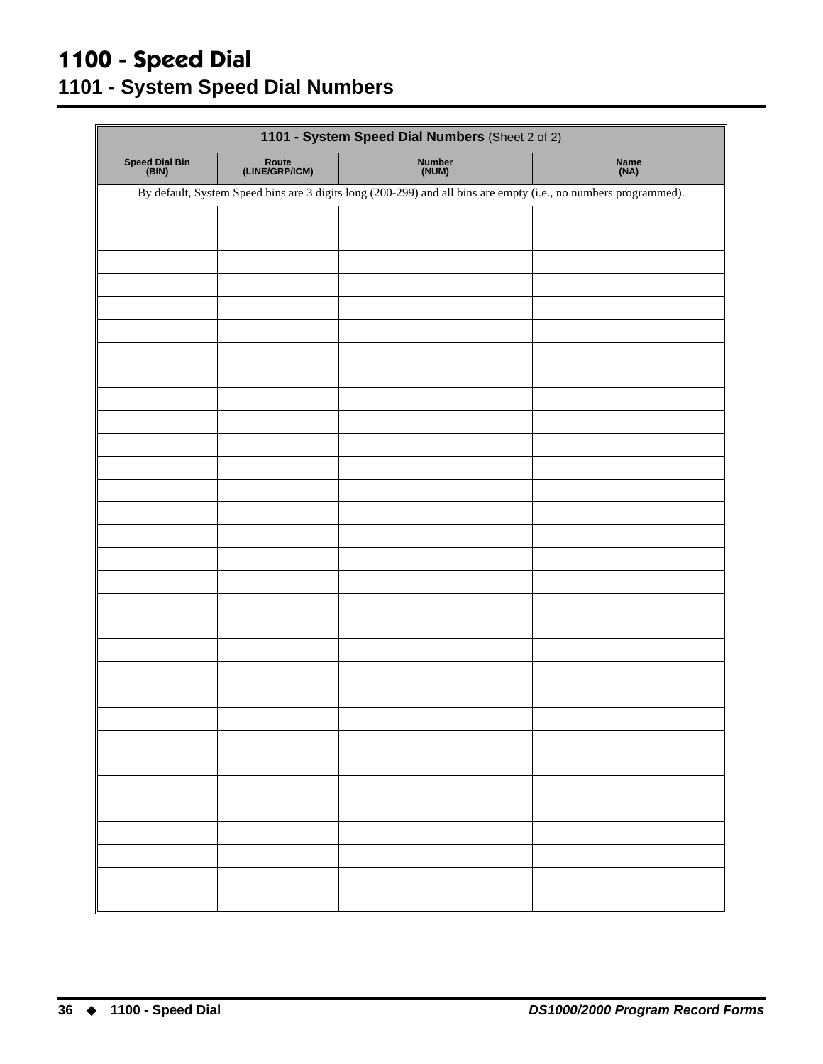# 1100 - Speed Dial

## 1101 - System Speed Dial Numbers

| 1101 - System Speed Dial Numbers (Sheet 2 of 2) | | | |
|---|---|---|---|
| **Speed Dial Bin (BIN)** | **Route (LINE/GRP/ICM)** | **Number (NUM)** | **Name (NA)** |
| By default, System Speed bins are 3 digits long (200-299) and all bins are empty (i.e., no numbers programmed). | | | |
| | | | |
| | | | |
| | | | |
| | | | |
| | | | |
| | | | |
| | | | |
| | | | |
| | | | |
| | | | |
| | | | |
| | | | |
| | | | |
| | | | |
| | | | |
| | | | |
| | | | |
| | | | |
| | | | |
| | | | |
| | | | |
| | | | |
| | | | |
| | | | |
| | | | |
| | | | |
| | | | |
| | | | |
| | | | |
| | | | |
| | | | |
| | | | |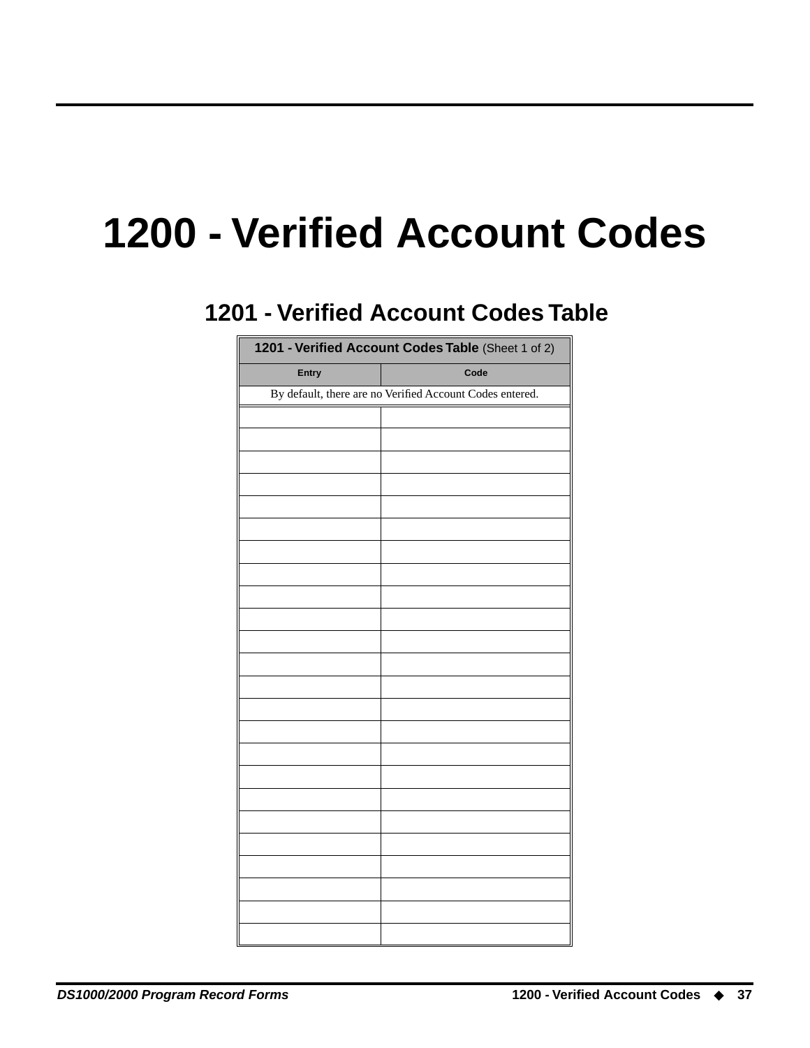# 1200 - Verified Account Codes

## 1201 - Verified Account Codes Table

| **1201 - Verified Account Codes Table** (Sheet 1 of 2) | |
|---|---|
| **Entry** | **Code** |
| By default, there are no Verified Account Codes entered. | |
| | |
| | |
| | |
| | |
| | |
| | |
| | |
| | |
| | |
| | |
| | |
| | |
| | |
| | |
| | |
| | |
| | |
| | |
| | |
| | |
| | |
| | |
| | |
| | |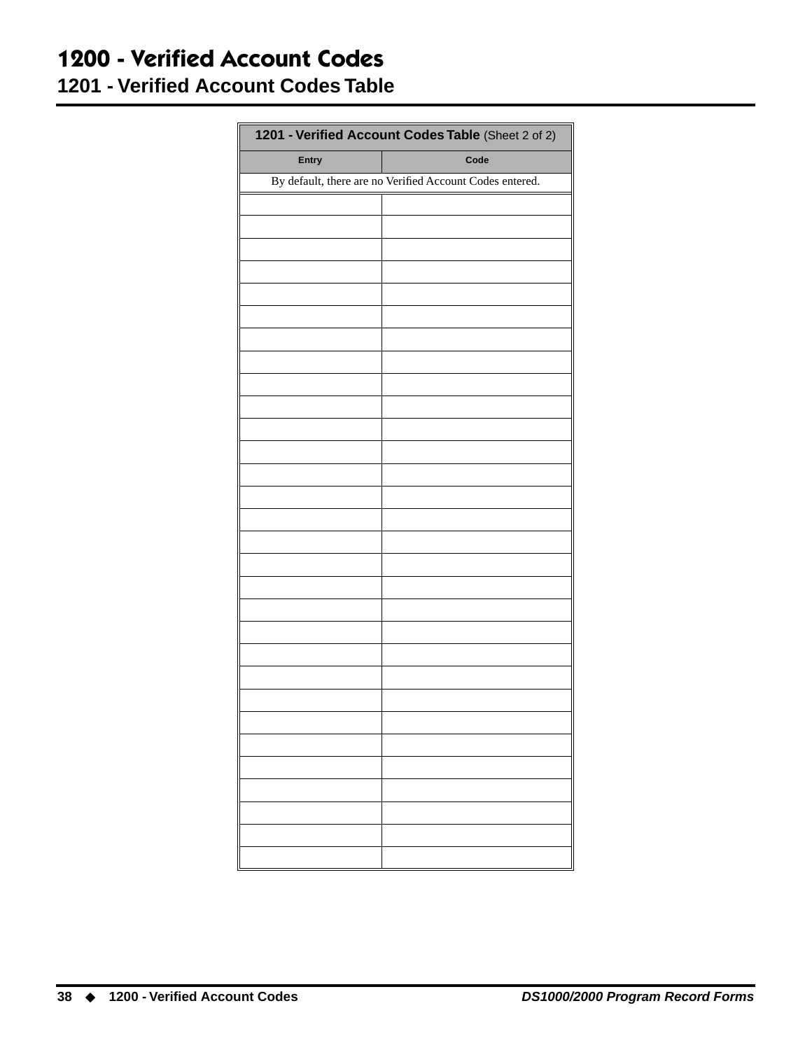# 1200 - Verified Account Codes

## 1201 - Verified Account Codes Table

| 1201 - Verified Account Codes Table (Sheet 2 of 2) | |
|---|---|
| **Entry** | **Code** |
| By default, there are no Verified Account Codes entered. | |
| | |
| | |
| | |
| | |
| | |
| | |
| | |
| | |
| | |
| | |
| | |
| | |
| | |
| | |
| | |
| | |
| | |
| | |
| | |
| | |
| | |
| | |
| | |
| | |
| | |
| | |
| | |
| | |
| | |
| | |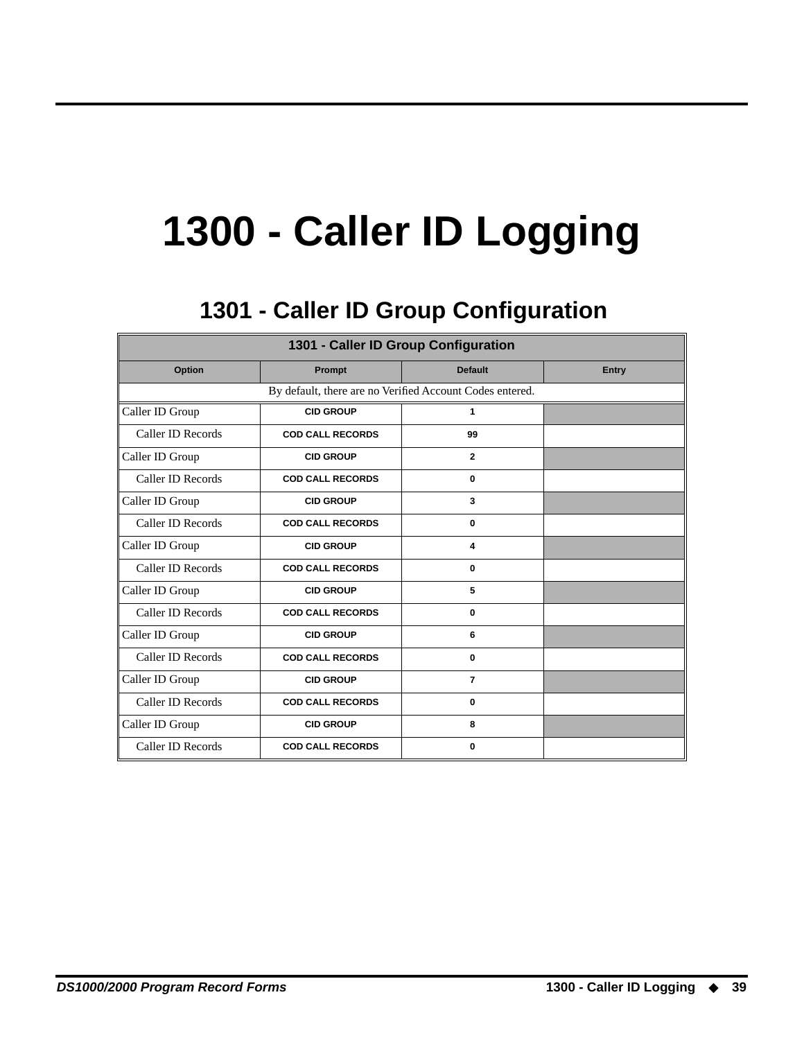# 1300 - Caller ID Logging

## 1301 - Caller ID Group Configuration

| 1301 - Caller ID Group Configuration | | | |
|---|---|---|---|
| **Option** | **Prompt** | **Default** | **Entry** |
| By default, there are no Verified Account Codes entered. | | | |
| Caller ID Group | CID GROUP | 1 | |
| Caller ID Records | COD CALL RECORDS | 99 | |
| Caller ID Group | CID GROUP | 2 | |
| Caller ID Records | COD CALL RECORDS | 0 | |
| Caller ID Group | CID GROUP | 3 | |
| Caller ID Records | COD CALL RECORDS | 0 | |
| Caller ID Group | CID GROUP | 4 | |
| Caller ID Records | COD CALL RECORDS | 0 | |
| Caller ID Group | CID GROUP | 5 | |
| Caller ID Records | COD CALL RECORDS | 0 | |
| Caller ID Group | CID GROUP | 6 | |
| Caller ID Records | COD CALL RECORDS | 0 | |
| Caller ID Group | CID GROUP | 7 | |
| Caller ID Records | COD CALL RECORDS | 0 | |
| Caller ID Group | CID GROUP | 8 | |
| Caller ID Records | COD CALL RECORDS | 0 | |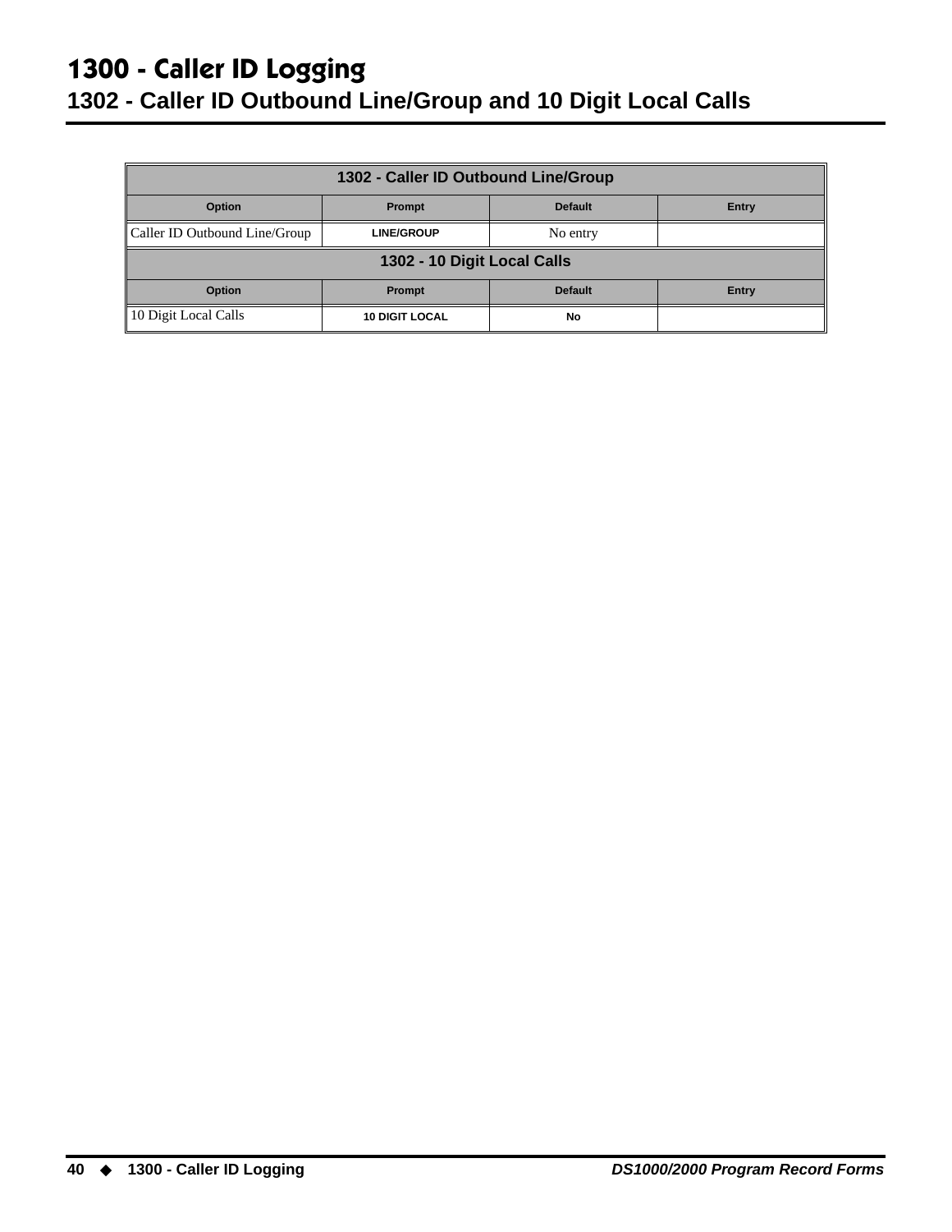# 1300 - Caller ID Logging

## 1302 - Caller ID Outbound Line/Group and 10 Digit Local Calls

| 1302 - Caller ID Outbound Line/Group | | | |
|---|---|---|---|
| **Option** | **Prompt** | **Default** | **Entry** |
| Caller ID Outbound Line/Group | LINE/GROUP | No entry | |

| 1302 - 10 Digit Local Calls | | | |
|---|---|---|---|
| **Option** | **Prompt** | **Default** | **Entry** |
| 10 Digit Local Calls | 10 DIGIT LOCAL | No | |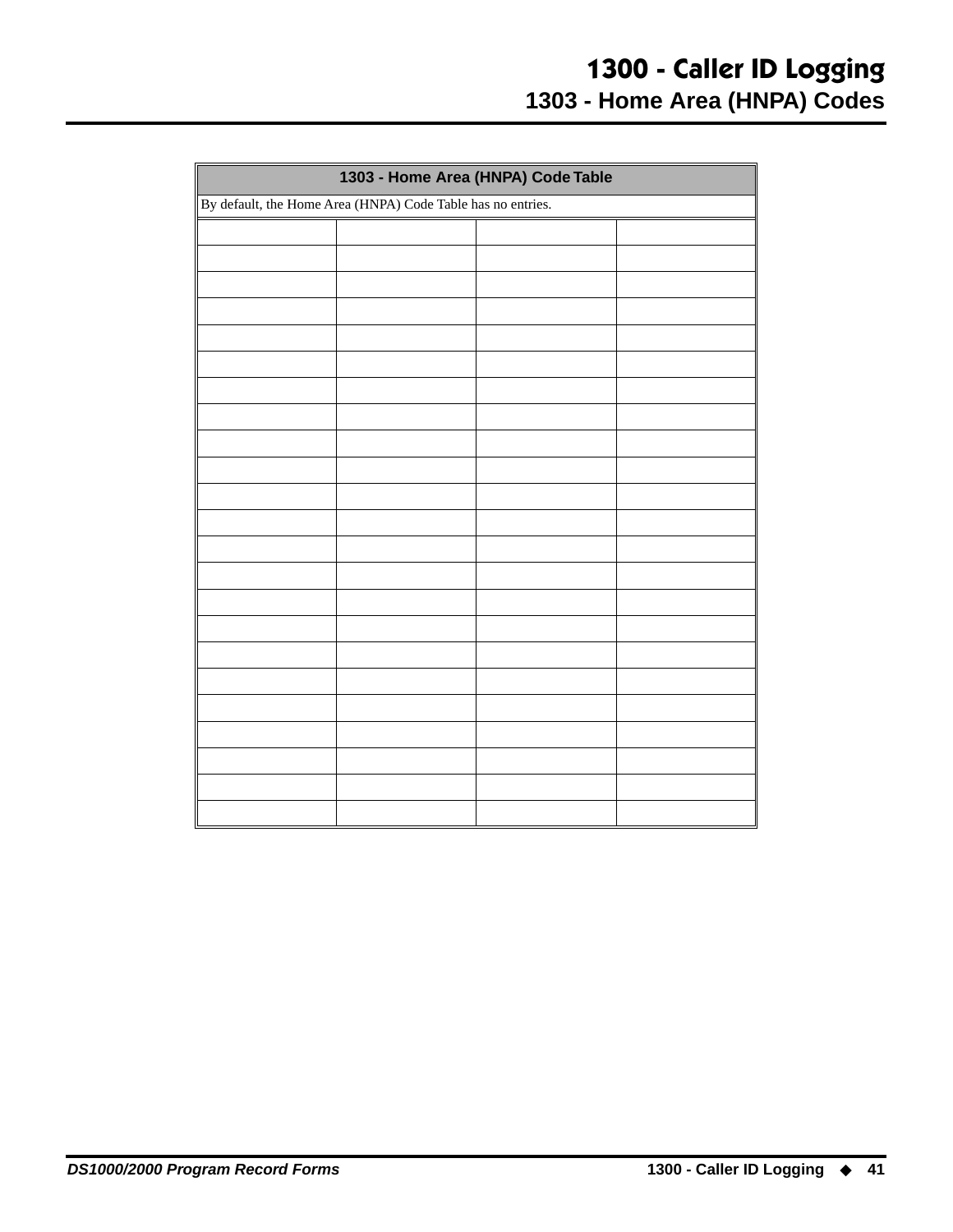# 1300 - Caller ID Logging

## 1303 - Home Area (HNPA) Codes

| 1303 - Home Area (HNPA) Code Table | | | |
|---|---|---|---|
| By default, the Home Area (HNPA) Code Table has no entries. | | | |
| | | | |
| | | | |
| | | | |
| | | | |
| | | | |
| | | | |
| | | | |
| | | | |
| | | | |
| | | | |
| | | | |
| | | | |
| | | | |
| | | | |
| | | | |
| | | | |
| | | | |
| | | | |
| | | | |
| | | | |
| | | | |
| | | | |
| | | | |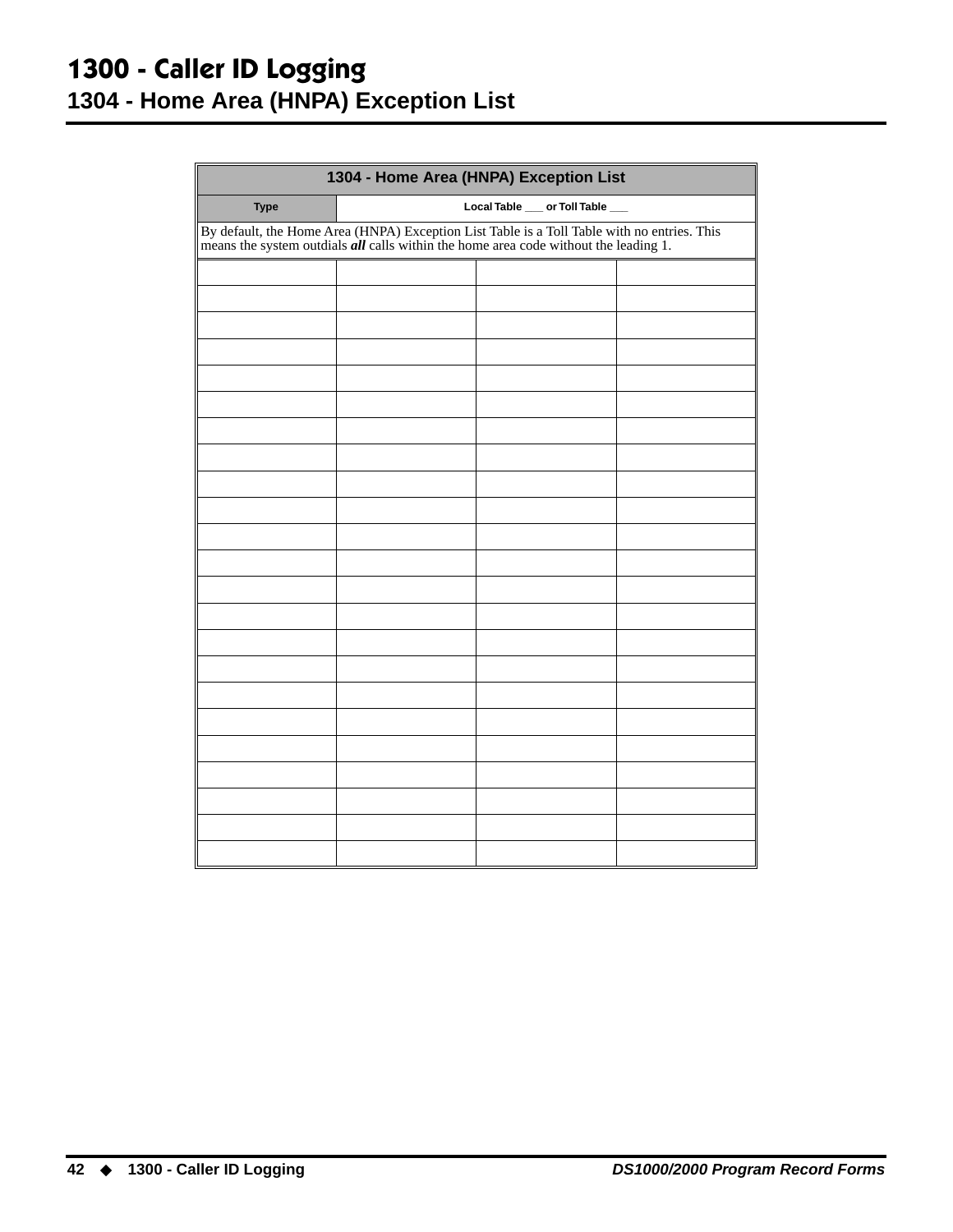# 1300 - Caller ID Logging

## 1304 - Home Area (HNPA) Exception List

| 1304 - Home Area (HNPA) Exception List | | | |
|---|---|---|---|
| Type | Local Table ___ or Toll Table ___ | | |
| By default, the Home Area (HNPA) Exception List Table is a Toll Table with no entries. This means the system outdials ***all*** calls within the home area code without the leading 1. | | | |
| | | | |
| | | | |
| | | | |
| | | | |
| | | | |
| | | | |
| | | | |
| | | | |
| | | | |
| | | | |
| | | | |
| | | | |
| | | | |
| | | | |
| | | | |
| | | | |
| | | | |
| | | | |
| | | | |
| | | | |
| | | | |
| | | | |
| | | | |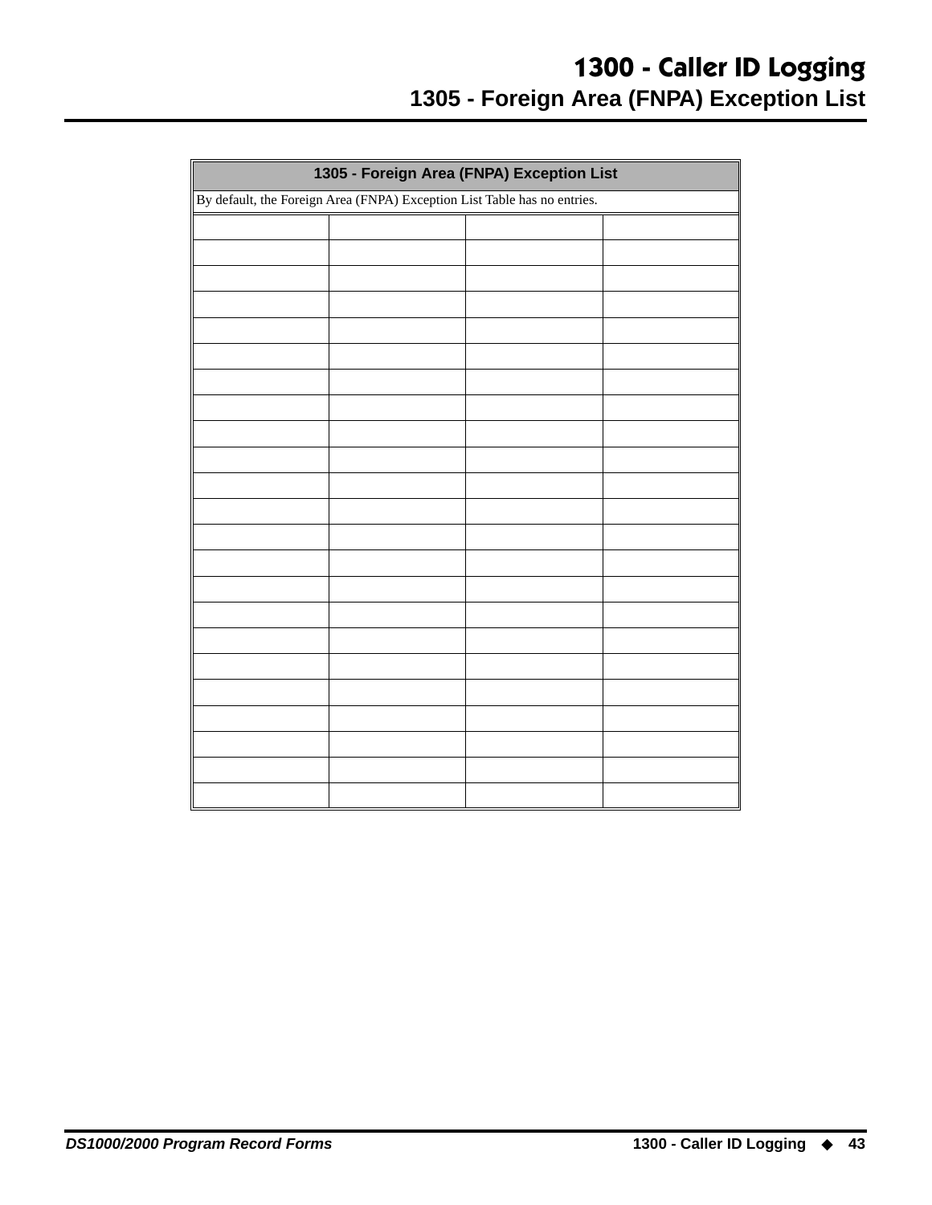# 1300 - Caller ID Logging

## 1305 - Foreign Area (FNPA) Exception List

| 1305 - Foreign Area (FNPA) Exception List | | | |
|---|---|---|---|
| By default, the Foreign Area (FNPA) Exception List Table has no entries. | | | |
| | | | |
| | | | |
| | | | |
| | | | |
| | | | |
| | | | |
| | | | |
| | | | |
| | | | |
| | | | |
| | | | |
| | | | |
| | | | |
| | | | |
| | | | |
| | | | |
| | | | |
| | | | |
| | | | |
| | | | |
| | | | |
| | | | |
| | | | |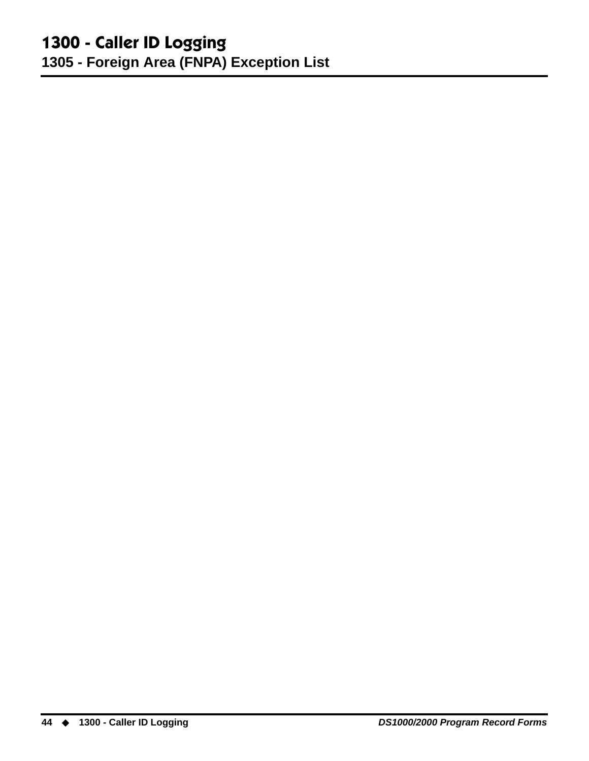# 1300 - Caller ID Logging

## 1305 - Foreign Area (FNPA) Exception List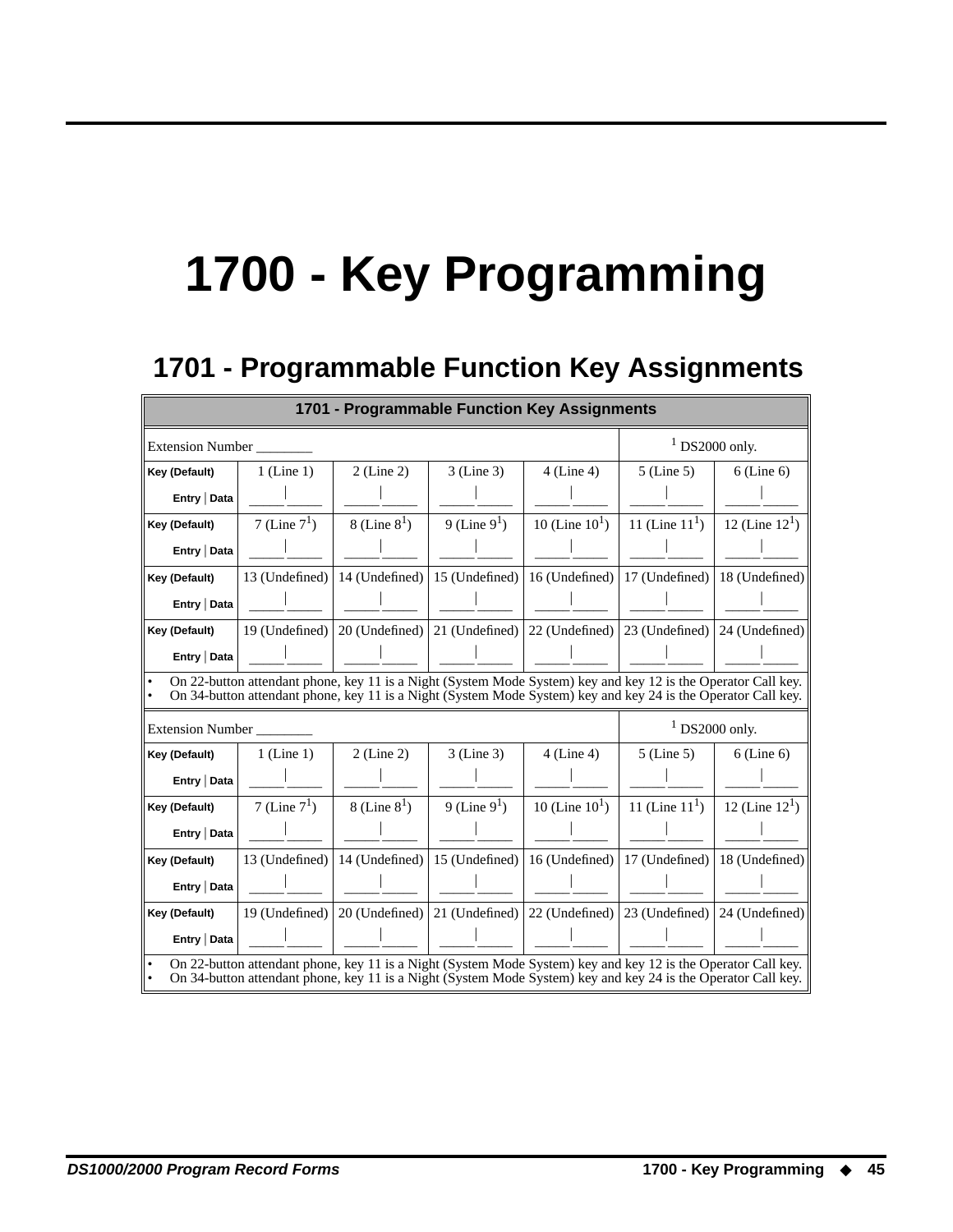# 1700 - Key Programming

## 1701 - Programmable Function Key Assignments

| 1701 - Programmable Function Key Assignments | | | | | | |
|---|---|---|---|---|---|---|
| Extension Number ________ | | | | | [1] DS2000 only. | |
| **Key (Default)** | 1 (Line 1) | 2 (Line 2) | 3 (Line 3) | 4 (Line 4) | 5 (Line 5) | 6 (Line 6) |
| **Entry \| Data** | _____\|_____ | _____\|_____ | _____\|_____ | _____\|_____ | _____\|_____ | _____\|_____ |
| **Key (Default)** | 7 (Line 7[1]) | 8 (Line 8[1]) | 9 (Line 9[1]) | 10 (Line 10[1]) | 11 (Line 11[1]) | 12 (Line 12[1]) |
| **Entry \| Data** | _____\|_____ | _____\|_____ | _____\|_____ | _____\|_____ | _____\|_____ | _____\|_____ |
| **Key (Default)** | 13 (Undefined) | 14 (Undefined) | 15 (Undefined) | 16 (Undefined) | 17 (Undefined) | 18 (Undefined) |
| **Entry \| Data** | _____\|_____ | _____\|_____ | _____\|_____ | _____\|_____ | _____\|_____ | _____\|_____ |
| **Key (Default)** | 19 (Undefined) | 20 (Undefined) | 21 (Undefined) | 22 (Undefined) | 23 (Undefined) | 24 (Undefined) |
| **Entry \| Data** | _____\|_____ | _____\|_____ | _____\|_____ | _____\|_____ | _____\|_____ | _____\|_____ |
| • On 22-button attendant phone, key 11 is a Night (System Mode System) key and key 12 is the Operator Call key.<br>• On 34-button attendant phone, key 11 is a Night (System Mode System) key and key 24 is the Operator Call key. | | | | | | |
| Extension Number ________ | | | | | [1] DS2000 only. | |
| **Key (Default)** | 1 (Line 1) | 2 (Line 2) | 3 (Line 3) | 4 (Line 4) | 5 (Line 5) | 6 (Line 6) |
| **Entry \| Data** | _____\|_____ | _____\|_____ | _____\|_____ | _____\|_____ | _____\|_____ | _____\|_____ |
| **Key (Default)** | 7 (Line 7[1]) | 8 (Line 8[1]) | 9 (Line 9[1]) | 10 (Line 10[1]) | 11 (Line 11[1]) | 12 (Line 12[1]) |
| **Entry \| Data** | _____\|_____ | _____\|_____ | _____\|_____ | _____\|_____ | _____\|_____ | _____\|_____ |
| **Key (Default)** | 13 (Undefined) | 14 (Undefined) | 15 (Undefined) | 16 (Undefined) | 17 (Undefined) | 18 (Undefined) |
| **Entry \| Data** | _____\|_____ | _____\|_____ | _____\|_____ | _____\|_____ | _____\|_____ | _____\|_____ |
| **Key (Default)** | 19 (Undefined) | 20 (Undefined) | 21 (Undefined) | 22 (Undefined) | 23 (Undefined) | 24 (Undefined) |
| **Entry \| Data** | _____\|_____ | _____\|_____ | _____\|_____ | _____\|_____ | _____\|_____ | _____\|_____ |
| • On 22-button attendant phone, key 11 is a Night (System Mode System) key and key 12 is the Operator Call key.<br>• On 34-button attendant phone, key 11 is a Night (System Mode System) key and key 24 is the Operator Call key. | | | | | | |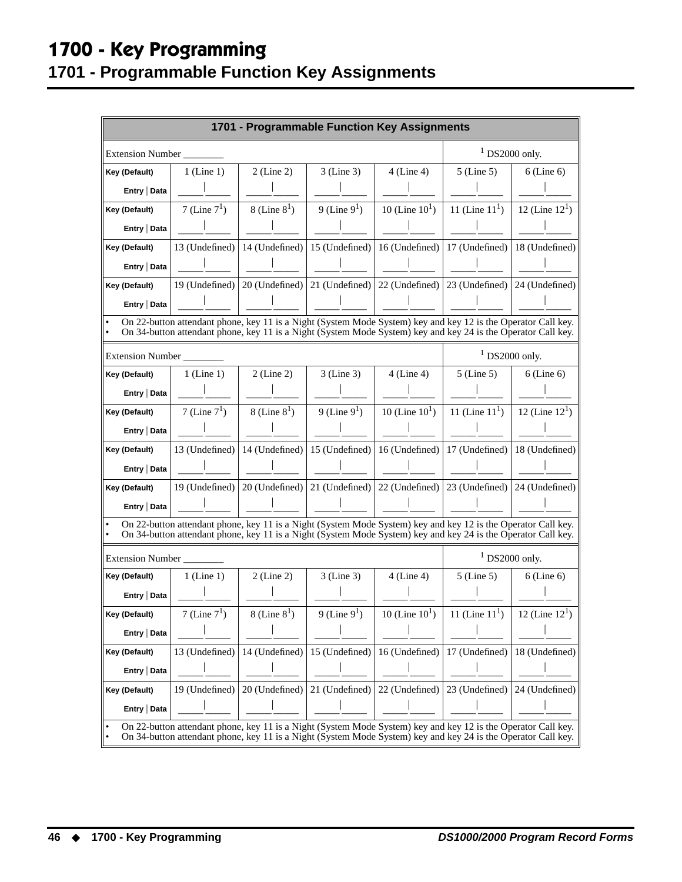# 1700 - Key Programming

## 1701 - Programmable Function Key Assignments

| 1701 - Programmable Function Key Assignments | | | | | | |
|---|---|---|---|---|---|---|
| Extension Number ________ | | | | | [1] DS2000 only. | |
| **Key (Default)** | 1 (Line 1) | 2 (Line 2) | 3 (Line 3) | 4 (Line 4) | 5 (Line 5) | 6 (Line 6) |
| **Entry \| Data** | _____\|_____ | _____\|_____ | _____\|_____ | _____\|_____ | _____\|_____ | _____\|_____ |
| **Key (Default)** | 7 (Line 7[1]) | 8 (Line 8[1]) | 9 (Line 9[1]) | 10 (Line 10[1]) | 11 (Line 11[1]) | 12 (Line 12[1]) |
| **Entry \| Data** | _____\|_____ | _____\|_____ | _____\|_____ | _____\|_____ | _____\|_____ | _____\|_____ |
| **Key (Default)** | 13 (Undefined) | 14 (Undefined) | 15 (Undefined) | 16 (Undefined) | 17 (Undefined) | 18 (Undefined) |
| **Entry \| Data** | _____\|_____ | _____\|_____ | _____\|_____ | _____\|_____ | _____\|_____ | _____\|_____ |
| **Key (Default)** | 19 (Undefined) | 20 (Undefined) | 21 (Undefined) | 22 (Undefined) | 23 (Undefined) | 24 (Undefined) |
| **Entry \| Data** | _____\|_____ | _____\|_____ | _____\|_____ | _____\|_____ | _____\|_____ | _____\|_____ |
| • On 22-button attendant phone, key 11 is a Night (System Mode System) key and key 12 is the Operator Call key. • On 34-button attendant phone, key 11 is a Night (System Mode System) key and key 24 is the Operator Call key. | | | | | | |
| Extension Number ________ | | | | | [1] DS2000 only. | |
| **Key (Default)** | 1 (Line 1) | 2 (Line 2) | 3 (Line 3) | 4 (Line 4) | 5 (Line 5) | 6 (Line 6) |
| **Entry \| Data** | _____\|_____ | _____\|_____ | _____\|_____ | _____\|_____ | _____\|_____ | _____\|_____ |
| **Key (Default)** | 7 (Line 7[1]) | 8 (Line 8[1]) | 9 (Line 9[1]) | 10 (Line 10[1]) | 11 (Line 11[1]) | 12 (Line 12[1]) |
| **Entry \| Data** | _____\|_____ | _____\|_____ | _____\|_____ | _____\|_____ | _____\|_____ | _____\|_____ |
| **Key (Default)** | 13 (Undefined) | 14 (Undefined) | 15 (Undefined) | 16 (Undefined) | 17 (Undefined) | 18 (Undefined) |
| **Entry \| Data** | _____\|_____ | _____\|_____ | _____\|_____ | _____\|_____ | _____\|_____ | _____\|_____ |
| **Key (Default)** | 19 (Undefined) | 20 (Undefined) | 21 (Undefined) | 22 (Undefined) | 23 (Undefined) | 24 (Undefined) |
| **Entry \| Data** | _____\|_____ | _____\|_____ | _____\|_____ | _____\|_____ | _____\|_____ | _____\|_____ |
| • On 22-button attendant phone, key 11 is a Night (System Mode System) key and key 12 is the Operator Call key. • On 34-button attendant phone, key 11 is a Night (System Mode System) key and key 24 is the Operator Call key. | | | | | | |
| Extension Number ________ | | | | | [1] DS2000 only. | |
| **Key (Default)** | 1 (Line 1) | 2 (Line 2) | 3 (Line 3) | 4 (Line 4) | 5 (Line 5) | 6 (Line 6) |
| **Entry \| Data** | _____\|_____ | _____\|_____ | _____\|_____ | _____\|_____ | _____\|_____ | _____\|_____ |
| **Key (Default)** | 7 (Line 7[1]) | 8 (Line 8[1]) | 9 (Line 9[1]) | 10 (Line 10[1]) | 11 (Line 11[1]) | 12 (Line 12[1]) |
| **Entry \| Data** | _____\|_____ | _____\|_____ | _____\|_____ | _____\|_____ | _____\|_____ | _____\|_____ |
| **Key (Default)** | 13 (Undefined) | 14 (Undefined) | 15 (Undefined) | 16 (Undefined) | 17 (Undefined) | 18 (Undefined) |
| **Entry \| Data** | _____\|_____ | _____\|_____ | _____\|_____ | _____\|_____ | _____\|_____ | _____\|_____ |
| **Key (Default)** | 19 (Undefined) | 20 (Undefined) | 21 (Undefined) | 22 (Undefined) | 23 (Undefined) | 24 (Undefined) |
| **Entry \| Data** | _____\|_____ | _____\|_____ | _____\|_____ | _____\|_____ | _____\|_____ | _____\|_____ |
| • On 22-button attendant phone, key 11 is a Night (System Mode System) key and key 12 is the Operator Call key. • On 34-button attendant phone, key 11 is a Night (System Mode System) key and key 24 is the Operator Call key. | | | | | | |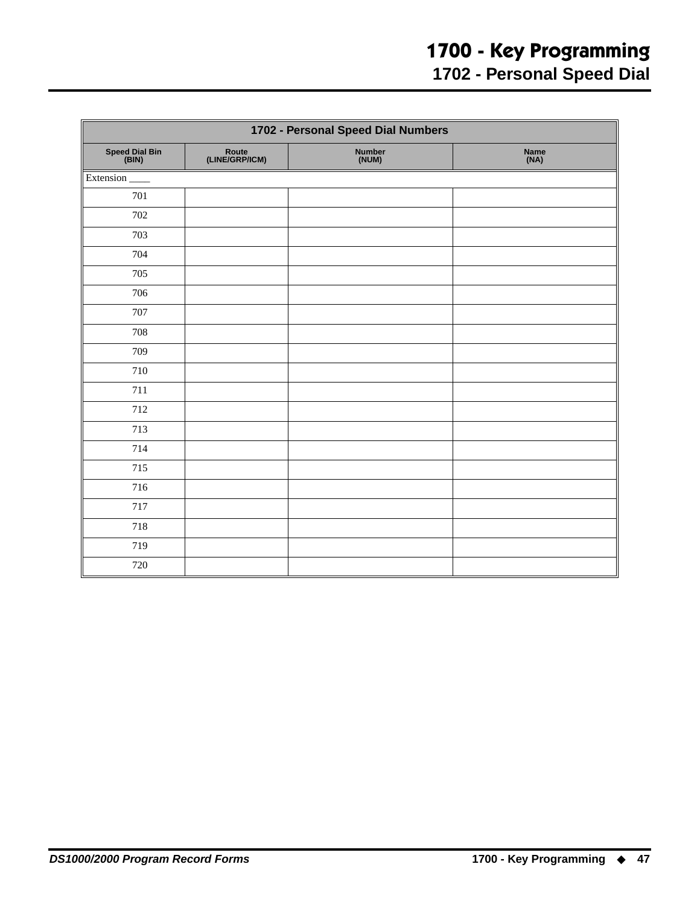# 1700 - Key Programming

## 1702 - Personal Speed Dial

| 1702 - Personal Speed Dial Numbers | | | |
|---|---|---|---|
| **Speed Dial Bin (BIN)** | **Route (LINE/GRP/ICM)** | **Number (NUM)** | **Name (NA)** |
| Extension ____ | | | |
| 701 | | | |
| 702 | | | |
| 703 | | | |
| 704 | | | |
| 705 | | | |
| 706 | | | |
| 707 | | | |
| 708 | | | |
| 709 | | | |
| 710 | | | |
| 711 | | | |
| 712 | | | |
| 713 | | | |
| 714 | | | |
| 715 | | | |
| 716 | | | |
| 717 | | | |
| 718 | | | |
| 719 | | | |
| 720 | | | |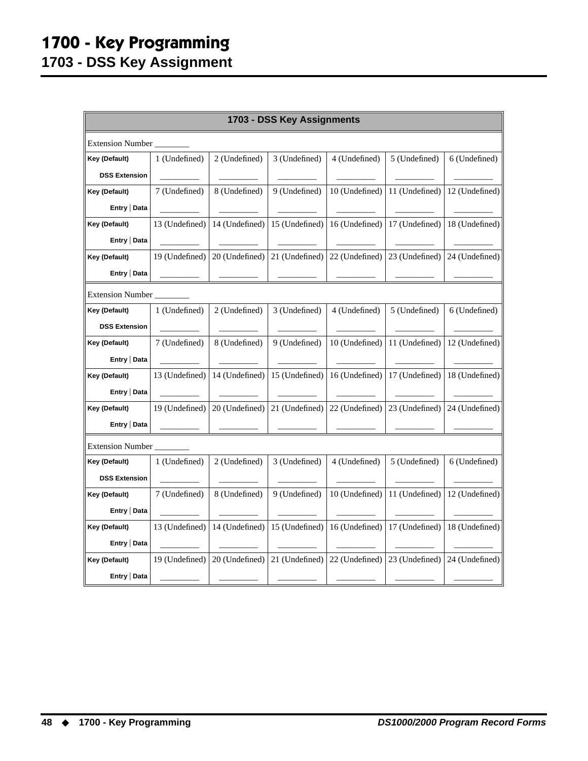# 1700 - Key Programming

## 1703 - DSS Key Assignment

| 1703 - DSS Key Assignments | | | | | | |
|---|---|---|---|---|---|---|
| Extension Number ________ | | | | | | |
| **Key (Default)** | 1 (Undefined) | 2 (Undefined) | 3 (Undefined) | 4 (Undefined) | 5 (Undefined) | 6 (Undefined) |
| **DSS Extension** | _________ | _________ | _________ | _________ | _________ | _________ |
| **Key (Default)** | 7 (Undefined) | 8 (Undefined) | 9 (Undefined) | 10 (Undefined) | 11 (Undefined) | 12 (Undefined) |
| **Entry \| Data** | _________ | _________ | _________ | _________ | _________ | _________ |
| **Key (Default)** | 13 (Undefined) | 14 (Undefined) | 15 (Undefined) | 16 (Undefined) | 17 (Undefined) | 18 (Undefined) |
| **Entry \| Data** | _________ | _________ | _________ | _________ | _________ | _________ |
| **Key (Default)** | 19 (Undefined) | 20 (Undefined) | 21 (Undefined) | 22 (Undefined) | 23 (Undefined) | 24 (Undefined) |
| **Entry \| Data** | _________ | _________ | _________ | _________ | _________ | _________ |
| Extension Number ________ | | | | | | |
| **Key (Default)** | 1 (Undefined) | 2 (Undefined) | 3 (Undefined) | 4 (Undefined) | 5 (Undefined) | 6 (Undefined) |
| **DSS Extension** | _________ | _________ | _________ | _________ | _________ | _________ |
| **Key (Default)** | 7 (Undefined) | 8 (Undefined) | 9 (Undefined) | 10 (Undefined) | 11 (Undefined) | 12 (Undefined) |
| **Entry \| Data** | _________ | _________ | _________ | _________ | _________ | _________ |
| **Key (Default)** | 13 (Undefined) | 14 (Undefined) | 15 (Undefined) | 16 (Undefined) | 17 (Undefined) | 18 (Undefined) |
| **Entry \| Data** | _________ | _________ | _________ | _________ | _________ | _________ |
| **Key (Default)** | 19 (Undefined) | 20 (Undefined) | 21 (Undefined) | 22 (Undefined) | 23 (Undefined) | 24 (Undefined) |
| **Entry \| Data** | _________ | _________ | _________ | _________ | _________ | _________ |
| Extension Number ________ | | | | | | |
| **Key (Default)** | 1 (Undefined) | 2 (Undefined) | 3 (Undefined) | 4 (Undefined) | 5 (Undefined) | 6 (Undefined) |
| **DSS Extension** | _________ | _________ | _________ | _________ | _________ | _________ |
| **Key (Default)** | 7 (Undefined) | 8 (Undefined) | 9 (Undefined) | 10 (Undefined) | 11 (Undefined) | 12 (Undefined) |
| **Entry \| Data** | _________ | _________ | _________ | _________ | _________ | _________ |
| **Key (Default)** | 13 (Undefined) | 14 (Undefined) | 15 (Undefined) | 16 (Undefined) | 17 (Undefined) | 18 (Undefined) |
| **Entry \| Data** | _________ | _________ | _________ | _________ | _________ | _________ |
| **Key (Default)** | 19 (Undefined) | 20 (Undefined) | 21 (Undefined) | 22 (Undefined) | 23 (Undefined) | 24 (Undefined) |
| **Entry \| Data** | _________ | _________ | _________ | _________ | _________ | _________ |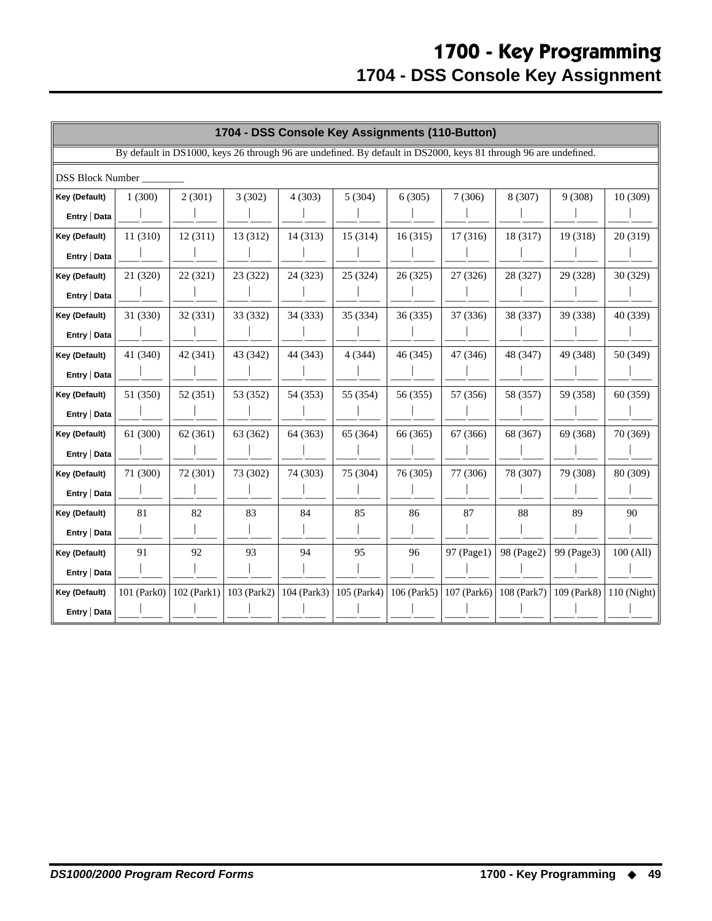# 1700 - Key Programming

## 1704 - DSS Console Key Assignment

| 1704 - DSS Console Key Assignments (110-Button) | | | | | | | | | | |
|---|---|---|---|---|---|---|---|---|---|---|
| By default in DS1000, keys 26 through 96 are undefined. By default in DS2000, keys 81 through 96 are undefined. | | | | | | | | | | |
| DSS Block Number ________ | | | | | | | | | | |
| **Key (Default)** | 1 (300) | 2 (301) | 3 (302) | 4 (303) | 5 (304) | 6 (305) | 7 (306) | 8 (307) | 9 (308) | 10 (309) |
| **Entry \| Data** | | | | | | | | | | |
| **Key (Default)** | 11 (310) | 12 (311) | 13 (312) | 14 (313) | 15 (314) | 16 (315) | 17 (316) | 18 (317) | 19 (318) | 20 (319) |
| **Entry \| Data** | | | | | | | | | | |
| **Key (Default)** | 21 (320) | 22 (321) | 23 (322) | 24 (323) | 25 (324) | 26 (325) | 27 (326) | 28 (327) | 29 (328) | 30 (329) |
| **Entry \| Data** | | | | | | | | | | |
| **Key (Default)** | 31 (330) | 32 (331) | 33 (332) | 34 (333) | 35 (334) | 36 (335) | 37 (336) | 38 (337) | 39 (338) | 40 (339) |
| **Entry \| Data** | | | | | | | | | | |
| **Key (Default)** | 41 (340) | 42 (341) | 43 (342) | 44 (343) | 4 (344) | 46 (345) | 47 (346) | 48 (347) | 49 (348) | 50 (349) |
| **Entry \| Data** | | | | | | | | | | |
| **Key (Default)** | 51 (350) | 52 (351) | 53 (352) | 54 (353) | 55 (354) | 56 (355) | 57 (356) | 58 (357) | 59 (358) | 60 (359) |
| **Entry \| Data** | | | | | | | | | | |
| **Key (Default)** | 61 (300) | 62 (361) | 63 (362) | 64 (363) | 65 (364) | 66 (365) | 67 (366) | 68 (367) | 69 (368) | 70 (369) |
| **Entry \| Data** | | | | | | | | | | |
| **Key (Default)** | 71 (300) | 72 (301) | 73 (302) | 74 (303) | 75 (304) | 76 (305) | 77 (306) | 78 (307) | 79 (308) | 80 (309) |
| **Entry \| Data** | | | | | | | | | | |
| **Key (Default)** | 81 | 82 | 83 | 84 | 85 | 86 | 87 | 88 | 89 | 90 |
| **Entry \| Data** | | | | | | | | | | |
| **Key (Default)** | 91 | 92 | 93 | 94 | 95 | 96 | 97 (Page1) | 98 (Page2) | 99 (Page3) | 100 (All) |
| **Entry \| Data** | | | | | | | | | | |
| **Key (Default)** | 101 (Park0) | 102 (Park1) | 103 (Park2) | 104 (Park3) | 105 (Park4) | 106 (Park5) | 107 (Park6) | 108 (Park7) | 109 (Park8) | 110 (Night) |
| **Entry \| Data** | | | | | | | | | | |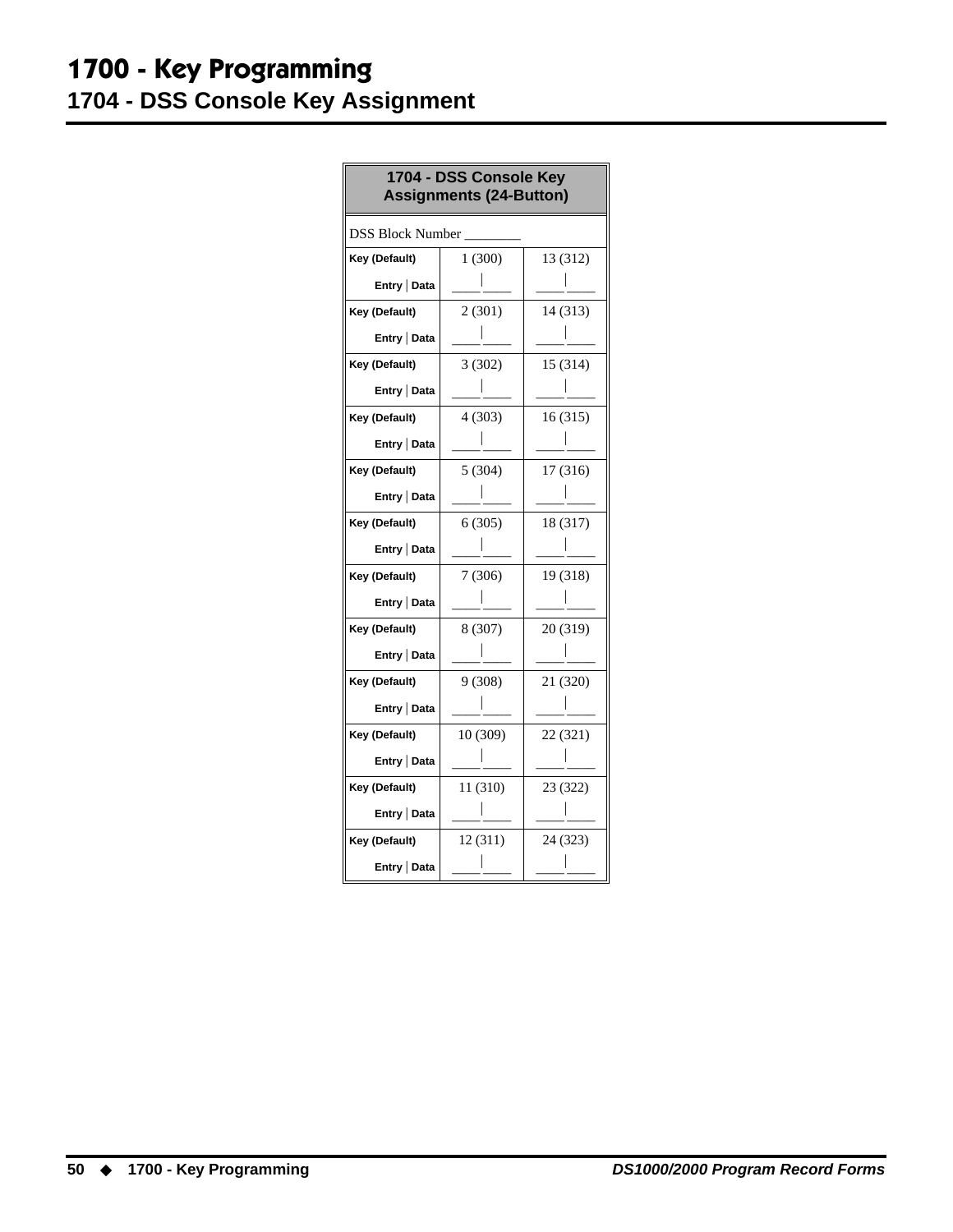# 1700 - Key Programming

## 1704 - DSS Console Key Assignment

| 1704 - DSS Console Key Assignments (24-Button) | | |
|---|---|---|
| DSS Block Number ________ | | |
| Key (Default) | 1 (300) | 13 (312) |
| Entry \| Data | ____\|____ | ____\|____ |
| Key (Default) | 2 (301) | 14 (313) |
| Entry \| Data | ____\|____ | ____\|____ |
| Key (Default) | 3 (302) | 15 (314) |
| Entry \| Data | ____\|____ | ____\|____ |
| Key (Default) | 4 (303) | 16 (315) |
| Entry \| Data | ____\|____ | ____\|____ |
| Key (Default) | 5 (304) | 17 (316) |
| Entry \| Data | ____\|____ | ____\|____ |
| Key (Default) | 6 (305) | 18 (317) |
| Entry \| Data | ____\|____ | ____\|____ |
| Key (Default) | 7 (306) | 19 (318) |
| Entry \| Data | ____\|____ | ____\|____ |
| Key (Default) | 8 (307) | 20 (319) |
| Entry \| Data | ____\|____ | ____\|____ |
| Key (Default) | 9 (308) | 21 (320) |
| Entry \| Data | ____\|____ | ____\|____ |
| Key (Default) | 10 (309) | 22 (321) |
| Entry \| Data | ____\|____ | ____\|____ |
| Key (Default) | 11 (310) | 23 (322) |
| Entry \| Data | ____\|____ | ____\|____ |
| Key (Default) | 12 (311) | 24 (323) |
| Entry \| Data | ____\|____ | ____\|____ |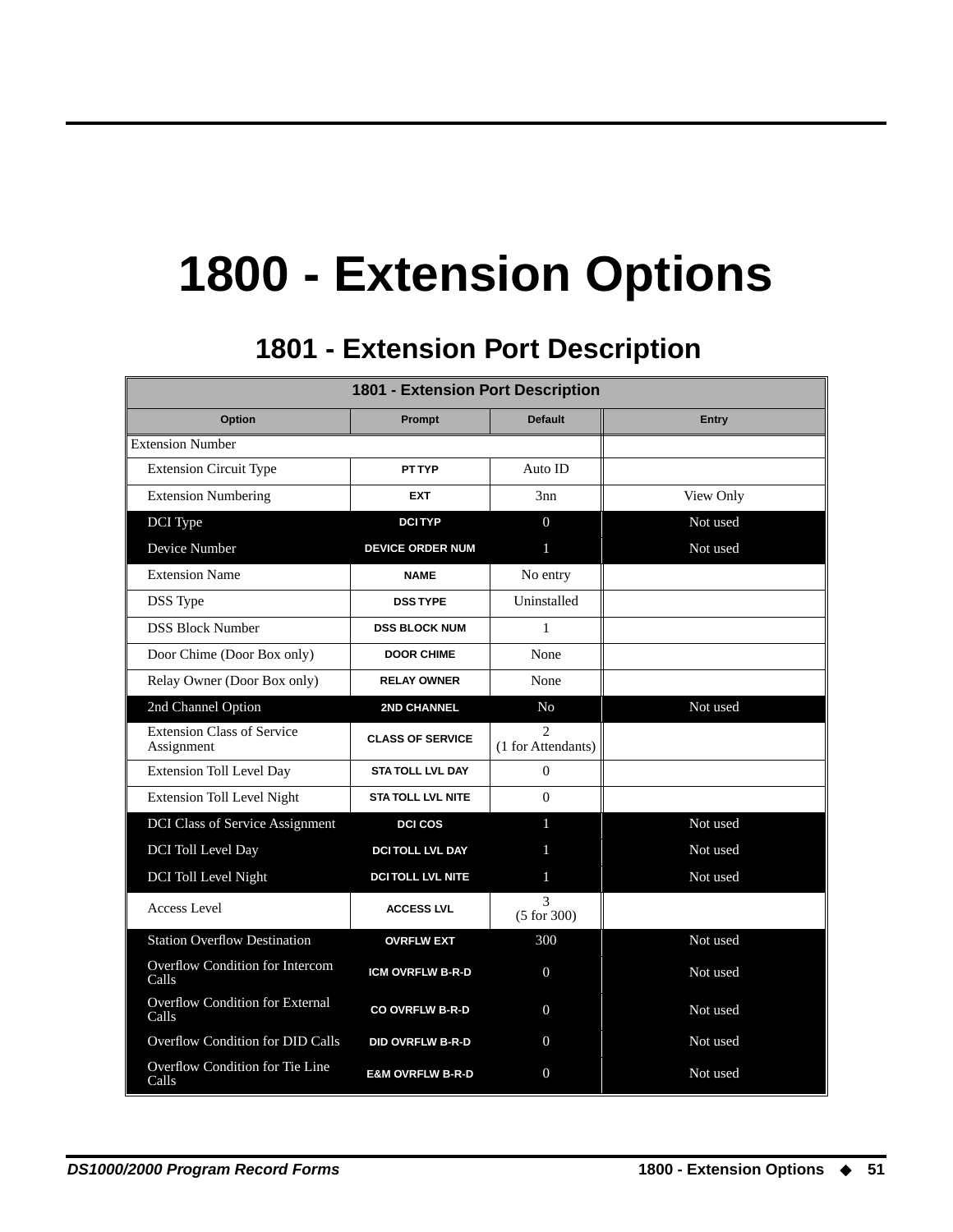# 1800 - Extension Options

## 1801 - Extension Port Description

| 1801 - Extension Port Description | | | |
|---|---|---|---|
| **Option** | **Prompt** | **Default** | **Entry** |
| Extension Number | | | |
| Extension Circuit Type | PT TYP | Auto ID | |
| Extension Numbering | EXT | 3nn | View Only |
| DCI Type | DCI TYP | 0 | Not used |
| Device Number | DEVICE ORDER NUM | 1 | Not used |
| Extension Name | NAME | No entry | |
| DSS Type | DSS TYPE | Uninstalled | |
| DSS Block Number | DSS BLOCK NUM | 1 | |
| Door Chime (Door Box only) | DOOR CHIME | None | |
| Relay Owner (Door Box only) | RELAY OWNER | None | |
| 2nd Channel Option | 2ND CHANNEL | No | Not used |
| Extension Class of Service Assignment | CLASS OF SERVICE | 2 (1 for Attendants) | |
| Extension Toll Level Day | STA TOLL LVL DAY | 0 | |
| Extension Toll Level Night | STA TOLL LVL NITE | 0 | |
| DCI Class of Service Assignment | DCI COS | 1 | Not used |
| DCI Toll Level Day | DCI TOLL LVL DAY | 1 | Not used |
| DCI Toll Level Night | DCI TOLL LVL NITE | 1 | Not used |
| Access Level | ACCESS LVL | 3 (5 for 300) | |
| Station Overflow Destination | OVRFLW EXT | 300 | Not used |
| Overflow Condition for Intercom Calls | ICM OVRFLW B-R-D | 0 | Not used |
| Overflow Condition for External Calls | CO OVRFLW B-R-D | 0 | Not used |
| Overflow Condition for DID Calls | DID OVRFLW B-R-D | 0 | Not used |
| Overflow Condition for Tie Line Calls | E&M OVRFLW B-R-D | 0 | Not used |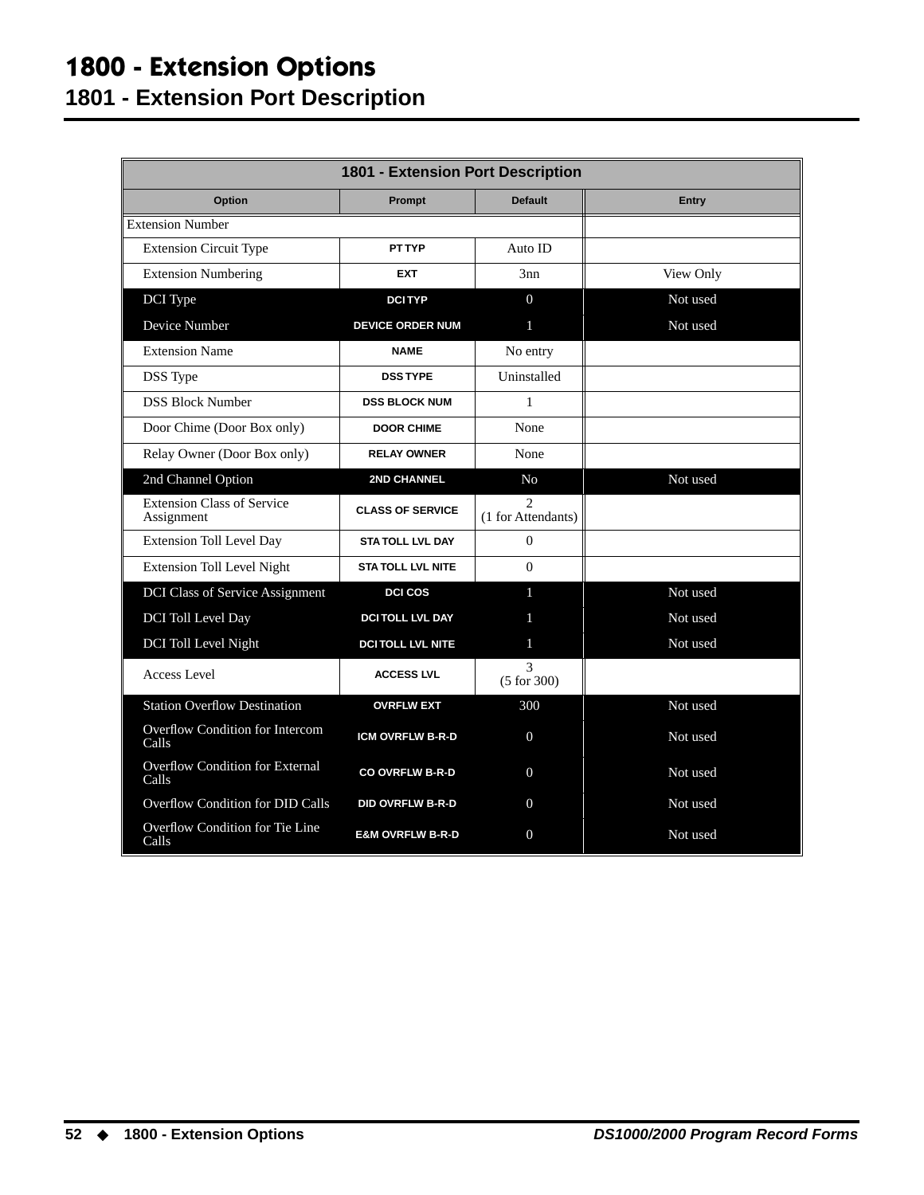# 1800 - Extension Options

## 1801 - Extension Port Description

| 1801 - Extension Port Description | | | |
|---|---|---|---|
| **Option** | **Prompt** | **Default** | **Entry** |
| Extension Number | | | |
| Extension Circuit Type | PT TYP | Auto ID | |
| Extension Numbering | EXT | 3nn | View Only |
| DCI Type | DCI TYP | 0 | Not used |
| Device Number | DEVICE ORDER NUM | 1 | Not used |
| Extension Name | NAME | No entry | |
| DSS Type | DSS TYPE | Uninstalled | |
| DSS Block Number | DSS BLOCK NUM | 1 | |
| Door Chime (Door Box only) | DOOR CHIME | None | |
| Relay Owner (Door Box only) | RELAY OWNER | None | |
| 2nd Channel Option | 2ND CHANNEL | No | Not used |
| Extension Class of Service Assignment | CLASS OF SERVICE | 2 (1 for Attendants) | |
| Extension Toll Level Day | STA TOLL LVL DAY | 0 | |
| Extension Toll Level Night | STA TOLL LVL NITE | 0 | |
| DCI Class of Service Assignment | DCI COS | 1 | Not used |
| DCI Toll Level Day | DCI TOLL LVL DAY | 1 | Not used |
| DCI Toll Level Night | DCI TOLL LVL NITE | 1 | Not used |
| Access Level | ACCESS LVL | 3 (5 for 300) | |
| Station Overflow Destination | OVRFLW EXT | 300 | Not used |
| Overflow Condition for Intercom Calls | ICM OVRFLW B-R-D | 0 | Not used |
| Overflow Condition for External Calls | CO OVRFLW B-R-D | 0 | Not used |
| Overflow Condition for DID Calls | DID OVRFLW B-R-D | 0 | Not used |
| Overflow Condition for Tie Line Calls | E&M OVRFLW B-R-D | 0 | Not used |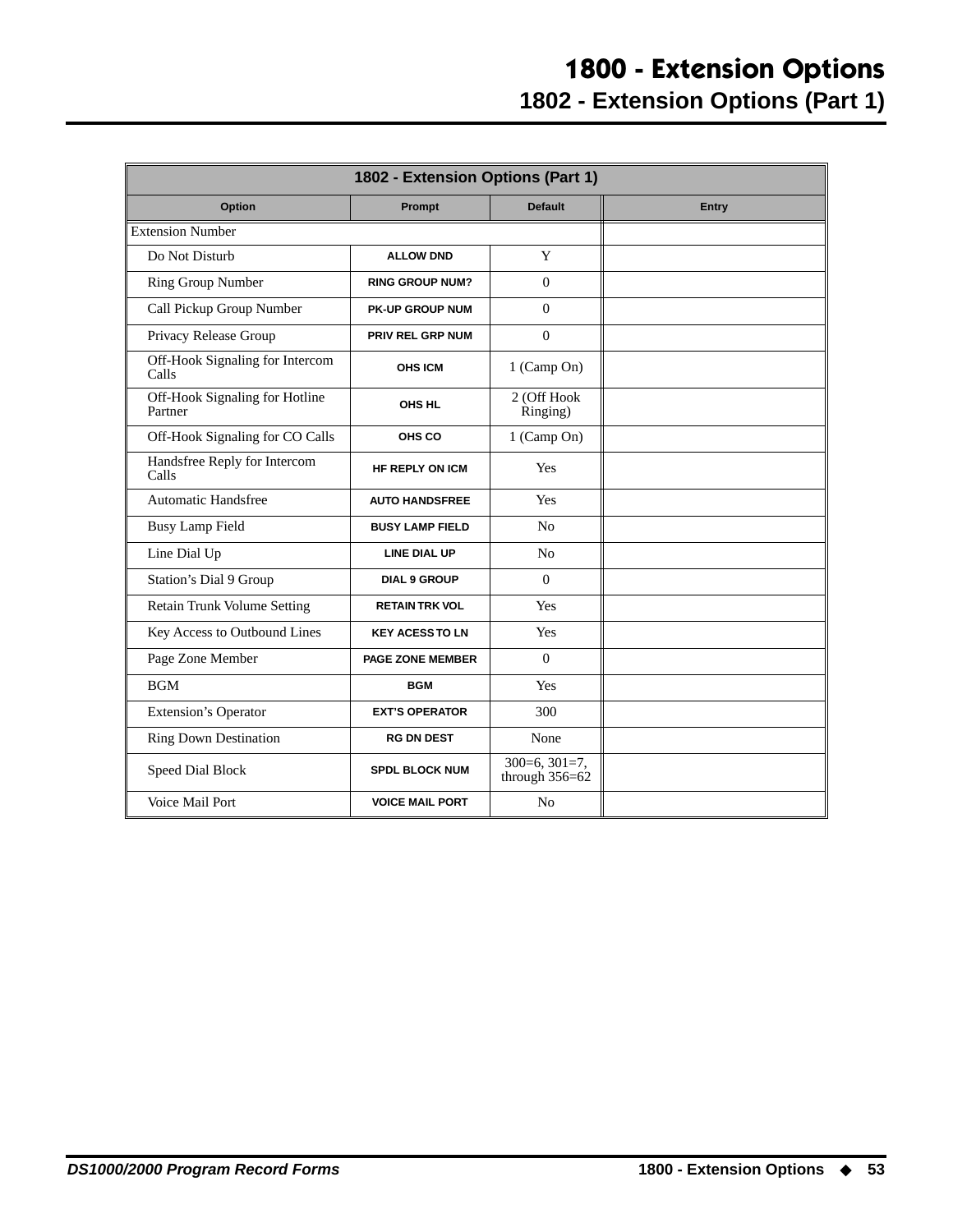# 1800 - Extension Options

## 1802 - Extension Options (Part 1)

| 1802 - Extension Options (Part 1) | | | |
|---|---|---|---|
| **Option** | **Prompt** | **Default** | **Entry** |
| Extension Number | | | |
| Do Not Disturb | ALLOW DND | Y | |
| Ring Group Number | RING GROUP NUM? | 0 | |
| Call Pickup Group Number | PK-UP GROUP NUM | 0 | |
| Privacy Release Group | PRIV REL GRP NUM | 0 | |
| Off-Hook Signaling for Intercom Calls | OHS ICM | 1 (Camp On) | |
| Off-Hook Signaling for Hotline Partner | OHS HL | 2 (Off Hook Ringing) | |
| Off-Hook Signaling for CO Calls | OHS CO | 1 (Camp On) | |
| Handsfree Reply for Intercom Calls | HF REPLY ON ICM | Yes | |
| Automatic Handsfree | AUTO HANDSFREE | Yes | |
| Busy Lamp Field | BUSY LAMP FIELD | No | |
| Line Dial Up | LINE DIAL UP | No | |
| Station's Dial 9 Group | DIAL 9 GROUP | 0 | |
| Retain Trunk Volume Setting | RETAIN TRK VOL | Yes | |
| Key Access to Outbound Lines | KEY ACESS TO LN | Yes | |
| Page Zone Member | PAGE ZONE MEMBER | 0 | |
| BGM | BGM | Yes | |
| Extension's Operator | EXT'S OPERATOR | 300 | |
| Ring Down Destination | RG DN DEST | None | |
| Speed Dial Block | SPDL BLOCK NUM | 300=6, 301=7, through 356=62 | |
| Voice Mail Port | VOICE MAIL PORT | No | |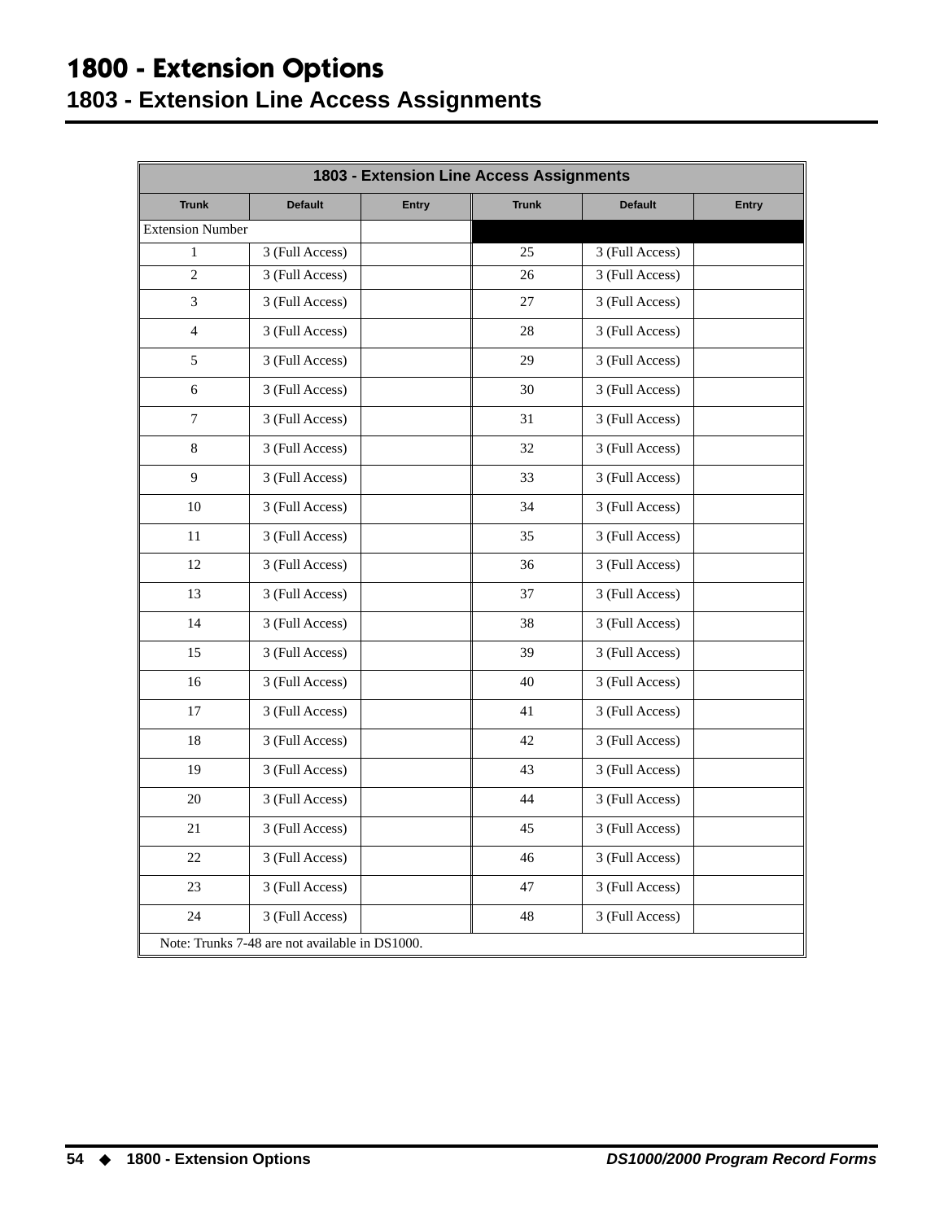# 1800 - Extension Options

## 1803 - Extension Line Access Assignments

| 1803 - Extension Line Access Assignments | | | | | |
|---|---|---|---|---|---|
| **Trunk** | **Default** | **Entry** | **Trunk** | **Default** | **Entry** |
| Extension Number | | | | | |
| 1 | 3 (Full Access) | | 25 | 3 (Full Access) | |
| 2 | 3 (Full Access) | | 26 | 3 (Full Access) | |
| 3 | 3 (Full Access) | | 27 | 3 (Full Access) | |
| 4 | 3 (Full Access) | | 28 | 3 (Full Access) | |
| 5 | 3 (Full Access) | | 29 | 3 (Full Access) | |
| 6 | 3 (Full Access) | | 30 | 3 (Full Access) | |
| 7 | 3 (Full Access) | | 31 | 3 (Full Access) | |
| 8 | 3 (Full Access) | | 32 | 3 (Full Access) | |
| 9 | 3 (Full Access) | | 33 | 3 (Full Access) | |
| 10 | 3 (Full Access) | | 34 | 3 (Full Access) | |
| 11 | 3 (Full Access) | | 35 | 3 (Full Access) | |
| 12 | 3 (Full Access) | | 36 | 3 (Full Access) | |
| 13 | 3 (Full Access) | | 37 | 3 (Full Access) | |
| 14 | 3 (Full Access) | | 38 | 3 (Full Access) | |
| 15 | 3 (Full Access) | | 39 | 3 (Full Access) | |
| 16 | 3 (Full Access) | | 40 | 3 (Full Access) | |
| 17 | 3 (Full Access) | | 41 | 3 (Full Access) | |
| 18 | 3 (Full Access) | | 42 | 3 (Full Access) | |
| 19 | 3 (Full Access) | | 43 | 3 (Full Access) | |
| 20 | 3 (Full Access) | | 44 | 3 (Full Access) | |
| 21 | 3 (Full Access) | | 45 | 3 (Full Access) | |
| 22 | 3 (Full Access) | | 46 | 3 (Full Access) | |
| 23 | 3 (Full Access) | | 47 | 3 (Full Access) | |
| 24 | 3 (Full Access) | | 48 | 3 (Full Access) | |
| Note: Trunks 7-48 are not available in DS1000. | | | | | |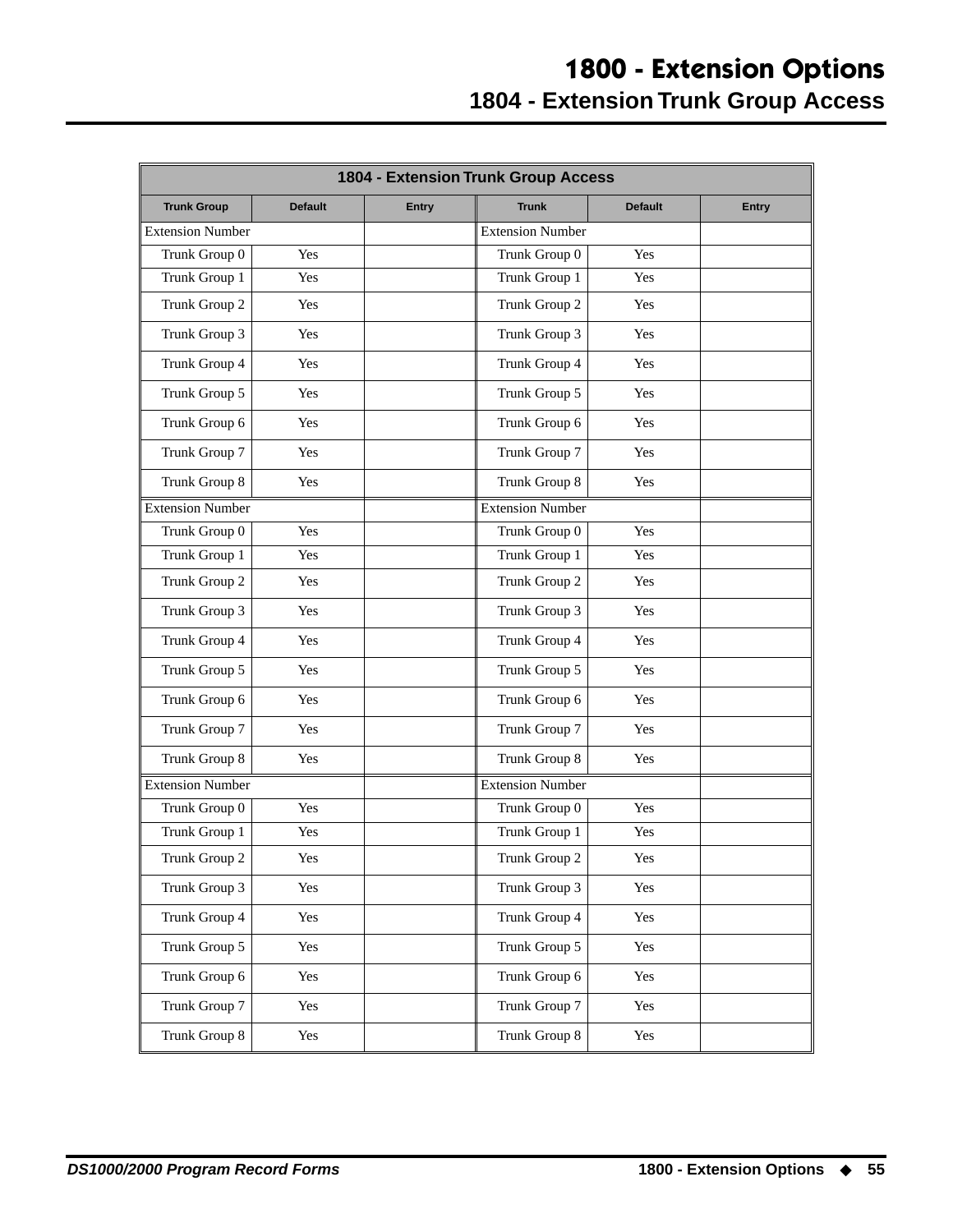# 1800 - Extension Options

## 1804 - Extension Trunk Group Access

| 1804 - Extension Trunk Group Access | | | | | |
|---|---|---|---|---|---|
| **Trunk Group** | **Default** | **Entry** | **Trunk** | **Default** | **Entry** |
| Extension Number | | | Extension Number | | |
| Trunk Group 0 | Yes | | Trunk Group 0 | Yes | |
| Trunk Group 1 | Yes | | Trunk Group 1 | Yes | |
| Trunk Group 2 | Yes | | Trunk Group 2 | Yes | |
| Trunk Group 3 | Yes | | Trunk Group 3 | Yes | |
| Trunk Group 4 | Yes | | Trunk Group 4 | Yes | |
| Trunk Group 5 | Yes | | Trunk Group 5 | Yes | |
| Trunk Group 6 | Yes | | Trunk Group 6 | Yes | |
| Trunk Group 7 | Yes | | Trunk Group 7 | Yes | |
| Trunk Group 8 | Yes | | Trunk Group 8 | Yes | |
| Extension Number | | | Extension Number | | |
| Trunk Group 0 | Yes | | Trunk Group 0 | Yes | |
| Trunk Group 1 | Yes | | Trunk Group 1 | Yes | |
| Trunk Group 2 | Yes | | Trunk Group 2 | Yes | |
| Trunk Group 3 | Yes | | Trunk Group 3 | Yes | |
| Trunk Group 4 | Yes | | Trunk Group 4 | Yes | |
| Trunk Group 5 | Yes | | Trunk Group 5 | Yes | |
| Trunk Group 6 | Yes | | Trunk Group 6 | Yes | |
| Trunk Group 7 | Yes | | Trunk Group 7 | Yes | |
| Trunk Group 8 | Yes | | Trunk Group 8 | Yes | |
| Extension Number | | | Extension Number | | |
| Trunk Group 0 | Yes | | Trunk Group 0 | Yes | |
| Trunk Group 1 | Yes | | Trunk Group 1 | Yes | |
| Trunk Group 2 | Yes | | Trunk Group 2 | Yes | |
| Trunk Group 3 | Yes | | Trunk Group 3 | Yes | |
| Trunk Group 4 | Yes | | Trunk Group 4 | Yes | |
| Trunk Group 5 | Yes | | Trunk Group 5 | Yes | |
| Trunk Group 6 | Yes | | Trunk Group 6 | Yes | |
| Trunk Group 7 | Yes | | Trunk Group 7 | Yes | |
| Trunk Group 8 | Yes | | Trunk Group 8 | Yes | |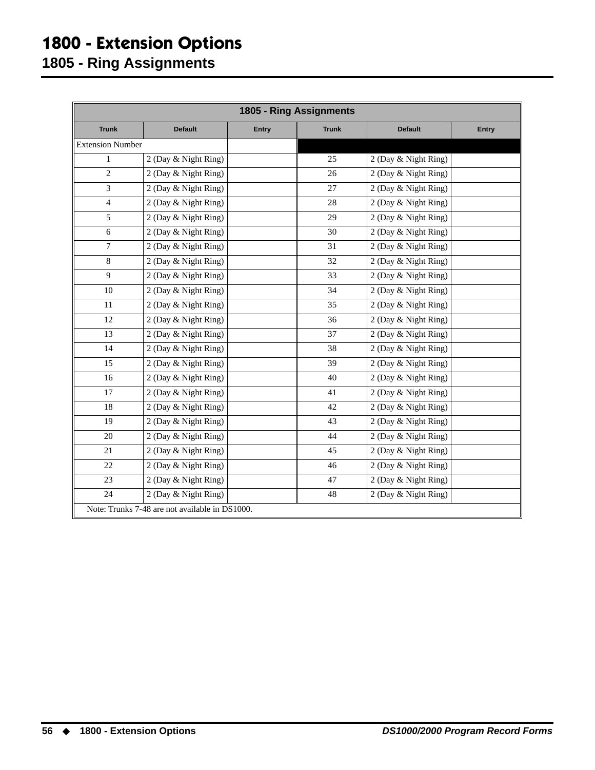# 1800 - Extension Options

## 1805 - Ring Assignments

| 1805 - Ring Assignments | | | | | |
|---|---|---|---|---|---|
| **Trunk** | **Default** | **Entry** | **Trunk** | **Default** | **Entry** |
| Extension Number | | | | | |
| 1 | 2 (Day & Night Ring) | | 25 | 2 (Day & Night Ring) | |
| 2 | 2 (Day & Night Ring) | | 26 | 2 (Day & Night Ring) | |
| 3 | 2 (Day & Night Ring) | | 27 | 2 (Day & Night Ring) | |
| 4 | 2 (Day & Night Ring) | | 28 | 2 (Day & Night Ring) | |
| 5 | 2 (Day & Night Ring) | | 29 | 2 (Day & Night Ring) | |
| 6 | 2 (Day & Night Ring) | | 30 | 2 (Day & Night Ring) | |
| 7 | 2 (Day & Night Ring) | | 31 | 2 (Day & Night Ring) | |
| 8 | 2 (Day & Night Ring) | | 32 | 2 (Day & Night Ring) | |
| 9 | 2 (Day & Night Ring) | | 33 | 2 (Day & Night Ring) | |
| 10 | 2 (Day & Night Ring) | | 34 | 2 (Day & Night Ring) | |
| 11 | 2 (Day & Night Ring) | | 35 | 2 (Day & Night Ring) | |
| 12 | 2 (Day & Night Ring) | | 36 | 2 (Day & Night Ring) | |
| 13 | 2 (Day & Night Ring) | | 37 | 2 (Day & Night Ring) | |
| 14 | 2 (Day & Night Ring) | | 38 | 2 (Day & Night Ring) | |
| 15 | 2 (Day & Night Ring) | | 39 | 2 (Day & Night Ring) | |
| 16 | 2 (Day & Night Ring) | | 40 | 2 (Day & Night Ring) | |
| 17 | 2 (Day & Night Ring) | | 41 | 2 (Day & Night Ring) | |
| 18 | 2 (Day & Night Ring) | | 42 | 2 (Day & Night Ring) | |
| 19 | 2 (Day & Night Ring) | | 43 | 2 (Day & Night Ring) | |
| 20 | 2 (Day & Night Ring) | | 44 | 2 (Day & Night Ring) | |
| 21 | 2 (Day & Night Ring) | | 45 | 2 (Day & Night Ring) | |
| 22 | 2 (Day & Night Ring) | | 46 | 2 (Day & Night Ring) | |
| 23 | 2 (Day & Night Ring) | | 47 | 2 (Day & Night Ring) | |
| 24 | 2 (Day & Night Ring) | | 48 | 2 (Day & Night Ring) | |
| Note: Trunks 7-48 are not available in DS1000. | | | | | |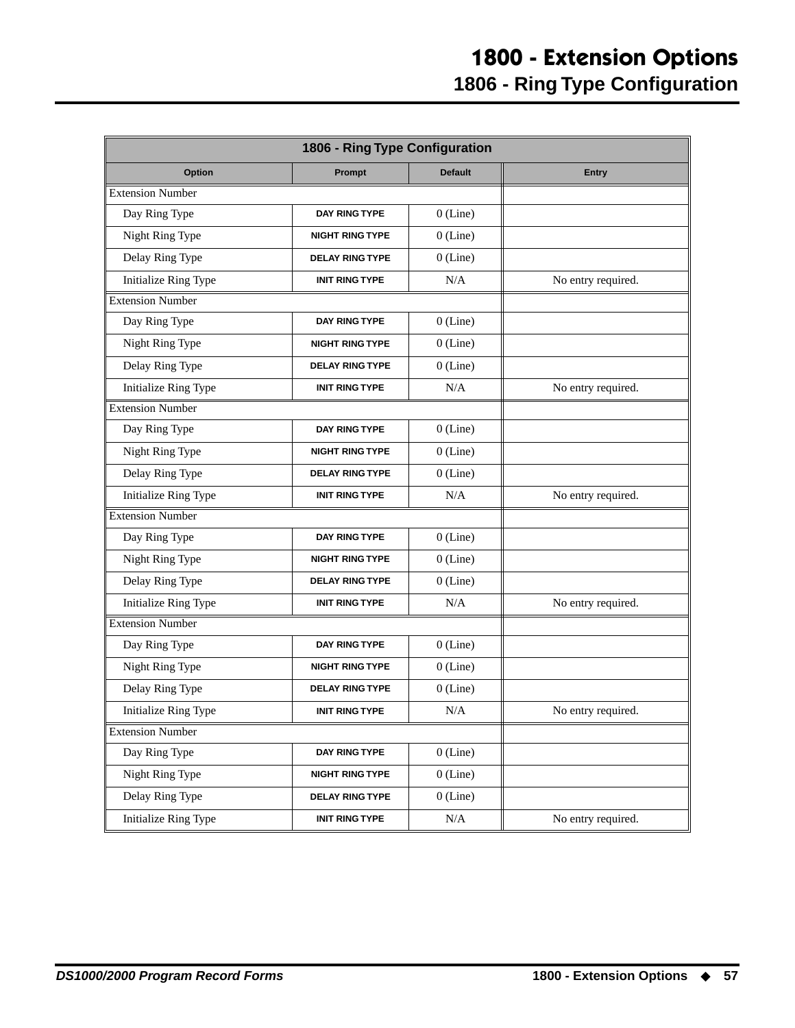# 1800 - Extension Options

## 1806 - Ring Type Configuration

| 1806 - Ring Type Configuration | | | |
|---|---|---|---|
| **Option** | **Prompt** | **Default** | **Entry** |
| Extension Number | | | |
| Day Ring Type | DAY RING TYPE | 0 (Line) | |
| Night Ring Type | NIGHT RING TYPE | 0 (Line) | |
| Delay Ring Type | DELAY RING TYPE | 0 (Line) | |
| Initialize Ring Type | INIT RING TYPE | N/A | No entry required. |
| Extension Number | | | |
| Day Ring Type | DAY RING TYPE | 0 (Line) | |
| Night Ring Type | NIGHT RING TYPE | 0 (Line) | |
| Delay Ring Type | DELAY RING TYPE | 0 (Line) | |
| Initialize Ring Type | INIT RING TYPE | N/A | No entry required. |
| Extension Number | | | |
| Day Ring Type | DAY RING TYPE | 0 (Line) | |
| Night Ring Type | NIGHT RING TYPE | 0 (Line) | |
| Delay Ring Type | DELAY RING TYPE | 0 (Line) | |
| Initialize Ring Type | INIT RING TYPE | N/A | No entry required. |
| Extension Number | | | |
| Day Ring Type | DAY RING TYPE | 0 (Line) | |
| Night Ring Type | NIGHT RING TYPE | 0 (Line) | |
| Delay Ring Type | DELAY RING TYPE | 0 (Line) | |
| Initialize Ring Type | INIT RING TYPE | N/A | No entry required. |
| Extension Number | | | |
| Day Ring Type | DAY RING TYPE | 0 (Line) | |
| Night Ring Type | NIGHT RING TYPE | 0 (Line) | |
| Delay Ring Type | DELAY RING TYPE | 0 (Line) | |
| Initialize Ring Type | INIT RING TYPE | N/A | No entry required. |
| Extension Number | | | |
| Day Ring Type | DAY RING TYPE | 0 (Line) | |
| Night Ring Type | NIGHT RING TYPE | 0 (Line) | |
| Delay Ring Type | DELAY RING TYPE | 0 (Line) | |
| Initialize Ring Type | INIT RING TYPE | N/A | No entry required. |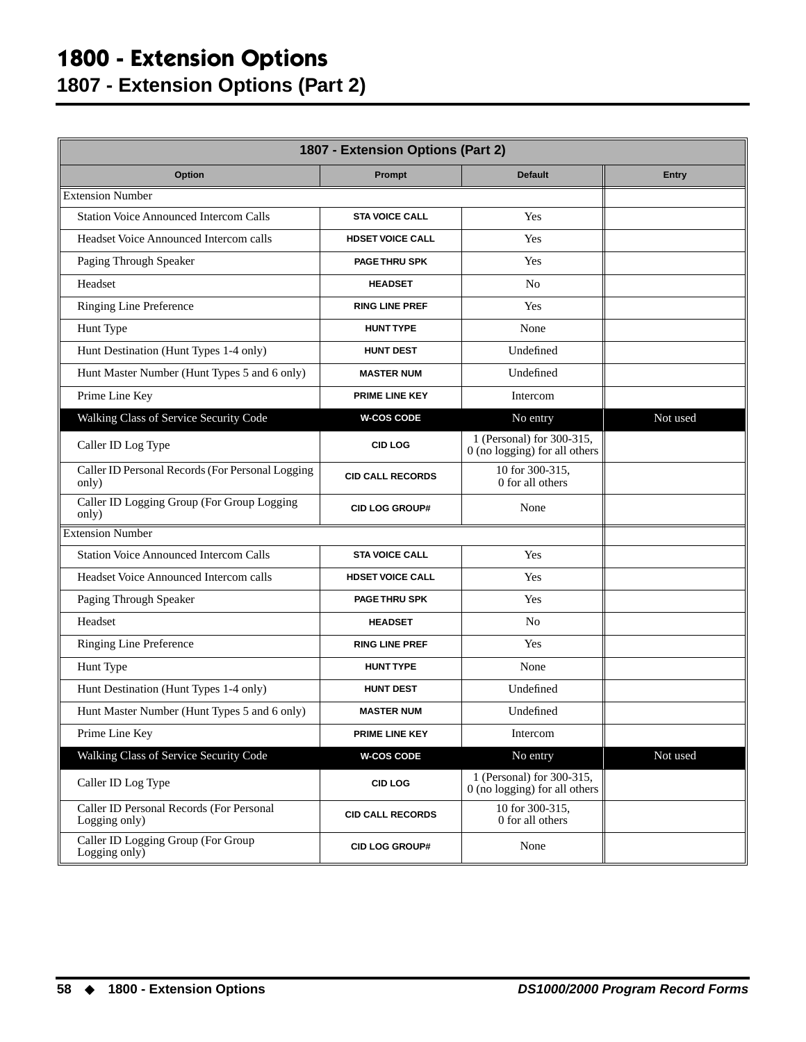# 1800 - Extension Options

## 1807 - Extension Options (Part 2)

| 1807 - Extension Options (Part 2) | | | |
|---|---|---|---|
| **Option** | **Prompt** | **Default** | **Entry** |
| Extension Number | | | |
| Station Voice Announced Intercom Calls | STA VOICE CALL | Yes | |
| Headset Voice Announced Intercom calls | HDSET VOICE CALL | Yes | |
| Paging Through Speaker | PAGE THRU SPK | Yes | |
| Headset | HEADSET | No | |
| Ringing Line Preference | RING LINE PREF | Yes | |
| Hunt Type | HUNT TYPE | None | |
| Hunt Destination (Hunt Types 1-4 only) | HUNT DEST | Undefined | |
| Hunt Master Number (Hunt Types 5 and 6 only) | MASTER NUM | Undefined | |
| Prime Line Key | PRIME LINE KEY | Intercom | |
| Walking Class of Service Security Code | W-COS CODE | No entry | Not used |
| Caller ID Log Type | CID LOG | 1 (Personal) for 300-315, 0 (no logging) for all others | |
| Caller ID Personal Records (For Personal Logging only) | CID CALL RECORDS | 10 for 300-315, 0 for all others | |
| Caller ID Logging Group (For Group Logging only) | CID LOG GROUP# | None | |
| Extension Number | | | |
| Station Voice Announced Intercom Calls | STA VOICE CALL | Yes | |
| Headset Voice Announced Intercom calls | HDSET VOICE CALL | Yes | |
| Paging Through Speaker | PAGE THRU SPK | Yes | |
| Headset | HEADSET | No | |
| Ringing Line Preference | RING LINE PREF | Yes | |
| Hunt Type | HUNT TYPE | None | |
| Hunt Destination (Hunt Types 1-4 only) | HUNT DEST | Undefined | |
| Hunt Master Number (Hunt Types 5 and 6 only) | MASTER NUM | Undefined | |
| Prime Line Key | PRIME LINE KEY | Intercom | |
| Walking Class of Service Security Code | W-COS CODE | No entry | Not used |
| Caller ID Log Type | CID LOG | 1 (Personal) for 300-315, 0 (no logging) for all others | |
| Caller ID Personal Records (For Personal Logging only) | CID CALL RECORDS | 10 for 300-315, 0 for all others | |
| Caller ID Logging Group (For Group Logging only) | CID LOG GROUP# | None | |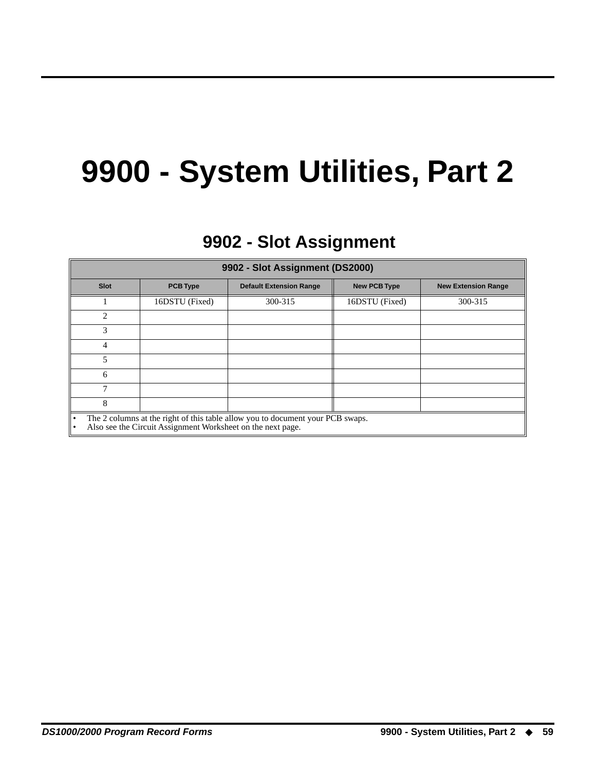# 9900 - System Utilities, Part 2

## 9902 - Slot Assignment

| 9902 - Slot Assignment (DS2000) | | | | |
|---|---|---|---|---|
| **Slot** | **PCB Type** | **Default Extension Range** | **New PCB Type** | **New Extension Range** |
| 1 | 16DSTU (Fixed) | 300-315 | 16DSTU (Fixed) | 300-315 |
| 2 | | | | |
| 3 | | | | |
| 4 | | | | |
| 5 | | | | |
| 6 | | | | |
| 7 | | | | |
| 8 | | | | |

- The 2 columns at the right of this table allow you to document your PCB swaps.
- Also see the Circuit Assignment Worksheet on the next page.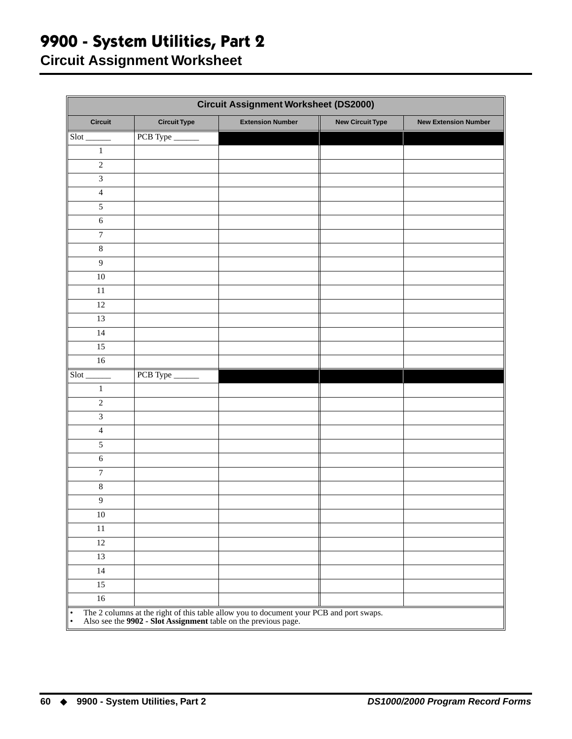# 9900 - System Utilities, Part 2

## Circuit Assignment Worksheet

| Circuit Assignment Worksheet (DS2000) | | | | |
|---|---|---|---|---|
| **Circuit** | **Circuit Type** | **Extension Number** | **New Circuit Type** | **New Extension Number** |
| Slot ______ | PCB Type ______ | | | |
| 1 | | | | |
| 2 | | | | |
| 3 | | | | |
| 4 | | | | |
| 5 | | | | |
| 6 | | | | |
| 7 | | | | |
| 8 | | | | |
| 9 | | | | |
| 10 | | | | |
| 11 | | | | |
| 12 | | | | |
| 13 | | | | |
| 14 | | | | |
| 15 | | | | |
| 16 | | | | |
| Slot ______ | PCB Type ______ | | | |
| 1 | | | | |
| 2 | | | | |
| 3 | | | | |
| 4 | | | | |
| 5 | | | | |
| 6 | | | | |
| 7 | | | | |
| 8 | | | | |
| 9 | | | | |
| 10 | | | | |
| 11 | | | | |
| 12 | | | | |
| 13 | | | | |
| 14 | | | | |
| 15 | | | | |
| 16 | | | | |

- The 2 columns at the right of this table allow you to document your PCB and port swaps.
- Also see the **9902 - Slot Assignment** table on the previous page.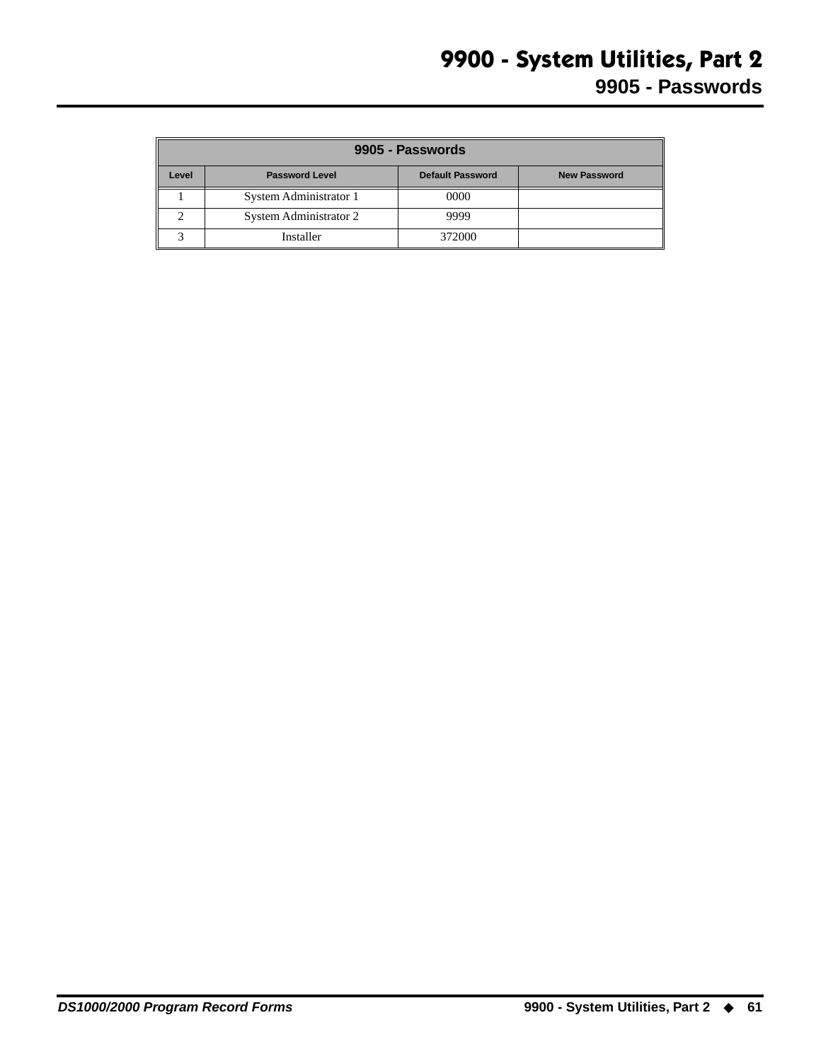# 9900 - System Utilities, Part 2

## 9905 - Passwords

| 9905 - Passwords | | | |
|---|---|---|---|
| **Level** | **Password Level** | **Default Password** | **New Password** |
| 1 | System Administrator 1 | 0000 | |
| 2 | System Administrator 2 | 9999 | |
| 3 | Installer | 372000 | |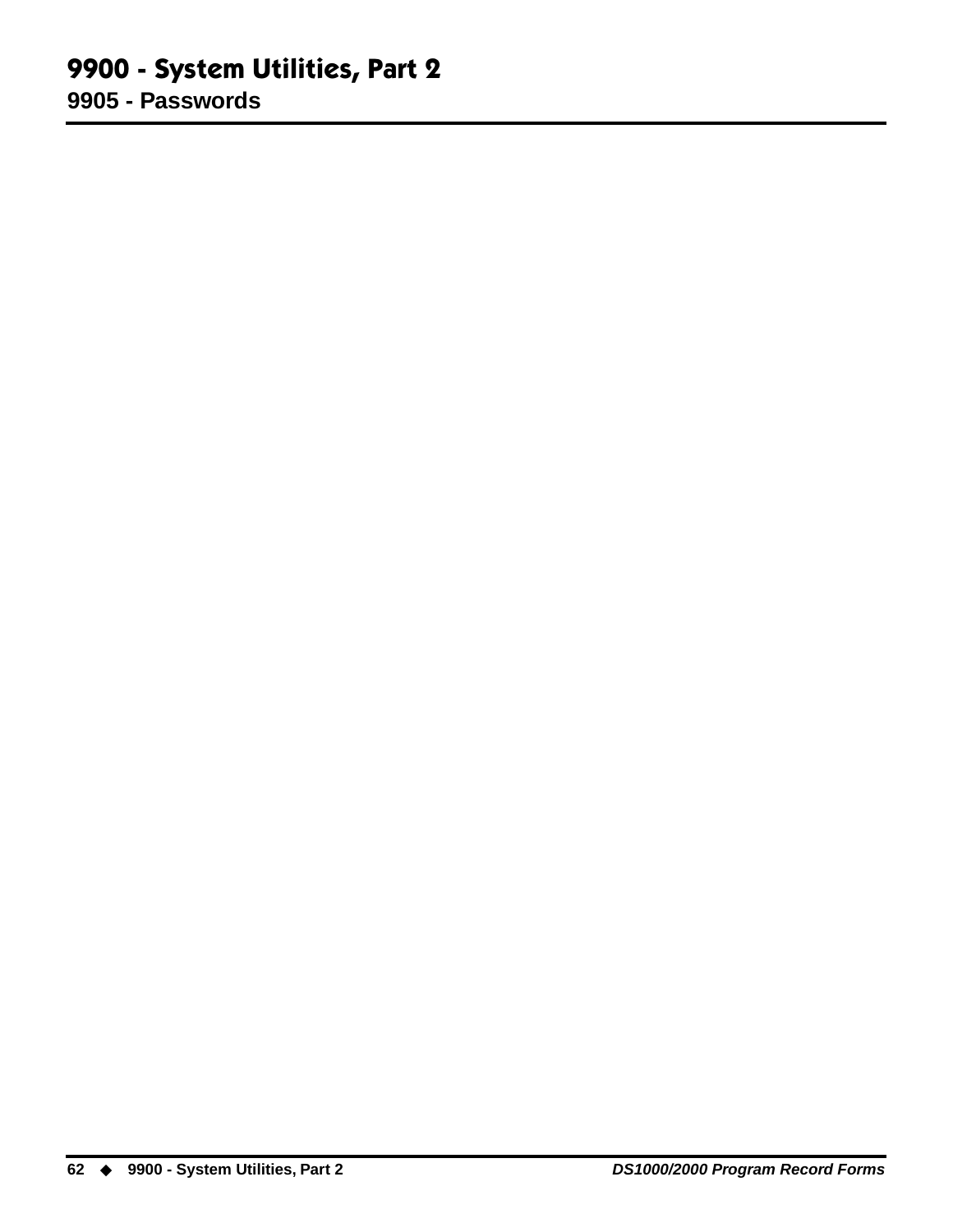# 9900 - System Utilities, Part 2

## 9905 - Passwords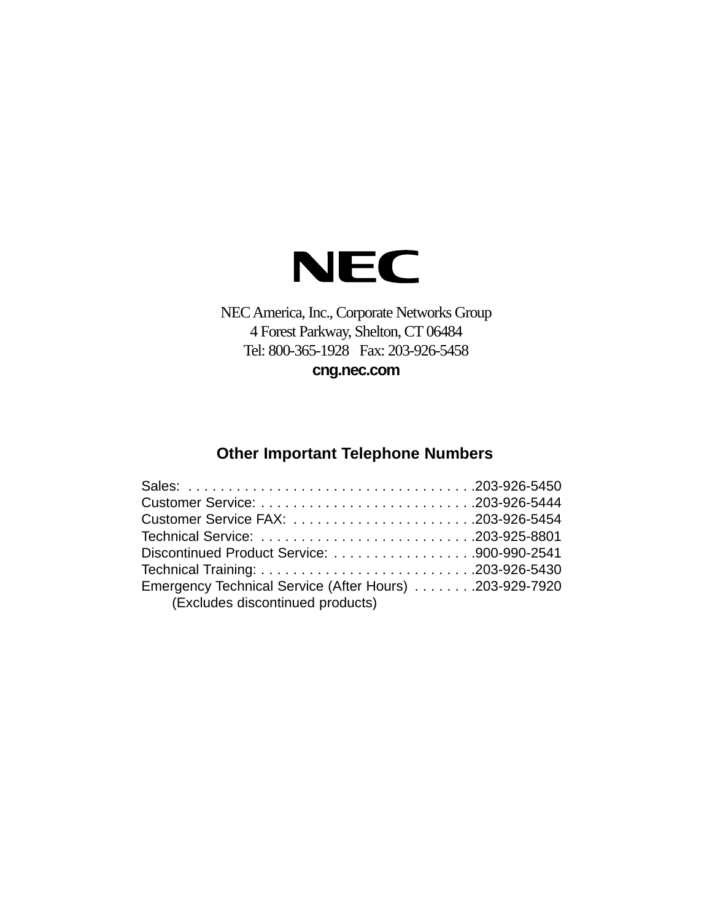NEC

NEC America, Inc., Corporate Networks Group
4 Forest Parkway, Shelton, CT 06484
Tel: 800-365-1928 Fax: 203-926-5458
**cng.nec.com**

## Other Important Telephone Numbers

Sales: . . . . . . . . . . . . . . . . . . . . . . . . . . . . . . . . . . . .203-926-5450
Customer Service: . . . . . . . . . . . . . . . . . . . . . . . . . . .203-926-5444
Customer Service FAX: . . . . . . . . . . . . . . . . . . . . . . .203-926-5454
Technical Service: . . . . . . . . . . . . . . . . . . . . . . . . . . .203-925-8801
Discontinued Product Service: . . . . . . . . . . . . . . . . . .900-990-2541
Technical Training: . . . . . . . . . . . . . . . . . . . . . . . . . . .203-926-5430
Emergency Technical Service (After Hours) . . . . . . . .203-929-7920
(Excludes discontinued products)